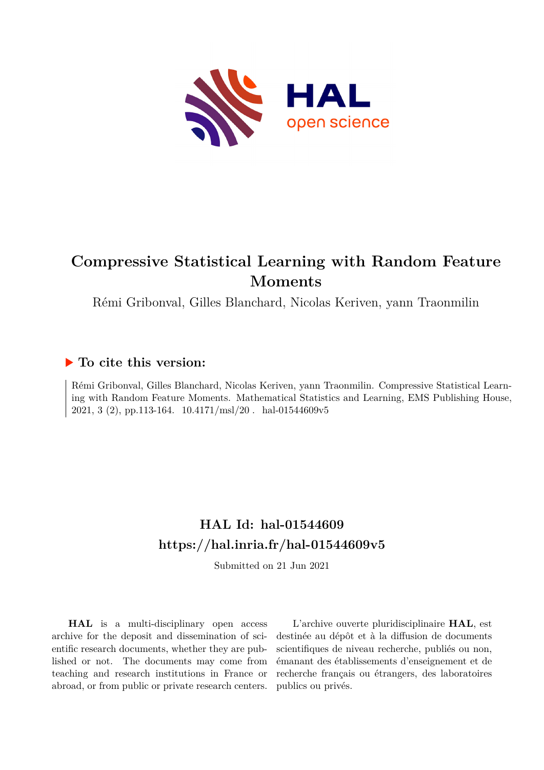# Compressive Statistical Learning with Random Feature Moments

Rémi Gribonval, Gilles Blanchard, Nicolas Keriven, yann Traonmilin

## ▶ To cite this version:

Rémi Gribonval, Gilles Blanchard, Nicolas Keriven, yann Traonmilin. Compressive Statistical Learning with Random Feature Moments. Mathematical Statistics and Learning, EMS Publishing House, 2021, 3 (2), pp.113-164. 10.4171/msl/20 . hal-01544609v5

## HAL Id: hal-01544609
## https://hal.inria.fr/hal-01544609v5

Submitted on 21 Jun 2021

**HAL** is a multi-disciplinary open access archive for the deposit and dissemination of scientific research documents, whether they are published or not. The documents may come from teaching and research institutions in France or abroad, or from public or private research centers.

L'archive ouverte pluridisciplinaire **HAL**, est destinée au dépôt et à la diffusion de documents scientifiques de niveau recherche, publiés ou non, émanant des établissements d'enseignement et de recherche français ou étrangers, des laboratoires publics ou privés.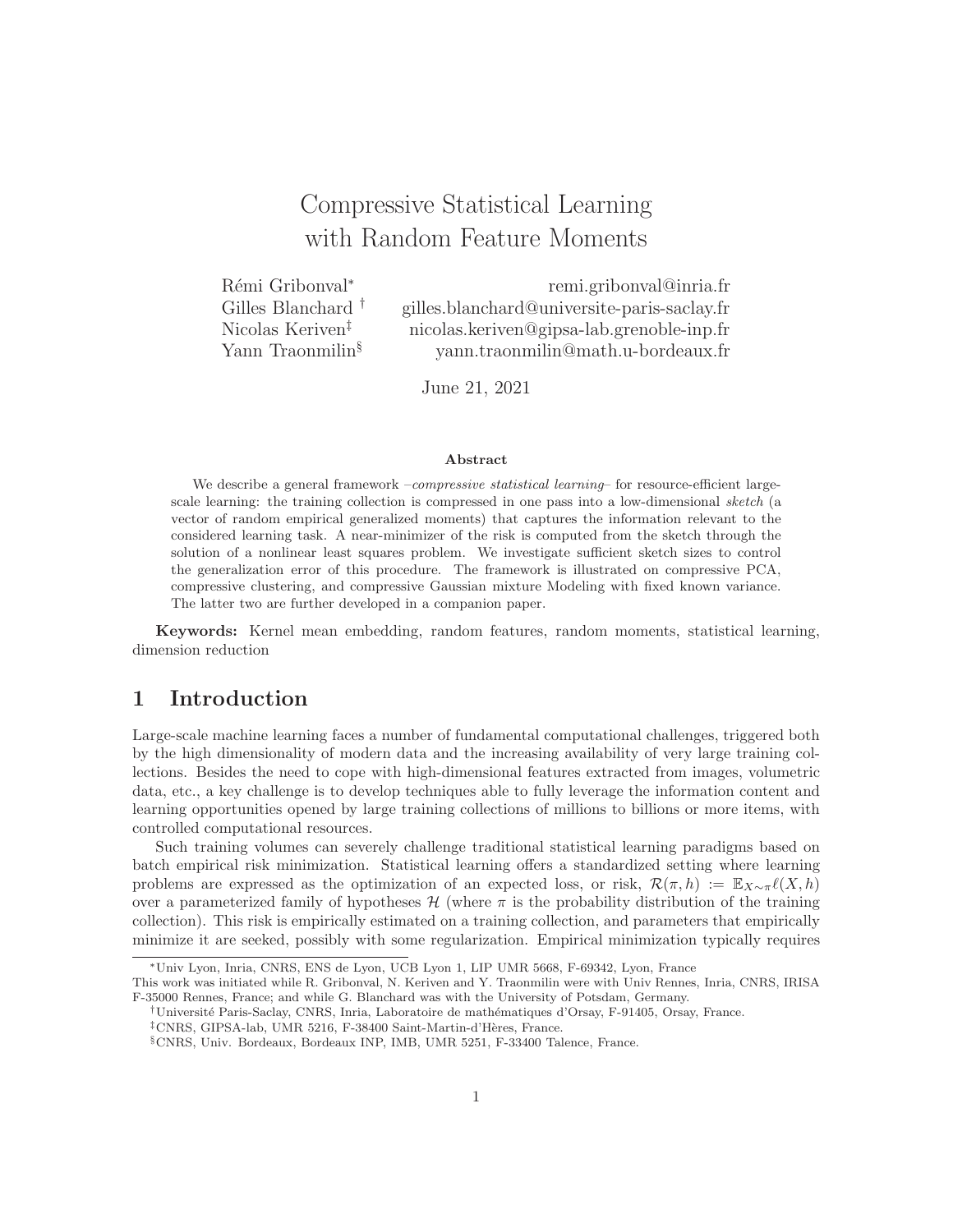# Compressive Statistical Learning with Random Feature Moments

Rémi Gribonval* remi.gribonval@inria.fr
Gilles Blanchard † gilles.blanchard@universite-paris-saclay.fr
Nicolas Keriven‡ nicolas.keriven@gipsa-lab.grenoble-inp.fr
Yann Traonmilin§ yann.traonmilin@math.u-bordeaux.fr

June 21, 2021

**Abstract**

We describe a general framework –*compressive statistical learning*– for resource-efficient large-scale learning: the training collection is compressed in one pass into a low-dimensional *sketch* (a vector of random empirical generalized moments) that captures the information relevant to the considered learning task. A near-minimizer of the risk is computed from the sketch through the solution of a nonlinear least squares problem. We investigate sufficient sketch sizes to control the generalization error of this procedure. The framework is illustrated on compressive PCA, compressive clustering, and compressive Gaussian mixture Modeling with fixed known variance. The latter two are further developed in a companion paper.

**Keywords:** Kernel mean embedding, random features, random moments, statistical learning, dimension reduction

## 1 Introduction

Large-scale machine learning faces a number of fundamental computational challenges, triggered both by the high dimensionality of modern data and the increasing availability of very large training collections. Besides the need to cope with high-dimensional features extracted from images, volumetric data, etc., a key challenge is to develop techniques able to fully leverage the information content and learning opportunities opened by large training collections of millions to billions or more items, with controlled computational resources.

Such training volumes can severely challenge traditional statistical learning paradigms based on batch empirical risk minimization. Statistical learning offers a standardized setting where learning problems are expressed as the optimization of an expected loss, or risk, $\mathcal{R}(\pi, h) := \mathbb{E}_{X\sim\pi}\ell(X, h)$ over a parameterized family of hypotheses $\mathcal{H}$ (where $\pi$ is the probability distribution of the training collection). This risk is empirically estimated on a training collection, and parameters that empirically minimize it are seeked, possibly with some regularization. Empirical minimization typically requires

*Univ Lyon, Inria, CNRS, ENS de Lyon, UCB Lyon 1, LIP UMR 5668, F-69342, Lyon, France
This work was initiated while R. Gribonval, N. Keriven and Y. Traonmilin were with Univ Rennes, Inria, CNRS, IRISA F-35000 Rennes, France; and while G. Blanchard was with the University of Potsdam, Germany.

†Université Paris-Saclay, CNRS, Inria, Laboratoire de mathématiques d'Orsay, F-91405, Orsay, France.

‡CNRS, GIPSA-lab, UMR 5216, F-38400 Saint-Martin-d'Hères, France.

§CNRS, Univ. Bordeaux, Bordeaux INP, IMB, UMR 5251, F-33400 Talence, France.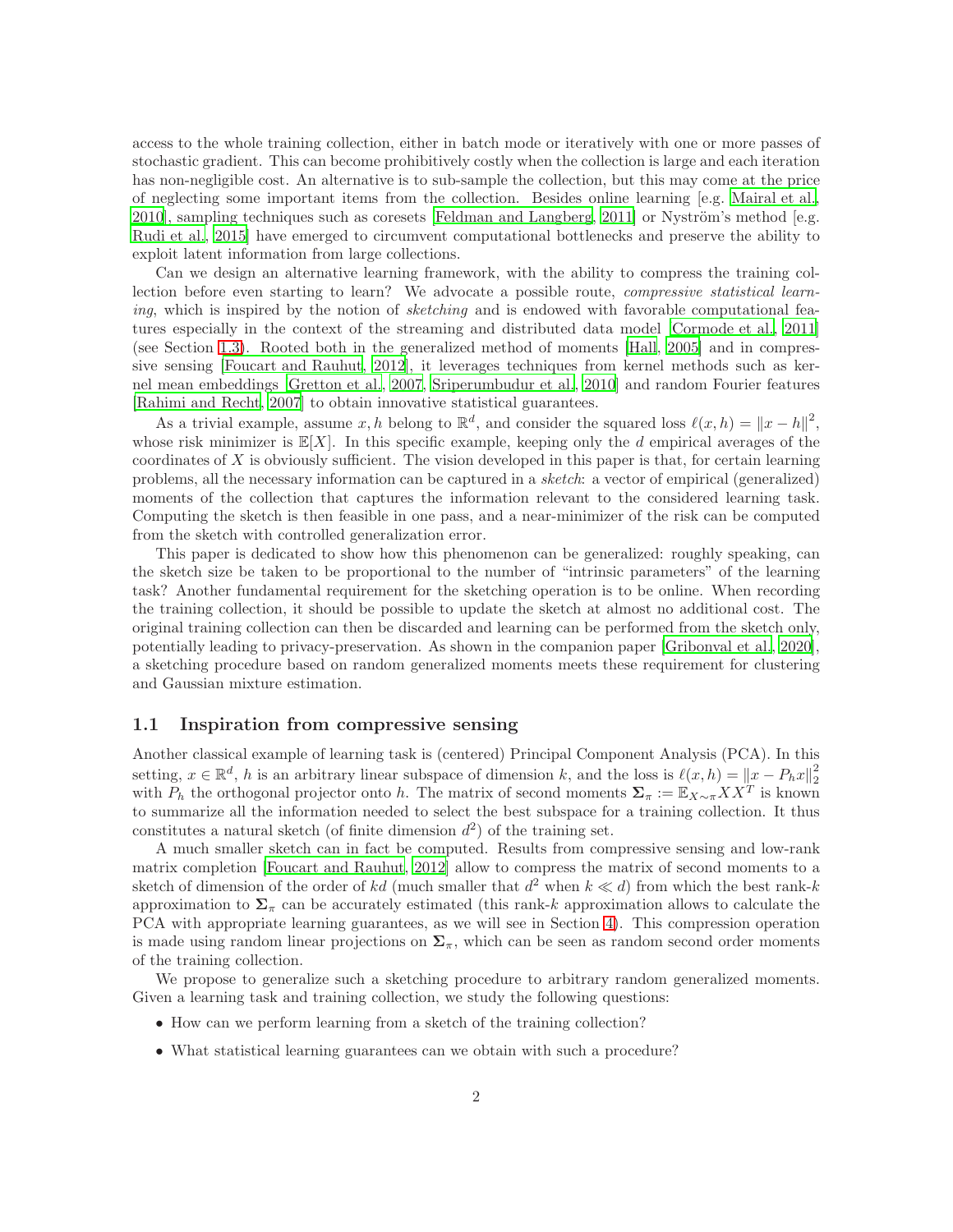access to the whole training collection, either in batch mode or iteratively with one or more passes of stochastic gradient. This can become prohibitively costly when the collection is large and each iteration has non-negligible cost. An alternative is to sub-sample the collection, but this may come at the price of neglecting some important items from the collection. Besides online learning [e.g. Mairal et al., 2010], sampling techniques such as coresets [Feldman and Langberg, 2011] or Nyström's method [e.g. Rudi et al., 2015] have emerged to circumvent computational bottlenecks and preserve the ability to exploit latent information from large collections.

Can we design an alternative learning framework, with the ability to compress the training collection before even starting to learn? We advocate a possible route, *compressive statistical learning*, which is inspired by the notion of *sketching* and is endowed with favorable computational features especially in the context of the streaming and distributed data model [Cormode et al., 2011] (see Section 1.3). Rooted both in the generalized method of moments [Hall, 2005] and in compressive sensing [Foucart and Rauhut, 2012], it leverages techniques from kernel methods such as kernel mean embeddings [Gretton et al., 2007, Sriperumbudur et al., 2010] and random Fourier features [Rahimi and Recht, 2007] to obtain innovative statistical guarantees.

As a trivial example, assume $x, h$ belong to $\mathbb{R}^d$, and consider the squared loss $\ell(x, h) = \|x - h\|^2$, whose risk minimizer is $\mathbb{E}[X]$. In this specific example, keeping only the $d$ empirical averages of the coordinates of $X$ is obviously sufficient. The vision developed in this paper is that, for certain learning problems, all the necessary information can be captured in a *sketch*: a vector of empirical (generalized) moments of the collection that captures the information relevant to the considered learning task. Computing the sketch is then feasible in one pass, and a near-minimizer of the risk can be computed from the sketch with controlled generalization error.

This paper is dedicated to show how this phenomenon can be generalized: roughly speaking, can the sketch size be taken to be proportional to the number of "intrinsic parameters" of the learning task? Another fundamental requirement for the sketching operation is to be online. When recording the training collection, it should be possible to update the sketch at almost no additional cost. The original training collection can then be discarded and learning can be performed from the sketch only, potentially leading to privacy-preservation. As shown in the companion paper [Gribonval et al., 2020], a sketching procedure based on random generalized moments meets these requirement for clustering and Gaussian mixture estimation.

## 1.1 Inspiration from compressive sensing

Another classical example of learning task is (centered) Principal Component Analysis (PCA). In this setting, $x \in \mathbb{R}^d$, $h$ is an arbitrary linear subspace of dimension $k$, and the loss is $\ell(x, h) = \|x - P_h x\|_2^2$ with $P_h$ the orthogonal projector onto $h$. The matrix of second moments $\mathbf{\Sigma}_\pi := \mathbb{E}_{X \sim \pi} XX^T$ is known to summarize all the information needed to select the best subspace for a training collection. It thus constitutes a natural sketch (of finite dimension $d^2$) of the training set.

A much smaller sketch can in fact be computed. Results from compressive sensing and low-rank matrix completion [Foucart and Rauhut, 2012] allow to compress the matrix of second moments to a sketch of dimension of the order of $kd$ (much smaller that $d^2$ when $k \ll d$) from which the best rank-$k$ approximation to $\mathbf{\Sigma}_\pi$ can be accurately estimated (this rank-$k$ approximation allows to calculate the PCA with appropriate learning guarantees, as we will see in Section 4). This compression operation is made using random linear projections on $\mathbf{\Sigma}_\pi$, which can be seen as random second order moments of the training collection.

We propose to generalize such a sketching procedure to arbitrary random generalized moments. Given a learning task and training collection, we study the following questions:

- How can we perform learning from a sketch of the training collection?
- What statistical learning guarantees can we obtain with such a procedure?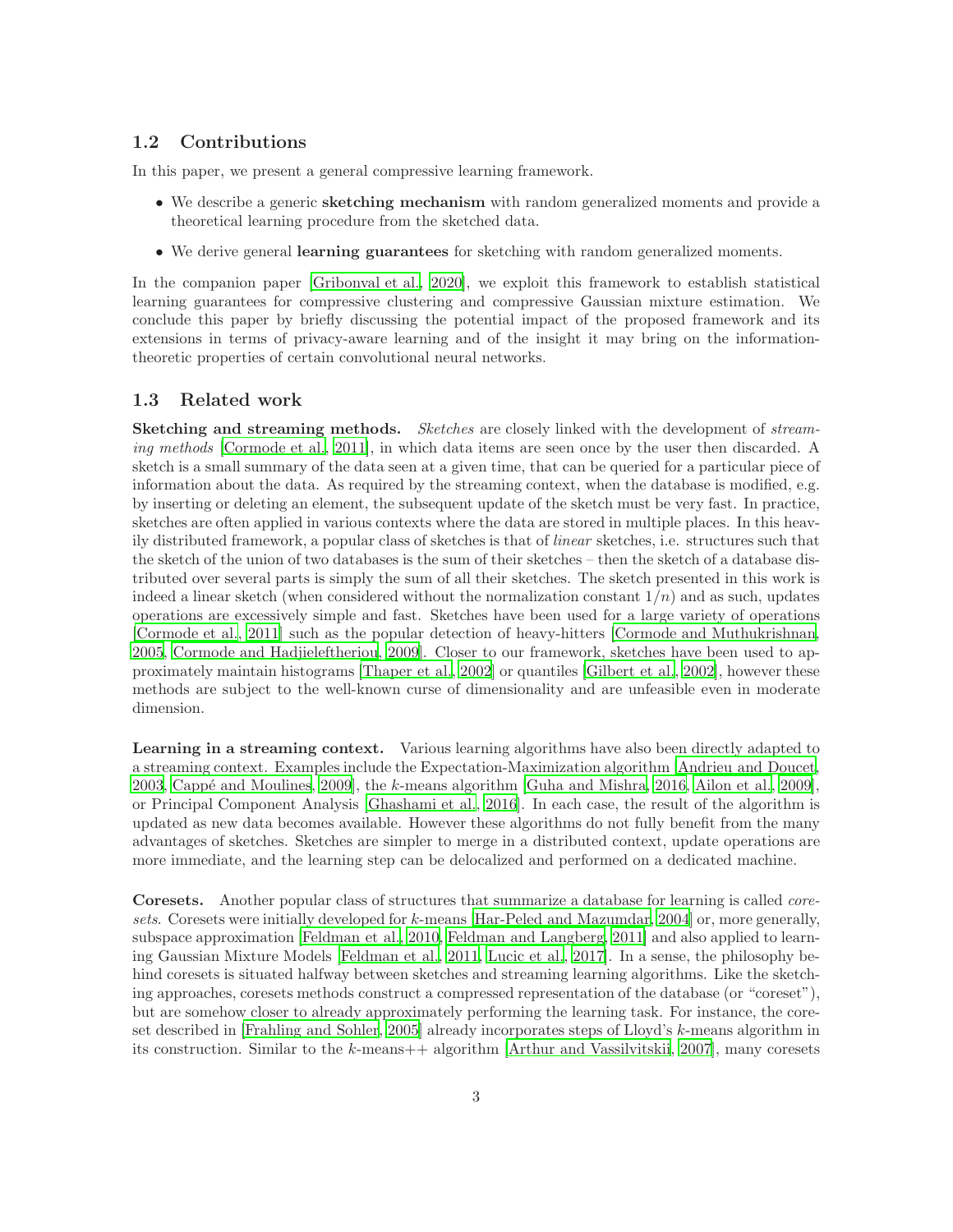## 1.2 Contributions

In this paper, we present a general compressive learning framework.

- We describe a generic **sketching mechanism** with random generalized moments and provide a theoretical learning procedure from the sketched data.
- We derive general **learning guarantees** for sketching with random generalized moments.

In the companion paper [Gribonval et al., 2020], we exploit this framework to establish statistical learning guarantees for compressive clustering and compressive Gaussian mixture estimation. We conclude this paper by briefly discussing the potential impact of the proposed framework and its extensions in terms of privacy-aware learning and of the insight it may bring on the information-theoretic properties of certain convolutional neural networks.

## 1.3 Related work

**Sketching and streaming methods.** *Sketches* are closely linked with the development of *streaming methods* [Cormode et al., 2011], in which data items are seen once by the user then discarded. A sketch is a small summary of the data seen at a given time, that can be queried for a particular piece of information about the data. As required by the streaming context, when the database is modified, e.g. by inserting or deleting an element, the subsequent update of the sketch must be very fast. In practice, sketches are often applied in various contexts where the data are stored in multiple places. In this heavily distributed framework, a popular class of sketches is that of *linear* sketches, i.e. structures such that the sketch of the union of two databases is the sum of their sketches – then the sketch of a database distributed over several parts is simply the sum of all their sketches. The sketch presented in this work is indeed a linear sketch (when considered without the normalization constant $1/n$) and as such, updates operations are excessively simple and fast. Sketches have been used for a large variety of operations [Cormode et al., 2011] such as the popular detection of heavy-hitters [Cormode and Muthukrishnan, 2005, Cormode and Hadjieleftheriou, 2009]. Closer to our framework, sketches have been used to approximately maintain histograms [Thaper et al., 2002] or quantiles [Gilbert et al., 2002], however these methods are subject to the well-known curse of dimensionality and are unfeasible even in moderate dimension.

**Learning in a streaming context.** Various learning algorithms have also been directly adapted to a streaming context. Examples include the Expectation-Maximization algorithm [Andrieu and Doucet, 2003, Cappé and Moulines, 2009], the $k$-means algorithm [Guha and Mishra, 2016, Ailon et al., 2009], or Principal Component Analysis [Ghashami et al., 2016]. In each case, the result of the algorithm is updated as new data becomes available. However these algorithms do not fully benefit from the many advantages of sketches. Sketches are simpler to merge in a distributed context, update operations are more immediate, and the learning step can be delocalized and performed on a dedicated machine.

**Coresets.** Another popular class of structures that summarize a database for learning is called *coresets*. Coresets were initially developed for $k$-means [Har-Peled and Mazumdar, 2004] or, more generally, subspace approximation [Feldman et al., 2010, Feldman and Langberg, 2011] and also applied to learning Gaussian Mixture Models [Feldman et al., 2011, Lucic et al., 2017]. In a sense, the philosophy behind coresets is situated halfway between sketches and streaming learning algorithms. Like the sketching approaches, coresets methods construct a compressed representation of the database (or "coreset"), but are somehow closer to already approximately performing the learning task. For instance, the coreset described in [Frahling and Sohler, 2005] already incorporates steps of Lloyd's $k$-means algorithm in its construction. Similar to the $k$-means++ algorithm [Arthur and Vassilvitskii, 2007], many coresets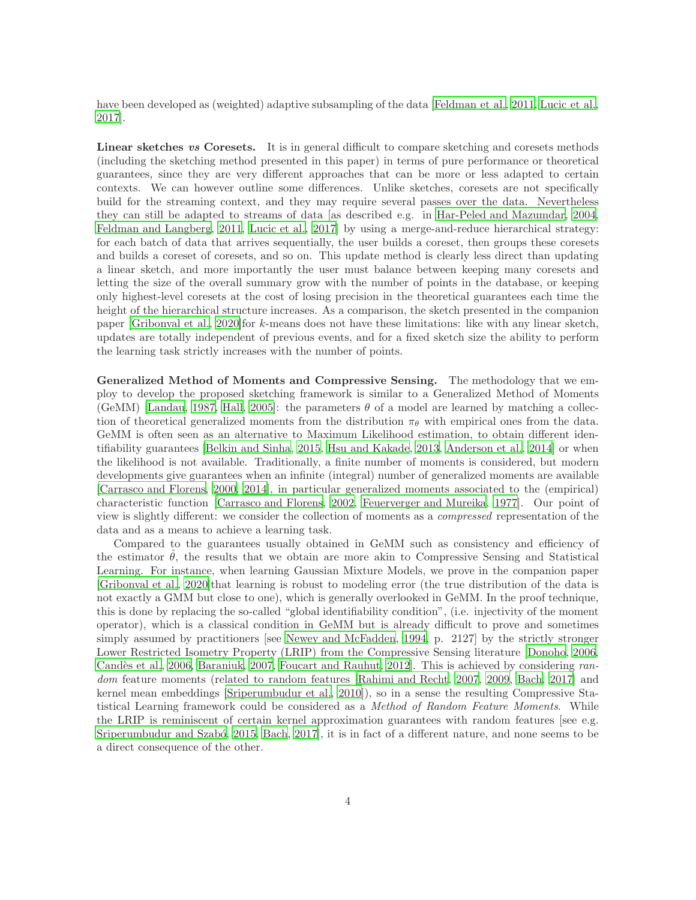have been developed as (weighted) adaptive subsampling of the data [Feldman et al., 2011, Lucic et al., 2017].

**Linear sketches *vs* Coresets.** It is in general difficult to compare sketching and coresets methods (including the sketching method presented in this paper) in terms of pure performance or theoretical guarantees, since they are very different approaches that can be more or less adapted to certain contexts. We can however outline some differences. Unlike sketches, coresets are not specifically build for the streaming context, and they may require several passes over the data. Nevertheless they can still be adapted to streams of data [as described e.g. in Har-Peled and Mazumdar, 2004, Feldman and Langberg, 2011, Lucic et al., 2017] by using a merge-and-reduce hierarchical strategy: for each batch of data that arrives sequentially, the user builds a coreset, then groups these coresets and builds a coreset of coresets, and so on. This update method is clearly less direct than updating a linear sketch, and more importantly the user must balance between keeping many coresets and letting the size of the overall summary grow with the number of points in the database, or keeping only highest-level coresets at the cost of losing precision in the theoretical guarantees each time the height of the hierarchical structure increases. As a comparison, the sketch presented in the companion paper [Gribonval et al., 2020]for $k$-means does not have these limitations: like with any linear sketch, updates are totally independent of previous events, and for a fixed sketch size the ability to perform the learning task strictly increases with the number of points.

**Generalized Method of Moments and Compressive Sensing.** The methodology that we employ to develop the proposed sketching framework is similar to a Generalized Method of Moments (GeMM) [Landau, 1987, Hall, 2005]: the parameters $\theta$ of a model are learned by matching a collection of theoretical generalized moments from the distribution $\pi_\theta$ with empirical ones from the data. GeMM is often seen as an alternative to Maximum Likelihood estimation, to obtain different identifiability guarantees [Belkin and Sinha, 2015, Hsu and Kakade, 2013, Anderson et al., 2014] or when the likelihood is not available. Traditionally, a finite number of moments is considered, but modern developments give guarantees when an infinite (integral) number of generalized moments are available [Carrasco and Florens, 2000, 2014], in particular generalized moments associated to the (empirical) characteristic function [Carrasco and Florens, 2002, Feuerverger and Mureika, 1977]. Our point of view is slightly different: we consider the collection of moments as a *compressed* representation of the data and as a means to achieve a learning task.

Compared to the guarantees usually obtained in GeMM such as consistency and efficiency of the estimator $\hat{\theta}$, the results that we obtain are more akin to Compressive Sensing and Statistical Learning. For instance, when learning Gaussian Mixture Models, we prove in the companion paper [Gribonval et al., 2020]that learning is robust to modeling error (the true distribution of the data is not exactly a GMM but close to one), which is generally overlooked in GeMM. In the proof technique, this is done by replacing the so-called "global identifiability condition", (i.e. injectivity of the moment operator), which is a classical condition in GeMM but is already difficult to prove and sometimes simply assumed by practitioners [see Newey and McFadden, 1994, p. 2127] by the strictly stronger Lower Restricted Isometry Property (LRIP) from the Compressive Sensing literature [Donoho, 2006, Candès et al., 2006, Baraniuk, 2007, Foucart and Rauhut, 2012]. This is achieved by considering *random* feature moments (related to random features [Rahimi and Recht, 2007, 2009, Bach, 2017] and kernel mean embeddings [Sriperumbudur et al., 2010]), so in a sense the resulting Compressive Statistical Learning framework could be considered as a *Method of Random Feature Moments*. While the LRIP is reminiscent of certain kernel approximation guarantees with random features [see e.g. Sriperumbudur and Szabó, 2015, Bach, 2017], it is in fact of a different nature, and none seems to be a direct consequence of the other.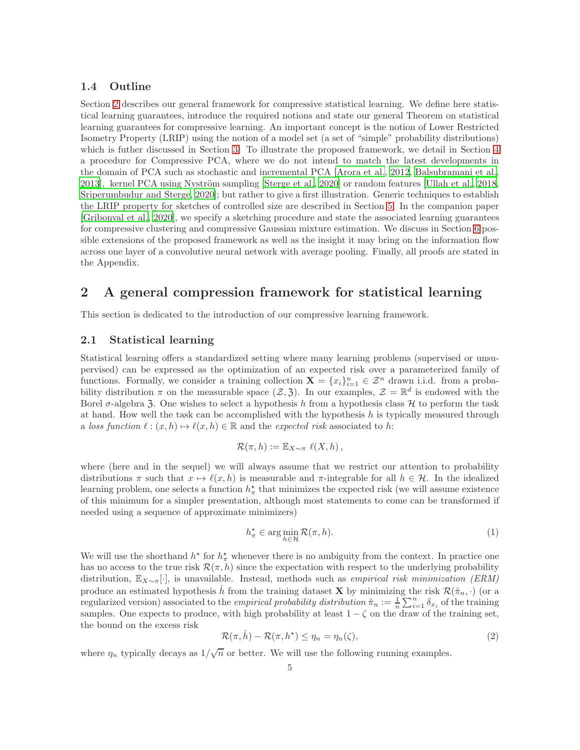### 1.4 Outline

Section 2 describes our general framework for compressive statistical learning. We define here statistical learning guarantees, introduce the required notions and state our general Theorem on statistical learning guarantees for compressive learning. An important concept is the notion of Lower Restricted Isometry Property (LRIP) using the notion of a model set (a set of "simple" probability distributions) which is futher discussed in Section 3. To illustrate the proposed framework, we detail in Section 4 a procedure for Compressive PCA, where we do not intend to match the latest developments in the domain of PCA such as stochastic and incremental PCA [Arora et al., 2012, Balsubramani et al., 2013], kernel PCA using Nyström sampling [Sterge et al., 2020] or random features [Ullah et al., 2018, Sriperumbudur and Sterge, 2020]; but rather to give a first illustration. Generic techniques to establish the LRIP property for sketches of controlled size are described in Section 5. In the companion paper [Gribonval et al., 2020], we specify a sketching procedure and state the associated learning guarantees for compressive clustering and compressive Gaussian mixture estimation. We discuss in Section 6 possible extensions of the proposed framework as well as the insight it may bring on the information flow across one layer of a convolutive neural network with average pooling. Finally, all proofs are stated in the Appendix.

## 2 A general compression framework for statistical learning

This section is dedicated to the introduction of our compressive learning framework.

### 2.1 Statistical learning

Statistical learning offers a standardized setting where many learning problems (supervised or unsupervised) can be expressed as the optimization of an expected risk over a parameterized family of functions. Formally, we consider a training collection $\mathbf{X} = \{x_i\}_{i=1}^n \in \mathcal{Z}^n$ drawn i.i.d. from a probability distribution $\pi$ on the measurable space $(\mathcal{Z}, \mathfrak{Z})$. In our examples, $\mathcal{Z} = \mathbb{R}^d$ is endowed with the Borel $\sigma$-algebra $\mathfrak{Z}$. One wishes to select a hypothesis $h$ from a hypothesis class $\mathcal{H}$ to perform the task at hand. How well the task can be accomplished with the hypothesis $h$ is typically measured through a *loss function* $\ell : (x, h) \mapsto \ell(x, h) \in \mathbb{R}$ and the *expected risk* associated to $h$:

$$\mathcal{R}(\pi, h) := \mathbb{E}_{X \sim \pi}\ \ell(X, h)\,,$$

where (here and in the sequel) we will always assume that we restrict our attention to probability distributions $\pi$ such that $x \mapsto \ell(x, h)$ is measurable and $\pi$-integrable for all $h \in \mathcal{H}$. In the idealized learning problem, one selects a function $h^\star_\pi$ that minimizes the expected risk (we will assume existence of this minimum for a simpler presentation, although most statements to come can be transformed if needed using a sequence of approximate minimizers)

$$h^\star_\pi \in \arg\min_{h \in \mathcal{H}} \mathcal{R}(\pi, h). \tag{1}$$

We will use the shorthand $h^\star$ for $h^\star_\pi$ whenever there is no ambiguity from the context. In practice one has no access to the true risk $\mathcal{R}(\pi, h)$ since the expectation with respect to the underlying probability distribution, $\mathbb{E}_{X \sim \pi}[\cdot]$, is unavailable. Instead, methods such as *empirical risk minimization (ERM)* produce an estimated hypothesis $\hat{h}$ from the training dataset $\mathbf{X}$ by minimizing the risk $\mathcal{R}(\hat{\pi}_n, \cdot)$ (or a regularized version) associated to the *empirical probability distribution* $\hat{\pi}_n := \frac{1}{n}\sum_{i=1}^n \delta_{x_i}$ of the training samples. One expects to produce, with high probability at least $1 - \zeta$ on the draw of the training set, the bound on the excess risk

$$\mathcal{R}(\pi, \hat{h}) - \mathcal{R}(\pi, h^\star) \leq \eta_n = \eta_n(\zeta), \tag{2}$$

where $\eta_n$ typically decays as $1/\sqrt{n}$ or better. We will use the following running examples.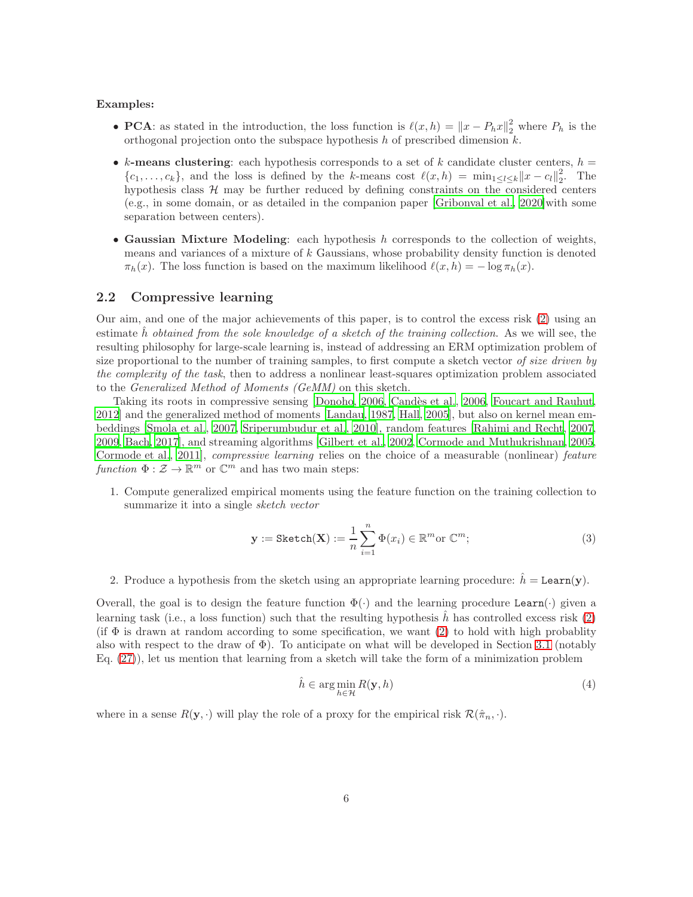**Examples:**

- **PCA**: as stated in the introduction, the loss function is $\ell(x, h) = \|x - P_h x\|_2^2$ where $P_h$ is the orthogonal projection onto the subspace hypothesis $h$ of prescribed dimension $k$.
- **$k$-means clustering**: each hypothesis corresponds to a set of $k$ candidate cluster centers, $h = \{c_1, \ldots, c_k\}$, and the loss is defined by the $k$-means cost $\ell(x, h) = \min_{1 \leq l \leq k} \|x - c_l\|_2^2$. The hypothesis class $\mathcal{H}$ may be further reduced by defining constraints on the considered centers (e.g., in some domain, or as detailed in the companion paper [Gribonval et al., 2020]with some separation between centers).
- **Gaussian Mixture Modeling**: each hypothesis $h$ corresponds to the collection of weights, means and variances of a mixture of $k$ Gaussians, whose probability density function is denoted $\pi_h(x)$. The loss function is based on the maximum likelihood $\ell(x, h) = -\log \pi_h(x)$.

## 2.2 Compressive learning

Our aim, and one of the major achievements of this paper, is to control the excess risk (2) using an estimate $\hat{h}$ *obtained from the sole knowledge of a sketch of the training collection.* As we will see, the resulting philosophy for large-scale learning is, instead of addressing an ERM optimization problem of size proportional to the number of training samples, to first compute a sketch vector *of size driven by the complexity of the task*, then to address a nonlinear least-squares optimization problem associated to the *Generalized Method of Moments (GeMM)* on this sketch.

Taking its roots in compressive sensing [Donoho, 2006, Candès et al., 2006, Foucart and Rauhut, 2012] and the generalized method of moments [Landau, 1987, Hall, 2005], but also on kernel mean embeddings [Smola et al., 2007, Sriperumbudur et al., 2010], random features [Rahimi and Recht, 2007, 2009, Bach, 2017], and streaming algorithms [Gilbert et al., 2002, Cormode and Muthukrishnan, 2005, Cormode et al., 2011], *compressive learning* relies on the choice of a measurable (nonlinear) *feature function* $\Phi : \mathcal{Z} \to \mathbb{R}^m$ or $\mathbb{C}^m$ and has two main steps:

1. Compute generalized empirical moments using the feature function on the training collection to summarize it into a single *sketch vector*

$$\mathbf{y} := \texttt{Sketch}(\mathbf{X}) := \frac{1}{n} \sum_{i=1}^{n} \Phi(x_i) \in \mathbb{R}^m \text{or } \mathbb{C}^m; \tag{3}$$

2. Produce a hypothesis from the sketch using an appropriate learning procedure: $\hat{h} = \texttt{Learn}(\mathbf{y})$.

Overall, the goal is to design the feature function $\Phi(\cdot)$ and the learning procedure $\texttt{Learn}(\cdot)$ given a learning task (i.e., a loss function) such that the resulting hypothesis $\hat{h}$ has controlled excess risk (2) (if $\Phi$ is drawn at random according to some specification, we want (2) to hold with high probablity also with respect to the draw of $\Phi$). To anticipate on what will be developed in Section 3.1 (notably Eq. (27)), let us mention that learning from a sketch will take the form of a minimization problem

$$\hat{h} \in \arg\min_{h \in \mathcal{H}} R(\mathbf{y}, h) \tag{4}$$

where in a sense $R(\mathbf{y}, \cdot)$ will play the role of a proxy for the empirical risk $\mathcal{R}(\hat{\pi}_n, \cdot)$.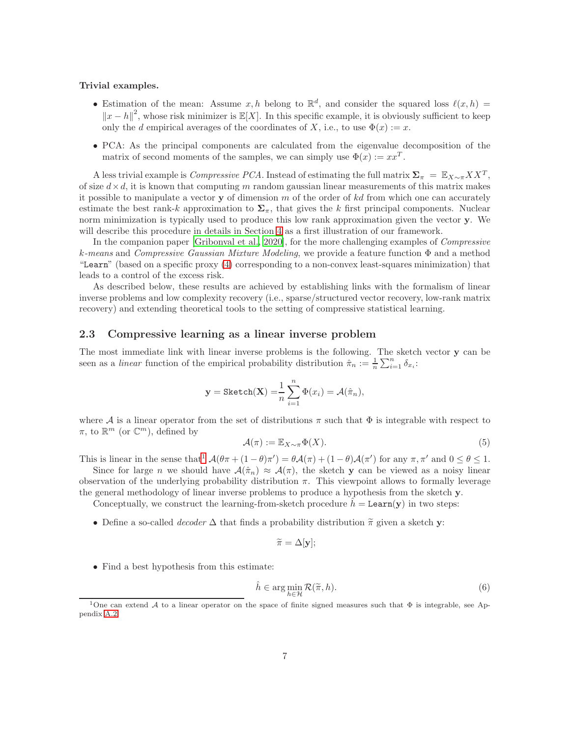**Trivial examples.**

- Estimation of the mean: Assume $x, h$ belong to $\mathbb{R}^d$, and consider the squared loss $\ell(x,h) = \|x-h\|^2$, whose risk minimizer is $\mathbb{E}[X]$. In this specific example, it is obviously sufficient to keep only the $d$ empirical averages of the coordinates of $X$, i.e., to use $\Phi(x) := x$.
- PCA: As the principal components are calculated from the eigenvalue decomposition of the matrix of second moments of the samples, we can simply use $\Phi(x) := xx^T$.

A less trivial example is *Compressive PCA*. Instead of estimating the full matrix $\mathbf{\Sigma}_\pi = \mathbb{E}_{X\sim\pi} XX^T$, of size $d \times d$, it is known that computing $m$ random gaussian linear measurements of this matrix makes it possible to manipulate a vector $\mathbf{y}$ of dimension $m$ of the order of $kd$ from which one can accurately estimate the best rank-$k$ approximation to $\mathbf{\Sigma}_\pi$, that gives the $k$ first principal components. Nuclear norm minimization is typically used to produce this low rank approximation given the vector $\mathbf{y}$. We will describe this procedure in details in Section 4 as a first illustration of our framework.

In the companion paper [Gribonval et al., 2020], for the more challenging examples of *Compressive k-means* and *Compressive Gaussian Mixture Modeling*, we provide a feature function $\Phi$ and a method "`Learn`" (based on a specific proxy (4) corresponding to a non-convex least-squares minimization) that leads to a control of the excess risk.

As described below, these results are achieved by establishing links with the formalism of linear inverse problems and low complexity recovery (i.e., sparse/structured vector recovery, low-rank matrix recovery) and extending theoretical tools to the setting of compressive statistical learning.

### 2.3 Compressive learning as a linear inverse problem

The most immediate link with linear inverse problems is the following. The sketch vector $\mathbf{y}$ can be seen as a *linear* function of the empirical probability distribution $\hat{\pi}_n := \frac{1}{n}\sum_{i=1}^n \delta_{x_i}$:

$$\mathbf{y} = \texttt{Sketch}(\mathbf{X}) = \frac{1}{n}\sum_{i=1}^n \Phi(x_i) = \mathcal{A}(\hat{\pi}_n),$$

where $\mathcal{A}$ is a linear operator from the set of distributions $\pi$ such that $\Phi$ is integrable with respect to $\pi$, to $\mathbb{R}^m$ (or $\mathbb{C}^m$), defined by

$$\mathcal{A}(\pi) := \mathbb{E}_{X\sim\pi}\Phi(X). \tag{5}$$

This is linear in the sense that[1] $\mathcal{A}(\theta\pi + (1-\theta)\pi') = \theta\mathcal{A}(\pi) + (1-\theta)\mathcal{A}(\pi')$ for any $\pi, \pi'$ and $0 \le \theta \le 1$.

Since for large $n$ we should have $\mathcal{A}(\hat{\pi}_n) \approx \mathcal{A}(\pi)$, the sketch $\mathbf{y}$ can be viewed as a noisy linear observation of the underlying probability distribution $\pi$. This viewpoint allows to formally leverage the general methodology of linear inverse problems to produce a hypothesis from the sketch $\mathbf{y}$.

Conceptually, we construct the learning-from-sketch procedure $\hat{h} = \texttt{Learn}(\mathbf{y})$ in two steps:

- Define a so-called *decoder* $\Delta$ that finds a probability distribution $\widetilde{\pi}$ given a sketch $\mathbf{y}$:

$$\widetilde{\pi} = \Delta[\mathbf{y}];$$

- Find a best hypothesis from this estimate:

$$\hat{h} \in \arg\min_{h\in\mathcal{H}} \mathcal{R}(\widetilde{\pi}, h). \tag{6}$$

[1] One can extend $\mathcal{A}$ to a linear operator on the space of finite signed measures such that $\Phi$ is integrable, see Appendix A.2.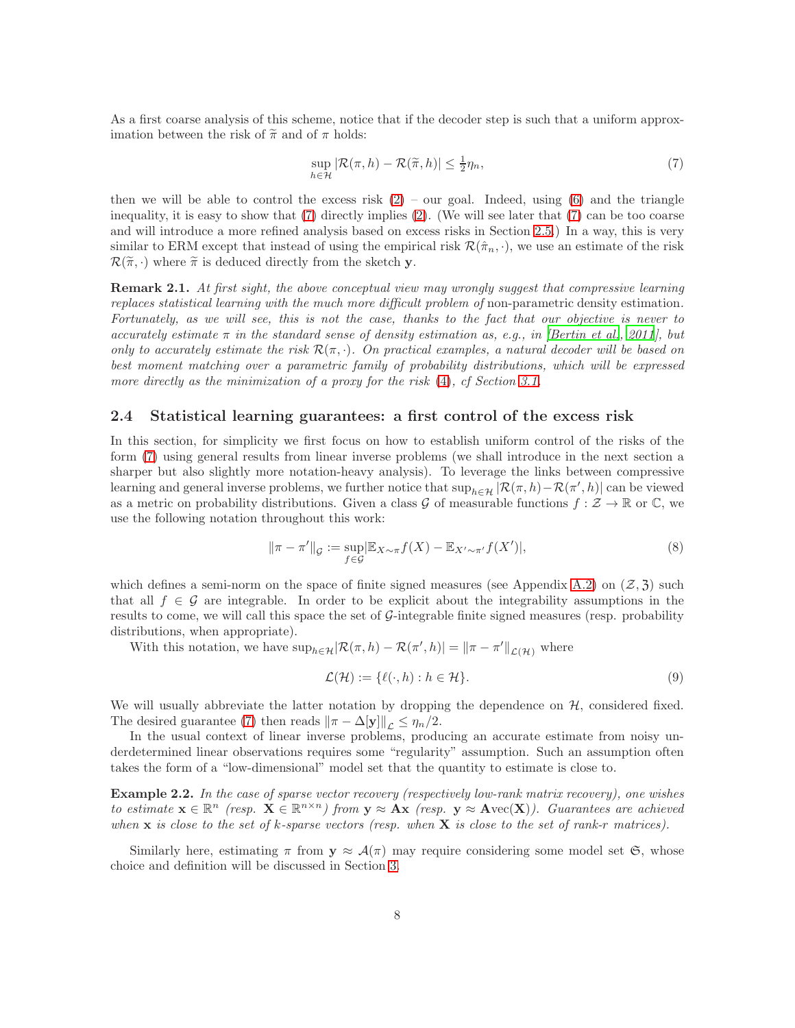As a first coarse analysis of this scheme, notice that if the decoder step is such that a uniform approximation between the risk of $\widetilde{\pi}$ and of $\pi$ holds:

$$\sup_{h\in\mathcal{H}} |\mathcal{R}(\pi, h) - \mathcal{R}(\widetilde{\pi}, h)| \leq \tfrac{1}{2}\eta_n, \tag{7}$$

then we will be able to control the excess risk (2) – our goal. Indeed, using (6) and the triangle inequality, it is easy to show that (7) directly implies (2). (We will see later that (7) can be too coarse and will introduce a more refined analysis based on excess risks in Section 2.5.) In a way, this is very similar to ERM except that instead of using the empirical risk $\mathcal{R}(\hat{\pi}_n, \cdot)$, we use an estimate of the risk $\mathcal{R}(\widetilde{\pi}, \cdot)$ where $\widetilde{\pi}$ is deduced directly from the sketch $\mathbf{y}$.

**Remark 2.1.** *At first sight, the above conceptual view may wrongly suggest that compressive learning replaces statistical learning with the much more difficult problem of* non-parametric density estimation*. Fortunately, as we will see, this is not the case, thanks to the fact that our objective is never to accurately estimate $\pi$ in the standard sense of density estimation as, e.g., in [Bertin et al., 2011], but only to accurately estimate the risk $\mathcal{R}(\pi, \cdot)$. On practical examples, a natural decoder will be based on best moment matching over a parametric family of probability distributions, which will be expressed more directly as the minimization of a proxy for the risk (4), cf Section 3.1.*

## 2.4 Statistical learning guarantees: a first control of the excess risk

In this section, for simplicity we first focus on how to establish uniform control of the risks of the form (7) using general results from linear inverse problems (we shall introduce in the next section a sharper but also slightly more notation-heavy analysis). To leverage the links between compressive learning and general inverse problems, we further notice that $\sup_{h\in\mathcal{H}} |\mathcal{R}(\pi, h) - \mathcal{R}(\pi', h)|$ can be viewed as a metric on probability distributions. Given a class $\mathcal{G}$ of measurable functions $f : \mathcal{Z} \to \mathbb{R}$ or $\mathbb{C}$, we use the following notation throughout this work:

$$\|\pi - \pi'\|_{\mathcal{G}} := \sup_{f\in\mathcal{G}} |\mathbb{E}_{X\sim\pi} f(X) - \mathbb{E}_{X'\sim\pi'} f(X')|, \tag{8}$$

which defines a semi-norm on the space of finite signed measures (see Appendix A.2) on $(\mathcal{Z}, \mathfrak{Z})$ such that all $f \in \mathcal{G}$ are integrable. In order to be explicit about the integrability assumptions in the results to come, we will call this space the set of $\mathcal{G}$-integrable finite signed measures (resp. probability distributions, when appropriate).

With this notation, we have $\sup_{h\in\mathcal{H}} |\mathcal{R}(\pi, h) - \mathcal{R}(\pi', h)| = \|\pi - \pi'\|_{\mathcal{L}(\mathcal{H})}$ where

$$\mathcal{L}(\mathcal{H}) := \{\ell(\cdot, h) : h \in \mathcal{H}\}. \tag{9}$$

We will usually abbreviate the latter notation by dropping the dependence on $\mathcal{H}$, considered fixed. The desired guarantee (7) then reads $\|\pi - \Delta[\mathbf{y}]\|_{\mathcal{L}} \leq \eta_n/2$.

In the usual context of linear inverse problems, producing an accurate estimate from noisy underdetermined linear observations requires some "regularity" assumption. Such an assumption often takes the form of a "low-dimensional" model set that the quantity to estimate is close to.

**Example 2.2.** *In the case of sparse vector recovery (respectively low-rank matrix recovery), one wishes to estimate $\mathbf{x} \in \mathbb{R}^n$ (resp. $\mathbf{X} \in \mathbb{R}^{n\times n}$) from $\mathbf{y} \approx \mathbf{A}\mathbf{x}$ (resp. $\mathbf{y} \approx \mathbf{A}\mathrm{vec}(\mathbf{X})$). Guarantees are achieved when $\mathbf{x}$ is close to the set of $k$-sparse vectors (resp. when $\mathbf{X}$ is close to the set of rank-$r$ matrices).*

Similarly here, estimating $\pi$ from $\mathbf{y} \approx \mathcal{A}(\pi)$ may require considering some model set $\mathfrak{S}$, whose choice and definition will be discussed in Section 3.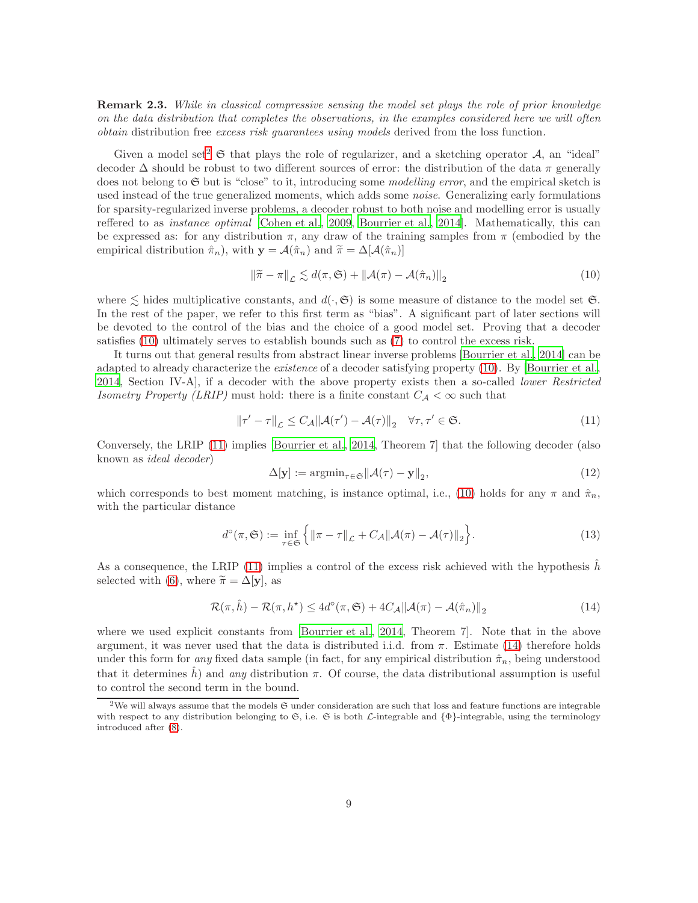**Remark 2.3.** *While in classical compressive sensing the model set plays the role of prior knowledge on the data distribution that completes the observations, in the examples considered here we will often* obtain distribution free *excess risk guarantees using models* derived from the loss function.

Given a model set[2] $\mathfrak{S}$ that plays the role of regularizer, and a sketching operator $\mathcal{A}$, an "ideal" decoder $\Delta$ should be robust to two different sources of error: the distribution of the data $\pi$ generally does not belong to $\mathfrak{S}$ but is "close" to it, introducing some *modelling error*, and the empirical sketch is used instead of the true generalized moments, which adds some *noise*. Generalizing early formulations for sparsity-regularized inverse problems, a decoder robust to both noise and modelling error is usually reffered to as *instance optimal* [Cohen et al., 2009, Bourrier et al., 2014]. Mathematically, this can be expressed as: for any distribution $\pi$, any draw of the training samples from $\pi$ (embodied by the empirical distribution $\hat{\pi}_n$), with $\mathbf{y} = \mathcal{A}(\hat{\pi}_n)$ and $\widetilde{\pi} = \Delta[\mathcal{A}(\hat{\pi}_n)]$

$$\|\widetilde{\pi} - \pi\|_{\mathcal{L}} \lesssim d(\pi, \mathfrak{S}) + \|\mathcal{A}(\pi) - \mathcal{A}(\hat{\pi}_n)\|_2 \tag{10}$$

where $\lesssim$ hides multiplicative constants, and $d(\cdot, \mathfrak{S})$ is some measure of distance to the model set $\mathfrak{S}$. In the rest of the paper, we refer to this first term as "bias". A significant part of later sections will be devoted to the control of the bias and the choice of a good model set. Proving that a decoder satisfies (10) ultimately serves to establish bounds such as (7) to control the excess risk.

It turns out that general results from abstract linear inverse problems [Bourrier et al., 2014] can be adapted to already characterize the *existence* of a decoder satisfying property (10). By [Bourrier et al., 2014, Section IV-A], if a decoder with the above property exists then a so-called *lower Restricted Isometry Property (LRIP)* must hold: there is a finite constant $C_{\mathcal{A}} < \infty$ such that

$$\|\tau' - \tau\|_{\mathcal{L}} \leq C_{\mathcal{A}} \|\mathcal{A}(\tau') - \mathcal{A}(\tau)\|_2 \quad \forall \tau, \tau' \in \mathfrak{S}. \tag{11}$$

Conversely, the LRIP (11) implies [Bourrier et al., 2014, Theorem 7] that the following decoder (also known as *ideal decoder*)

$$\Delta[\mathbf{y}] := \mathrm{argmin}_{\tau \in \mathfrak{S}} \|\mathcal{A}(\tau) - \mathbf{y}\|_2, \tag{12}$$

which corresponds to best moment matching, is instance optimal, i.e., (10) holds for any $\pi$ and $\hat{\pi}_n$, with the particular distance

$$d^{\circ}(\pi, \mathfrak{S}) := \inf_{\tau \in \mathfrak{S}} \Big\{ \|\pi - \tau\|_{\mathcal{L}} + C_{\mathcal{A}} \|\mathcal{A}(\pi) - \mathcal{A}(\tau)\|_2 \Big\}. \tag{13}$$

As a consequence, the LRIP (11) implies a control of the excess risk achieved with the hypothesis $\hat{h}$ selected with (6), where $\widetilde{\pi} = \Delta[\mathbf{y}]$, as

$$\mathcal{R}(\pi, \hat{h}) - \mathcal{R}(\pi, h^{\star}) \leq 4 d^{\circ}(\pi, \mathfrak{S}) + 4 C_{\mathcal{A}} \|\mathcal{A}(\pi) - \mathcal{A}(\hat{\pi}_n)\|_2 \tag{14}$$

where we used explicit constants from [Bourrier et al., 2014, Theorem 7]. Note that in the above argument, it was never used that the data is distributed i.i.d. from $\pi$. Estimate (14) therefore holds under this form for *any* fixed data sample (in fact, for any empirical distribution $\hat{\pi}_n$, being understood that it determines $\hat{h}$) and *any* distribution $\pi$. Of course, the data distributional assumption is useful to control the second term in the bound.

[2] We will always assume that the models $\mathfrak{S}$ under consideration are such that loss and feature functions are integrable with respect to any distribution belonging to $\mathfrak{S}$, i.e. $\mathfrak{S}$ is both $\mathcal{L}$-integrable and $\{\Phi\}$-integrable, using the terminology introduced after (8).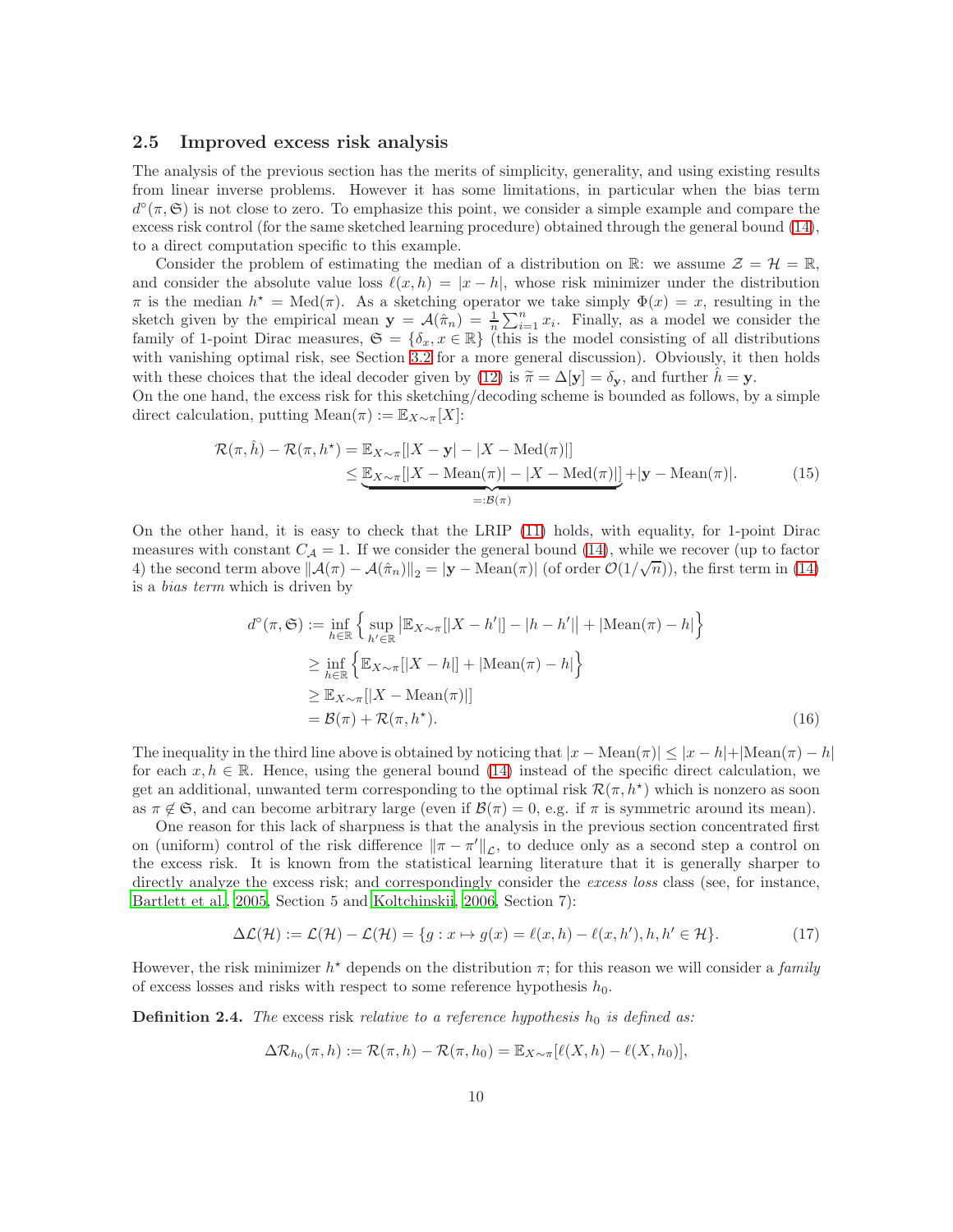### 2.5 Improved excess risk analysis

The analysis of the previous section has the merits of simplicity, generality, and using existing results from linear inverse problems. However it has some limitations, in particular when the bias term $d^\circ(\pi, \mathfrak{S})$ is not close to zero. To emphasize this point, we consider a simple example and compare the excess risk control (for the same sketched learning procedure) obtained through the general bound (14), to a direct computation specific to this example.

Consider the problem of estimating the median of a distribution on $\mathbb{R}$: we assume $\mathcal{Z} = \mathcal{H} = \mathbb{R}$, and consider the absolute value loss $\ell(x, h) = |x - h|$, whose risk minimizer under the distribution $\pi$ is the median $h^\star = \mathrm{Med}(\pi)$. As a sketching operator we take simply $\Phi(x) = x$, resulting in the sketch given by the empirical mean $\mathbf{y} = \mathcal{A}(\hat{\pi}_n) = \frac{1}{n}\sum_{i=1}^n x_i$. Finally, as a model we consider the family of 1-point Dirac measures, $\mathfrak{S} = \{\delta_x, x \in \mathbb{R}\}$ (this is the model consisting of all distributions with vanishing optimal risk, see Section 3.2 for a more general discussion). Obviously, it then holds with these choices that the ideal decoder given by (12) is $\widetilde{\pi} = \Delta[\mathbf{y}] = \delta_{\mathbf{y}}$, and further $\hat{h} = \mathbf{y}$.
On the one hand, the excess risk for this sketching/decoding scheme is bounded as follows, by a simple direct calculation, putting $\mathrm{Mean}(\pi) := \mathbb{E}_{X\sim\pi}[X]$:

$$
\begin{aligned}
\mathcal{R}(\pi, \hat{h}) - \mathcal{R}(\pi, h^\star) &= \mathbb{E}_{X\sim\pi}[|X - \mathbf{y}| - |X - \mathrm{Med}(\pi)|] \\
&\leq \underbrace{\mathbb{E}_{X\sim\pi}[|X - \mathrm{Mean}(\pi)| - |X - \mathrm{Med}(\pi)|]}_{=:\mathcal{B}(\pi)} + |\mathbf{y} - \mathrm{Mean}(\pi)|. \qquad (15)
\end{aligned}
$$

On the other hand, it is easy to check that the LRIP (11) holds, with equality, for 1-point Dirac measures with constant $C_{\mathcal{A}} = 1$. If we consider the general bound (14), while we recover (up to factor 4) the second term above $\|\mathcal{A}(\pi) - \mathcal{A}(\hat{\pi}_n)\|_2 = |\mathbf{y} - \mathrm{Mean}(\pi)|$ (of order $\mathcal{O}(1/\sqrt{n})$), the first term in (14) is a *bias term* which is driven by

$$
\begin{aligned}
d^\circ(\pi, \mathfrak{S}) &:= \inf_{h\in\mathbb{R}} \Big\{ \sup_{h'\in\mathbb{R}} \big|\mathbb{E}_{X\sim\pi}[|X - h'|] - |h - h'|\big| + |\mathrm{Mean}(\pi) - h| \Big\} \\
&\geq \inf_{h\in\mathbb{R}} \Big\{ \mathbb{E}_{X\sim\pi}[|X - h|] + |\mathrm{Mean}(\pi) - h| \Big\} \\
&\geq \mathbb{E}_{X\sim\pi}[|X - \mathrm{Mean}(\pi)|] \\
&= \mathcal{B}(\pi) + \mathcal{R}(\pi, h^\star). \qquad (16)
\end{aligned}
$$

The inequality in the third line above is obtained by noticing that $|x - \mathrm{Mean}(\pi)| \leq |x - h| + |\mathrm{Mean}(\pi) - h|$ for each $x, h \in \mathbb{R}$. Hence, using the general bound (14) instead of the specific direct calculation, we get an additional, unwanted term corresponding to the optimal risk $\mathcal{R}(\pi, h^\star)$ which is nonzero as soon as $\pi \notin \mathfrak{S}$, and can become arbitrary large (even if $\mathcal{B}(\pi) = 0$, e.g. if $\pi$ is symmetric around its mean).

One reason for this lack of sharpness is that the analysis in the previous section concentrated first on (uniform) control of the risk difference $\|\pi - \pi'\|_{\mathcal{L}}$, to deduce only as a second step a control on the excess risk. It is known from the statistical learning literature that it is generally sharper to directly analyze the excess risk; and correspondingly consider the *excess loss* class (see, for instance, Bartlett et al., 2005, Section 5 and Koltchinskii, 2006, Section 7):

$$
\Delta\mathcal{L}(\mathcal{H}) := \mathcal{L}(\mathcal{H}) - \mathcal{L}(\mathcal{H}) = \{g : x \mapsto g(x) = \ell(x, h) - \ell(x, h'), h, h' \in \mathcal{H}\}. \qquad (17)
$$

However, the risk minimizer $h^\star$ depends on the distribution $\pi$; for this reason we will consider a *family* of excess losses and risks with respect to some reference hypothesis $h_0$.

**Definition 2.4.** *The* excess risk *relative to a reference hypothesis $h_0$ is defined as:*

$$
\Delta\mathcal{R}_{h_0}(\pi, h) := \mathcal{R}(\pi, h) - \mathcal{R}(\pi, h_0) = \mathbb{E}_{X\sim\pi}[\ell(X, h) - \ell(X, h_0)],
$$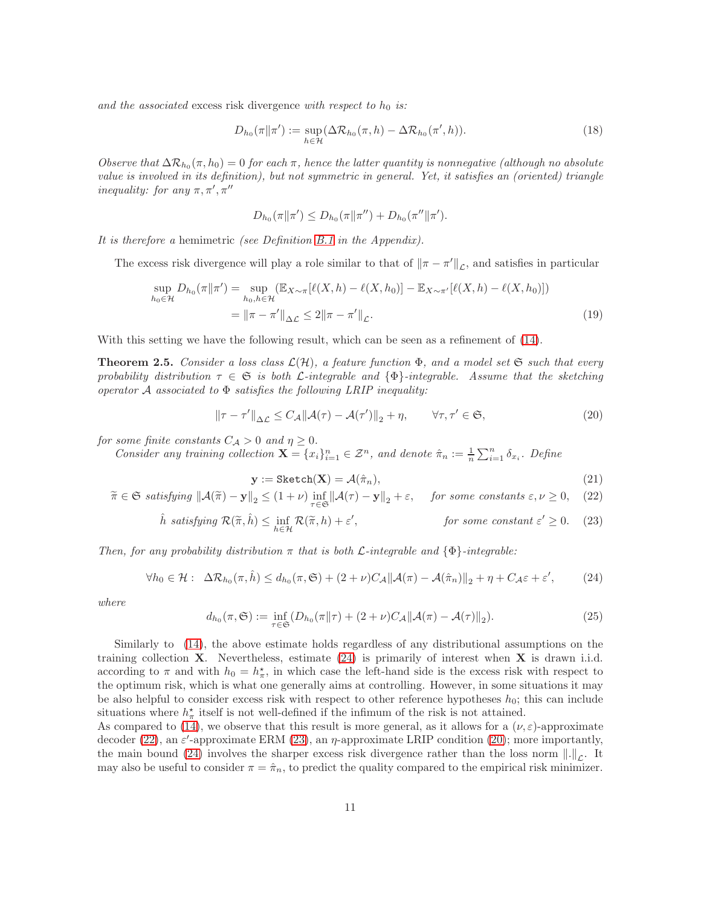*and the associated* excess risk divergence *with respect to* $h_0$ *is:*

$$D_{h_0}(\pi \| \pi') := \sup_{h \in \mathcal{H}} (\Delta \mathcal{R}_{h_0}(\pi, h) - \Delta \mathcal{R}_{h_0}(\pi', h)). \tag{18}$$

*Observe that* $\Delta \mathcal{R}_{h_0}(\pi, h_0) = 0$ *for each* $\pi$*, hence the latter quantity is nonnegative (although no absolute value is involved in its definition), but not symmetric in general. Yet, it satisfies an (oriented) triangle inequality: for any* $\pi, \pi', \pi''$

$$D_{h_0}(\pi \| \pi') \leq D_{h_0}(\pi \| \pi'') + D_{h_0}(\pi'' \| \pi').$$

*It is therefore a* hemimetric *(see Definition B.1 in the Appendix).*

The excess risk divergence will play a role similar to that of $\|\pi - \pi'\|_{\mathcal{L}}$, and satisfies in particular

$$\begin{aligned} \sup_{h_0 \in \mathcal{H}} D_{h_0}(\pi \| \pi') &= \sup_{h_0, h \in \mathcal{H}} \left( \mathbb{E}_{X \sim \pi}[\ell(X, h) - \ell(X, h_0)] - \mathbb{E}_{X \sim \pi'}[\ell(X, h) - \ell(X, h_0)] \right) \\ &= \|\pi - \pi'\|_{\Delta \mathcal{L}} \leq 2 \|\pi - \pi'\|_{\mathcal{L}}. \end{aligned} \tag{19}$$

With this setting we have the following result, which can be seen as a refinement of (14).

**Theorem 2.5.** *Consider a loss class* $\mathcal{L}(\mathcal{H})$*, a feature function* $\Phi$*, and a model set* $\mathfrak{S}$ *such that every probability distribution* $\tau \in \mathfrak{S}$ *is both* $\mathcal{L}$*-integrable and* $\{\Phi\}$*-integrable. Assume that the sketching operator* $\mathcal{A}$ *associated to* $\Phi$ *satisfies the following LRIP inequality:*

$$\|\tau - \tau'\|_{\Delta \mathcal{L}} \leq C_{\mathcal{A}} \|\mathcal{A}(\tau) - \mathcal{A}(\tau')\|_2 + \eta, \qquad \forall \tau, \tau' \in \mathfrak{S}, \tag{20}$$

*for some finite constants* $C_{\mathcal{A}} > 0$ *and* $\eta \geq 0$*.*

*Consider any training collection* $\mathbf{X} = \{x_i\}_{i=1}^n \in \mathcal{Z}^n$*, and denote* $\hat{\pi}_n := \frac{1}{n} \sum_{i=1}^n \delta_{x_i}$*. Define*

$$\mathbf{y} := \texttt{Sketch}(\mathbf{X}) = \mathcal{A}(\hat{\pi}_n), \tag{21}$$

$$\widetilde{\pi} \in \mathfrak{S} \text{ satisfying } \|\mathcal{A}(\widetilde{\pi}) - \mathbf{y}\|_2 \leq (1 + \nu) \inf_{\tau \in \mathfrak{S}} \|\mathcal{A}(\tau) - \mathbf{y}\|_2 + \varepsilon, \quad \text{for some constants } \varepsilon, \nu \geq 0, \tag{22}$$

$$\hat{h} \text{ satisfying } \mathcal{R}(\widetilde{\pi}, \hat{h}) \leq \inf_{h \in \mathcal{H}} \mathcal{R}(\widetilde{\pi}, h) + \varepsilon', \qquad \text{for some constant } \varepsilon' \geq 0. \tag{23}$$

*Then, for any probability distribution* $\pi$ *that is both* $\mathcal{L}$*-integrable and* $\{\Phi\}$*-integrable:*

$$\forall h_0 \in \mathcal{H}: \;\; \Delta \mathcal{R}_{h_0}(\pi, \hat{h}) \leq d_{h_0}(\pi, \mathfrak{S}) + (2 + \nu) C_{\mathcal{A}} \|\mathcal{A}(\pi) - \mathcal{A}(\hat{\pi}_n)\|_2 + \eta + C_{\mathcal{A}} \varepsilon + \varepsilon', \tag{24}$$

*where*

$$d_{h_0}(\pi, \mathfrak{S}) := \inf_{\tau \in \mathfrak{S}} (D_{h_0}(\pi \| \tau) + (2 + \nu) C_{\mathcal{A}} \|\mathcal{A}(\pi) - \mathcal{A}(\tau)\|_2). \tag{25}$$

Similarly to (14), the above estimate holds regardless of any distributional assumptions on the training collection $\mathbf{X}$. Nevertheless, estimate (24) is primarily of interest when $\mathbf{X}$ is drawn i.i.d. according to $\pi$ and with $h_0 = h^\star_\pi$, in which case the left-hand side is the excess risk with respect to the optimum risk, which is what one generally aims at controlling. However, in some situations it may be also helpful to consider excess risk with respect to other reference hypotheses $h_0$; this can include situations where $h^\star_\pi$ itself is not well-defined if the infimum of the risk is not attained.
As compared to (14), we observe that this result is more general, as it allows for a $(\nu, \varepsilon)$-approximate decoder (22), an $\varepsilon'$-approximate ERM (23), an $\eta$-approximate LRIP condition (20); more importantly, the main bound (24) involves the sharper excess risk divergence rather than the loss norm $\|.\|_{\mathcal{L}}$. It may also be useful to consider $\pi = \hat{\pi}_n$, to predict the quality compared to the empirical risk minimizer.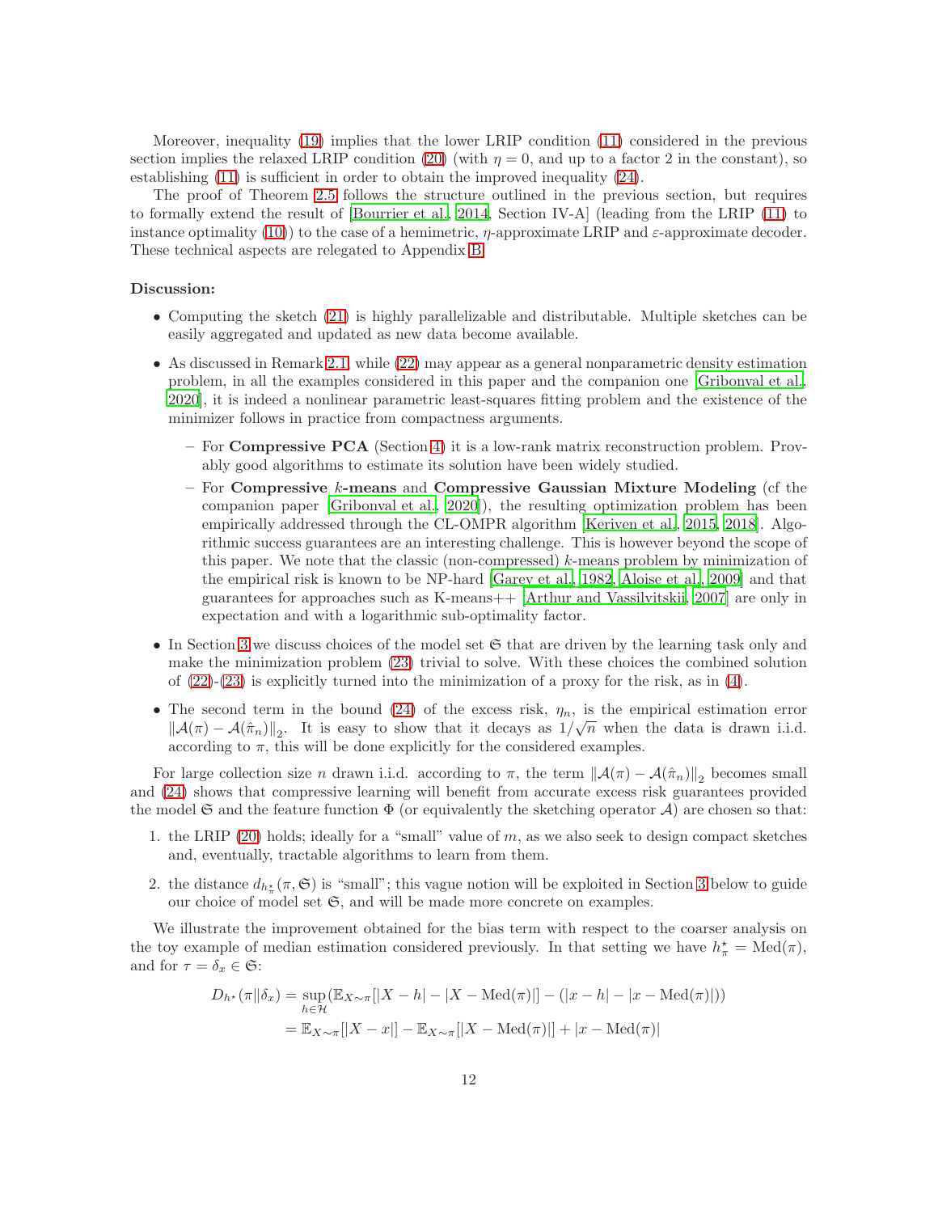Moreover, inequality (19) implies that the lower LRIP condition (11) considered in the previous section implies the relaxed LRIP condition (20) (with $\eta = 0$, and up to a factor 2 in the constant), so establishing (11) is sufficient in order to obtain the improved inequality (24).

The proof of Theorem 2.5 follows the structure outlined in the previous section, but requires to formally extend the result of [Bourrier et al., 2014, Section IV-A] (leading from the LRIP (11) to instance optimality (10)) to the case of a hemimetric, $\eta$-approximate LRIP and $\varepsilon$-approximate decoder. These technical aspects are relegated to Appendix B.

**Discussion:**

- Computing the sketch (21) is highly parallelizable and distributable. Multiple sketches can be easily aggregated and updated as new data become available.
- As discussed in Remark 2.1, while (22) may appear as a general nonparametric density estimation problem, in all the examples considered in this paper and the companion one [Gribonval et al., 2020], it is indeed a nonlinear parametric least-squares fitting problem and the existence of the minimizer follows in practice from compactness arguments.
  - For **Compressive PCA** (Section 4) it is a low-rank matrix reconstruction problem. Provably good algorithms to estimate its solution have been widely studied.
  - For **Compressive $k$-means** and **Compressive Gaussian Mixture Modeling** (cf the companion paper [Gribonval et al., 2020]), the resulting optimization problem has been empirically addressed through the CL-OMPR algorithm [Keriven et al., 2015, 2018]. Algorithmic success guarantees are an interesting challenge. This is however beyond the scope of this paper. We note that the classic (non-compressed) $k$-means problem by minimization of the empirical risk is known to be NP-hard [Garey et al., 1982, Aloise et al., 2009] and that guarantees for approaches such as K-means++ [Arthur and Vassilvitskii, 2007] are only in expectation and with a logarithmic sub-optimality factor.
- In Section 3 we discuss choices of the model set $\mathfrak{S}$ that are driven by the learning task only and make the minimization problem (23) trivial to solve. With these choices the combined solution of (22)-(23) is explicitly turned into the minimization of a proxy for the risk, as in (4).
- The second term in the bound (24) of the excess risk, $\eta_n$, is the empirical estimation error $\|\mathcal{A}(\pi) - \mathcal{A}(\hat{\pi}_n)\|_2$. It is easy to show that it decays as $1/\sqrt{n}$ when the data is drawn i.i.d. according to $\pi$, this will be done explicitly for the considered examples.

For large collection size $n$ drawn i.i.d. according to $\pi$, the term $\|\mathcal{A}(\pi) - \mathcal{A}(\hat{\pi}_n)\|_2$ becomes small and (24) shows that compressive learning will benefit from accurate excess risk guarantees provided the model $\mathfrak{S}$ and the feature function $\Phi$ (or equivalently the sketching operator $\mathcal{A}$) are chosen so that:

1. the LRIP (20) holds; ideally for a "small" value of $m$, as we also seek to design compact sketches and, eventually, tractable algorithms to learn from them.
2. the distance $d_{h^\star_\pi}(\pi, \mathfrak{S})$ is "small"; this vague notion will be exploited in Section 3 below to guide our choice of model set $\mathfrak{S}$, and will be made more concrete on examples.

We illustrate the improvement obtained for the bias term with respect to the coarser analysis on the toy example of median estimation considered previously. In that setting we have $h^\star_\pi = \mathrm{Med}(\pi)$, and for $\tau = \delta_x \in \mathfrak{S}$:

$$
\begin{aligned}
D_{h^\star}(\pi\|\delta_x) &= \sup_{h\in\mathcal{H}} \left(\mathbb{E}_{X\sim\pi}[|X-h| - |X-\mathrm{Med}(\pi)|] - (|x-h| - |x-\mathrm{Med}(\pi)|)\right) \\
&= \mathbb{E}_{X\sim\pi}[|X-x|] - \mathbb{E}_{X\sim\pi}[|X-\mathrm{Med}(\pi)|] + |x-\mathrm{Med}(\pi)|
\end{aligned}
$$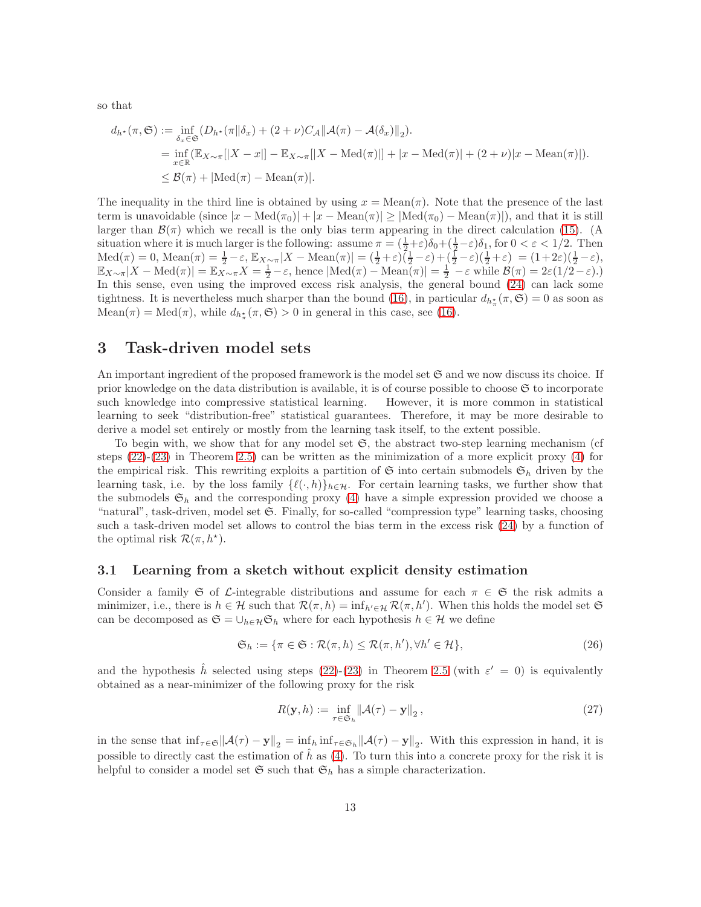so that

$$
\begin{aligned}
d_{h^\star}(\pi, \mathfrak{S}) &:= \inf_{\delta_x \in \mathfrak{S}} (D_{h^\star}(\pi \| \delta_x) + (2+\nu) C_{\mathcal{A}} \|\mathcal{A}(\pi) - \mathcal{A}(\delta_x)\|_2). \\
&= \inf_{x \in \mathbb{R}} (\mathbb{E}_{X\sim\pi}[|X - x|] - \mathbb{E}_{X\sim\pi}[|X - \mathrm{Med}(\pi)|] + |x - \mathrm{Med}(\pi)| + (2+\nu)|x - \mathrm{Mean}(\pi)|). \\
&\leq \mathcal{B}(\pi) + |\mathrm{Med}(\pi) - \mathrm{Mean}(\pi)|.
\end{aligned}
$$

The inequality in the third line is obtained by using $x = \mathrm{Mean}(\pi)$. Note that the presence of the last term is unavoidable (since $|x - \mathrm{Med}(\pi_0)| + |x - \mathrm{Mean}(\pi)| \geq |\mathrm{Med}(\pi_0) - \mathrm{Mean}(\pi)|$), and that it is still larger than $\mathcal{B}(\pi)$ which we recall is the only bias term appearing in the direct calculation (15). (A situation where it is much larger is the following: assume $\pi = (\frac{1}{2}+\varepsilon)\delta_0 + (\frac{1}{2}-\varepsilon)\delta_1$, for $0 < \varepsilon < 1/2$. Then $\mathrm{Med}(\pi) = 0$, $\mathrm{Mean}(\pi) = \frac{1}{2} - \varepsilon$, $\mathbb{E}_{X\sim\pi}|X - \mathrm{Mean}(\pi)| = (\frac{1}{2}+\varepsilon)(\frac{1}{2}-\varepsilon) + (\frac{1}{2}-\varepsilon)(\frac{1}{2}+\varepsilon) = (1+2\varepsilon)(\frac{1}{2}-\varepsilon)$, $\mathbb{E}_{X\sim\pi}|X - \mathrm{Med}(\pi)| = \mathbb{E}_{X\sim\pi}X = \frac{1}{2} - \varepsilon$, hence $|\mathrm{Med}(\pi) - \mathrm{Mean}(\pi)| = \frac{1}{2} - \varepsilon$ while $\mathcal{B}(\pi) = 2\varepsilon(1/2 - \varepsilon)$.) In this sense, even using the improved excess risk analysis, the general bound (24) can lack some tightness. It is nevertheless much sharper than the bound (16), in particular $d_{h^\star_\pi}(\pi, \mathfrak{S}) = 0$ as soon as $\mathrm{Mean}(\pi) = \mathrm{Med}(\pi)$, while $d_{h^\star_\pi}(\pi, \mathfrak{S}) > 0$ in general in this case, see (16).

# 3 Task-driven model sets

An important ingredient of the proposed framework is the model set $\mathfrak{S}$ and we now discuss its choice. If prior knowledge on the data distribution is available, it is of course possible to choose $\mathfrak{S}$ to incorporate such knowledge into compressive statistical learning. However, it is more common in statistical learning to seek "distribution-free" statistical guarantees. Therefore, it may be more desirable to derive a model set entirely or mostly from the learning task itself, to the extent possible.

To begin with, we show that for any model set $\mathfrak{S}$, the abstract two-step learning mechanism (cf steps (22)-(23) in Theorem 2.5) can be written as the minimization of a more explicit proxy (4) for the empirical risk. This rewriting exploits a partition of $\mathfrak{S}$ into certain submodels $\mathfrak{S}_h$ driven by the learning task, i.e. by the loss family $\{\ell(\cdot, h)\}_{h\in\mathcal{H}}$. For certain learning tasks, we further show that the submodels $\mathfrak{S}_h$ and the corresponding proxy (4) have a simple expression provided we choose a "natural", task-driven, model set $\mathfrak{S}$. Finally, for so-called "compression type" learning tasks, choosing such a task-driven model set allows to control the bias term in the excess risk (24) by a function of the optimal risk $\mathcal{R}(\pi, h^\star)$.

## 3.1 Learning from a sketch without explicit density estimation

Consider a family $\mathfrak{S}$ of $\mathcal{L}$-integrable distributions and assume for each $\pi \in \mathfrak{S}$ the risk admits a minimizer, i.e., there is $h \in \mathcal{H}$ such that $\mathcal{R}(\pi, h) = \inf_{h' \in \mathcal{H}} \mathcal{R}(\pi, h')$. When this holds the model set $\mathfrak{S}$ can be decomposed as $\mathfrak{S} = \cup_{h\in\mathcal{H}} \mathfrak{S}_h$ where for each hypothesis $h \in \mathcal{H}$ we define

$$
\mathfrak{S}_h := \{\pi \in \mathfrak{S} : \mathcal{R}(\pi, h) \leq \mathcal{R}(\pi, h'), \forall h' \in \mathcal{H}\}, \tag{26}
$$

and the hypothesis $\hat{h}$ selected using steps (22)-(23) in Theorem 2.5 (with $\varepsilon' = 0$) is equivalently obtained as a near-minimizer of the following proxy for the risk

$$
R(\mathbf{y}, h) := \inf_{\tau \in \mathfrak{S}_h} \|\mathcal{A}(\tau) - \mathbf{y}\|_2, \tag{27}
$$

in the sense that $\inf_{\tau\in\mathfrak{S}} \|\mathcal{A}(\tau) - \mathbf{y}\|_2 = \inf_h \inf_{\tau\in\mathfrak{S}_h} \|\mathcal{A}(\tau) - \mathbf{y}\|_2$. With this expression in hand, it is possible to directly cast the estimation of $\hat{h}$ as (4). To turn this into a concrete proxy for the risk it is helpful to consider a model set $\mathfrak{S}$ such that $\mathfrak{S}_h$ has a simple characterization.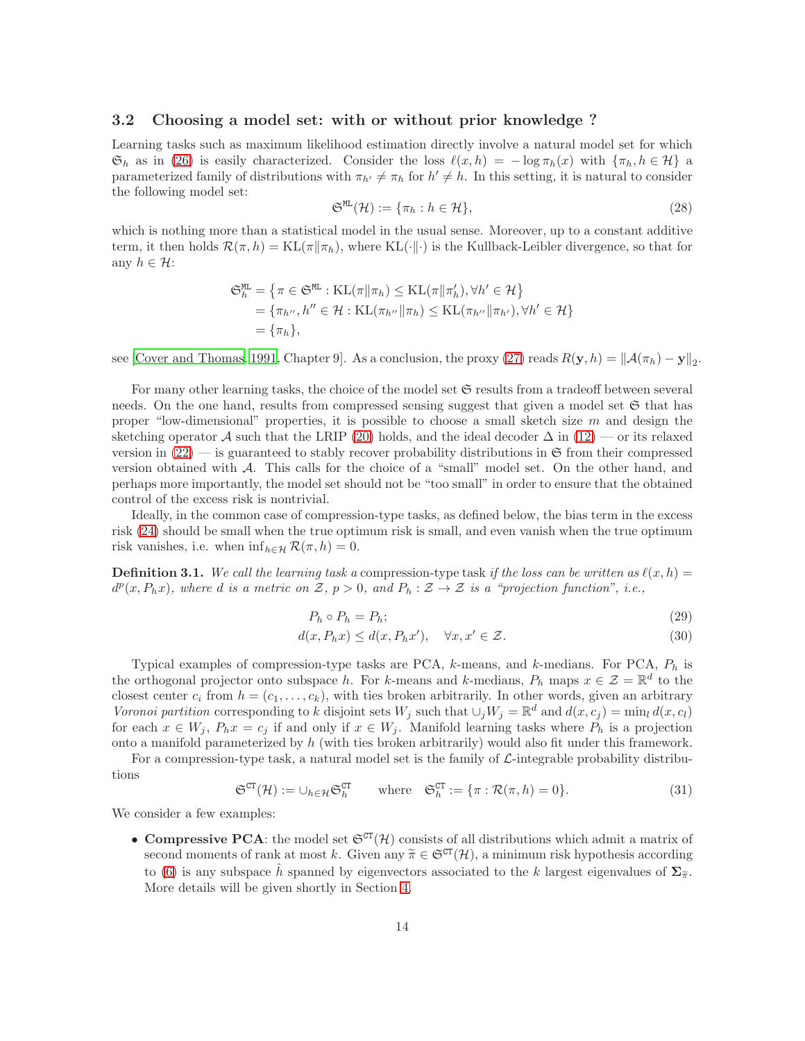### 3.2 Choosing a model set: with or without prior knowledge ?

Learning tasks such as maximum likelihood estimation directly involve a natural model set for which $\mathfrak{S}_h$ as in (26) is easily characterized. Consider the loss $\ell(x,h) = -\log \pi_h(x)$ with $\{\pi_h, h \in \mathcal{H}\}$ a parameterized family of distributions with $\pi_{h'} \neq \pi_h$ for $h' \neq h$. In this setting, it is natural to consider the following model set:

$$\mathfrak{S}^{\mathtt{ML}}(\mathcal{H}) := \{\pi_h : h \in \mathcal{H}\}, \tag{28}$$

which is nothing more than a statistical model in the usual sense. Moreover, up to a constant additive term, it then holds $\mathcal{R}(\pi, h) = \mathrm{KL}(\pi \| \pi_h)$, where $\mathrm{KL}(\cdot\|\cdot)$ is the Kullback-Leibler divergence, so that for any $h \in \mathcal{H}$:

$$\begin{aligned}
\mathfrak{S}_h^{\mathtt{ML}} &= \left\{\pi \in \mathfrak{S}^{\mathtt{ML}} : \mathrm{KL}(\pi\|\pi_h) \leq \mathrm{KL}(\pi\|\pi'_h), \forall h' \in \mathcal{H}\right\} \\
&= \{\pi_{h''}, h'' \in \mathcal{H} : \mathrm{KL}(\pi_{h''}\|\pi_h) \leq \mathrm{KL}(\pi_{h''}\|\pi_{h'}), \forall h' \in \mathcal{H}\} \\
&= \{\pi_h\},
\end{aligned}$$

see [Cover and Thomas, 1991, Chapter 9]. As a conclusion, the proxy (27) reads $R(\mathbf{y}, h) = \|\mathcal{A}(\pi_h) - \mathbf{y}\|_2$.

For many other learning tasks, the choice of the model set $\mathfrak{S}$ results from a tradeoff between several needs. On the one hand, results from compressed sensing suggest that given a model set $\mathfrak{S}$ that has proper "low-dimensional" properties, it is possible to choose a small sketch size $m$ and design the sketching operator $\mathcal{A}$ such that the LRIP (20) holds, and the ideal decoder $\Delta$ in (12) — or its relaxed version in (22) — is guaranteed to stably recover probability distributions in $\mathfrak{S}$ from their compressed version obtained with $\mathcal{A}$. This calls for the choice of a "small" model set. On the other hand, and perhaps more importantly, the model set should not be "too small" in order to ensure that the obtained control of the excess risk is nontrivial.

Ideally, in the common case of compression-type tasks, as defined below, the bias term in the excess risk (24) should be small when the true optimum risk is small, and even vanish when the true optimum risk vanishes, i.e. when $\inf_{h\in\mathcal{H}} \mathcal{R}(\pi, h) = 0$.

**Definition 3.1.** *We call the learning task a* compression-type task *if the loss can be written as $\ell(x,h) = d^p(x, P_h x)$, where $d$ is a metric on $\mathcal{Z}$, $p > 0$, and $P_h : \mathcal{Z} \to \mathcal{Z}$ is a "projection function", i.e.,*

$$P_h \circ P_h = P_h; \tag{29}$$

$$d(x, P_h x) \leq d(x, P_h x'), \quad \forall x, x' \in \mathcal{Z}. \tag{30}$$

Typical examples of compression-type tasks are PCA, $k$-means, and $k$-medians. For PCA, $P_h$ is the orthogonal projector onto subspace $h$. For $k$-means and $k$-medians, $P_h$ maps $x \in \mathcal{Z} = \mathbb{R}^d$ to the closest center $c_i$ from $h = (c_1, \ldots, c_k)$, with ties broken arbitrarily. In other words, given an arbitrary *Voronoi partition* corresponding to $k$ disjoint sets $W_j$ such that $\cup_j W_j = \mathbb{R}^d$ and $d(x, c_j) = \min_l d(x, c_l)$ for each $x \in W_j$, $P_h x = c_j$ if and only if $x \in W_j$. Manifold learning tasks where $P_h$ is a projection onto a manifold parameterized by $h$ (with ties broken arbitrarily) would also fit under this framework.

For a compression-type task, a natural model set is the family of $\mathcal{L}$-integrable probability distributions

$$\mathfrak{S}^{\mathtt{CT}}(\mathcal{H}) := \cup_{h\in\mathcal{H}} \mathfrak{S}_h^{\mathtt{CT}} \qquad \text{where} \quad \mathfrak{S}_h^{\mathtt{CT}} := \{\pi : \mathcal{R}(\pi, h) = 0\}. \tag{31}$$

We consider a few examples:

- **Compressive PCA**: the model set $\mathfrak{S}^{\mathtt{CT}}(\mathcal{H})$ consists of all distributions which admit a matrix of second moments of rank at most $k$. Given any $\widetilde{\pi} \in \mathfrak{S}^{\mathtt{CT}}(\mathcal{H})$, a minimum risk hypothesis according to (6) is any subspace $\hat{h}$ spanned by eigenvectors associated to the $k$ largest eigenvalues of $\mathbf{\Sigma}_{\widetilde{\pi}}$. More details will be given shortly in Section 4.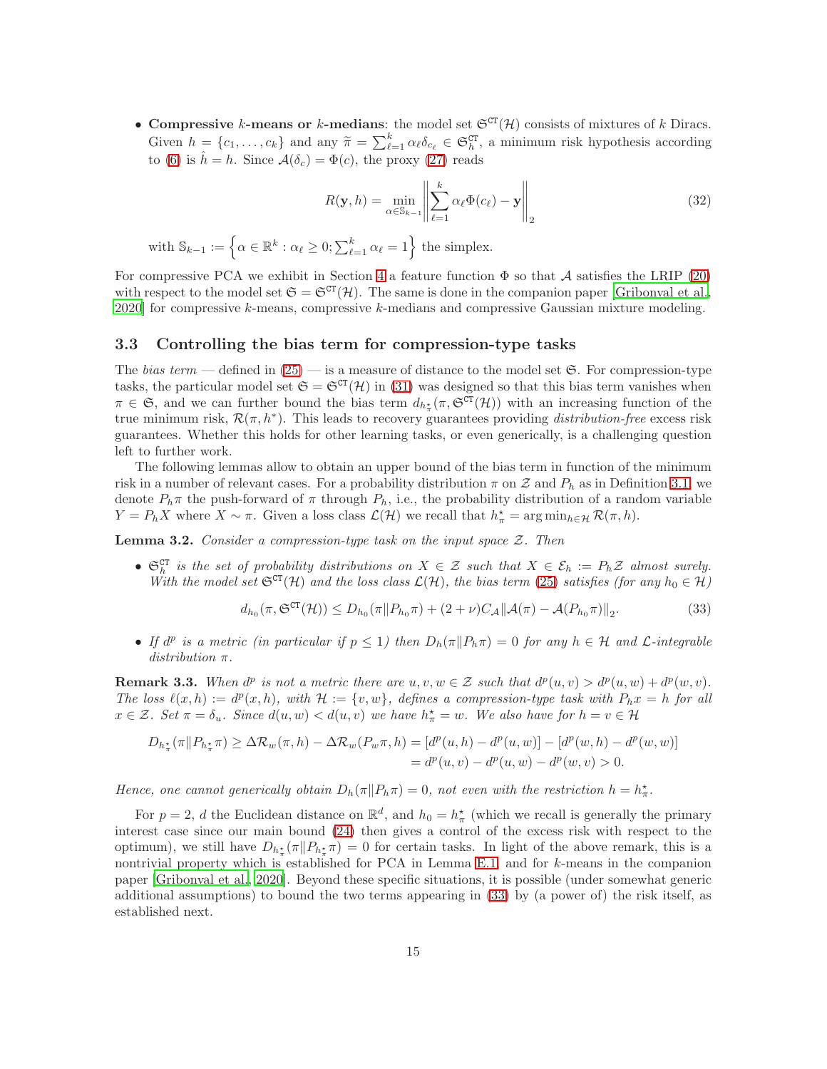- **Compressive $k$-means or $k$-medians**: the model set $\mathfrak{S}^{\text{CT}}(\mathcal{H})$ consists of mixtures of $k$ Diracs. Given $h = \{c_1, \ldots, c_k\}$ and any $\widetilde{\pi} = \sum_{\ell=1}^{k} \alpha_\ell \delta_{c_\ell} \in \mathfrak{S}_h^{\text{CT}}$, a minimum risk hypothesis according to (6) is $\hat{h} = h$. Since $\mathcal{A}(\delta_c) = \Phi(c)$, the proxy (27) reads

$$R(\mathbf{y}, h) = \min_{\alpha \in \mathbb{S}_{k-1}} \left\| \sum_{\ell=1}^{k} \alpha_\ell \Phi(c_\ell) - \mathbf{y} \right\|_2 \tag{32}$$

with $\mathbb{S}_{k-1} := \left\{ \alpha \in \mathbb{R}^k : \alpha_\ell \geq 0; \sum_{\ell=1}^{k} \alpha_\ell = 1 \right\}$ the simplex.

For compressive PCA we exhibit in Section 4 a feature function $\Phi$ so that $\mathcal{A}$ satisfies the LRIP (20) with respect to the model set $\mathfrak{S} = \mathfrak{S}^{\text{CT}}(\mathcal{H})$. The same is done in the companion paper [Gribonval et al., 2020] for compressive $k$-means, compressive $k$-medians and compressive Gaussian mixture modeling.

### 3.3 Controlling the bias term for compression-type tasks

The *bias term* — defined in (25) — is a measure of distance to the model set $\mathfrak{S}$. For compression-type tasks, the particular model set $\mathfrak{S} = \mathfrak{S}^{\text{CT}}(\mathcal{H})$ in (31) was designed so that this bias term vanishes when $\pi \in \mathfrak{S}$, and we can further bound the bias term $d_{h_\pi^\star}(\pi, \mathfrak{S}^{\text{CT}}(\mathcal{H}))$ with an increasing function of the true minimum risk, $\mathcal{R}(\pi, h^*)$. This leads to recovery guarantees providing *distribution-free* excess risk guarantees. Whether this holds for other learning tasks, or even generically, is a challenging question left to further work.

The following lemmas allow to obtain an upper bound of the bias term in function of the minimum risk in a number of relevant cases. For a probability distribution $\pi$ on $\mathcal{Z}$ and $P_h$ as in Definition 3.1, we denote $P_h\pi$ the push-forward of $\pi$ through $P_h$, i.e., the probability distribution of a random variable $Y = P_h X$ where $X \sim \pi$. Given a loss class $\mathcal{L}(\mathcal{H})$ we recall that $h_\pi^\star = \arg\min_{h \in \mathcal{H}} \mathcal{R}(\pi, h)$.

**Lemma 3.2.** *Consider a compression-type task on the input space $\mathcal{Z}$. Then*

- *$\mathfrak{S}_h^{\text{CT}}$ is the set of probability distributions on $X \in \mathcal{Z}$ such that $X \in \mathcal{E}_h := P_h\mathcal{Z}$ almost surely. With the model set $\mathfrak{S}^{\text{CT}}(\mathcal{H})$ and the loss class $\mathcal{L}(\mathcal{H})$, the bias term (25) satisfies (for any $h_0 \in \mathcal{H}$)*

$$d_{h_0}(\pi, \mathfrak{S}^{\text{CT}}(\mathcal{H})) \leq D_{h_0}(\pi \| P_{h_0}\pi) + (2+\nu) C_{\mathcal{A}} \|\mathcal{A}(\pi) - \mathcal{A}(P_{h_0}\pi)\|_2. \tag{33}$$

- *If $d^p$ is a metric (in particular if $p \leq 1$) then $D_h(\pi \| P_h\pi) = 0$ for any $h \in \mathcal{H}$ and $\mathcal{L}$-integrable distribution $\pi$.*

**Remark 3.3.** *When $d^p$ is not a metric there are $u, v, w \in \mathcal{Z}$ such that $d^p(u,v) > d^p(u,w) + d^p(w,v)$. The loss $\ell(x,h) := d^p(x,h)$, with $\mathcal{H} := \{v, w\}$, defines a compression-type task with $P_h x = h$ for all $x \in \mathcal{Z}$. Set $\pi = \delta_u$. Since $d(u,w) < d(u,v)$ we have $h_\pi^\star = w$. We also have for $h = v \in \mathcal{H}$*

$$\begin{aligned} D_{h_\pi^\star}(\pi \| P_{h_\pi^\star}\pi) \geq \Delta\mathcal{R}_w(\pi, h) - \Delta\mathcal{R}_w(P_w\pi, h) &= [d^p(u,h) - d^p(u,w)] - [d^p(w,h) - d^p(w,w)] \\ &= d^p(u,v) - d^p(u,w) - d^p(w,v) > 0. \end{aligned}$$

*Hence, one cannot generically obtain $D_h(\pi \| P_h\pi) = 0$, not even with the restriction $h = h_\pi^\star$.*

For $p = 2$, $d$ the Euclidean distance on $\mathbb{R}^d$, and $h_0 = h_\pi^\star$ (which we recall is generally the primary interest case since our main bound (24) then gives a control of the excess risk with respect to the optimum), we still have $D_{h_\pi^\star}(\pi \| P_{h_\pi^\star}\pi) = 0$ for certain tasks. In light of the above remark, this is a nontrivial property which is established for PCA in Lemma E.1 and for $k$-means in the companion paper [Gribonval et al., 2020]. Beyond these specific situations, it is possible (under somewhat generic additional assumptions) to bound the two terms appearing in (33) by (a power of) the risk itself, as established next.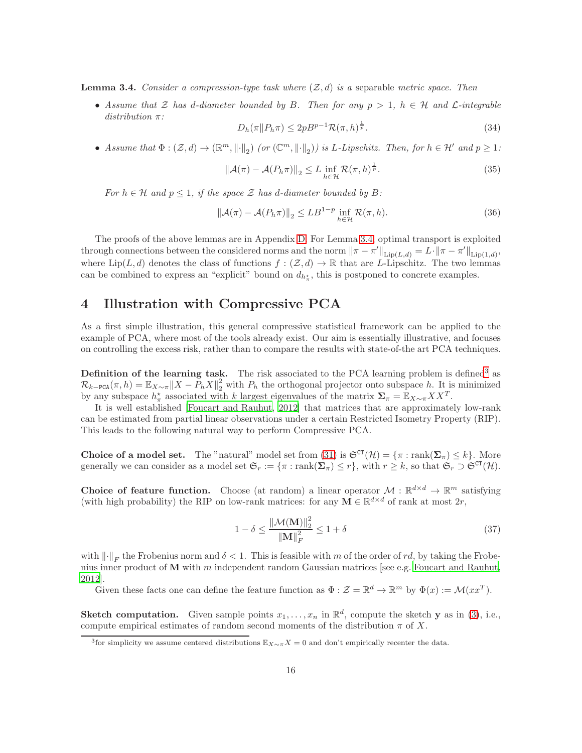**Lemma 3.4.** *Consider a compression-type task where $(\mathcal{Z}, d)$ is a separable metric space. Then*

- *Assume that $\mathcal{Z}$ has d-diameter bounded by $B$. Then for any $p > 1$, $h \in \mathcal{H}$ and $\mathcal{L}$-integrable distribution $\pi$:*

$$D_h(\pi \| P_h \pi) \leq 2pB^{p-1} \mathcal{R}(\pi, h)^{\frac{1}{p}}. \tag{34}$$

- *Assume that $\Phi : (\mathcal{Z}, d) \to (\mathbb{R}^m, \|\cdot\|_2)$ (or $(\mathbb{C}^m, \|\cdot\|_2)$) is $L$-Lipschitz. Then, for $h \in \mathcal{H}'$ and $p \geq 1$:*

$$\|\mathcal{A}(\pi) - \mathcal{A}(P_h \pi)\|_2 \leq L \inf_{h \in \mathcal{H}} \mathcal{R}(\pi, h)^{\frac{1}{p}}. \tag{35}$$

*For $h \in \mathcal{H}$ and $p \leq 1$, if the space $\mathcal{Z}$ has d-diameter bounded by $B$:*

$$\|\mathcal{A}(\pi) - \mathcal{A}(P_h \pi)\|_2 \leq LB^{1-p} \inf_{h \in \mathcal{H}} \mathcal{R}(\pi, h). \tag{36}$$

The proofs of the above lemmas are in Appendix D. For Lemma 3.4, optimal transport is exploited through connections between the considered norms and the norm $\|\pi - \pi'\|_{\text{Lip}(L,d)} = L \cdot \|\pi - \pi'\|_{\text{Lip}(1,d)}$, where $\text{Lip}(L, d)$ denotes the class of functions $f : (\mathcal{Z}, d) \to \mathbb{R}$ that are $L$-Lipschitz. The two lemmas can be combined to express an "explicit" bound on $d_{h_\pi^\star}$, this is postponed to concrete examples.

## 4 Illustration with Compressive PCA

As a first simple illustration, this general compressive statistical framework can be applied to the example of PCA, where most of the tools already exist. Our aim is essentially illustrative, and focuses on controlling the excess risk, rather than to compare the results with state-of-the art PCA techniques.

**Definition of the learning task.** The risk associated to the PCA learning problem is defined[3] as $\mathcal{R}_{k-\texttt{PCA}}(\pi, h) = \mathbb{E}_{X \sim \pi} \|X - P_h X\|_2^2$ with $P_h$ the orthogonal projector onto subspace $h$. It is minimized by any subspace $h_\pi^\star$ associated with $k$ largest eigenvalues of the matrix $\mathbf{\Sigma}_\pi = \mathbb{E}_{X \sim \pi} XX^T$.

It is well established [Foucart and Rauhut, 2012] that matrices that are approximately low-rank can be estimated from partial linear observations under a certain Restricted Isometry Property (RIP). This leads to the following natural way to perform Compressive PCA.

**Choice of a model set.** The "natural" model set from (31) is $\mathfrak{S}^{\texttt{CT}}(\mathcal{H}) = \{\pi : \text{rank}(\mathbf{\Sigma}_\pi) \leq k\}$. More generally we can consider as a model set $\mathfrak{S}_r := \{\pi : \text{rank}(\mathbf{\Sigma}_\pi) \leq r\}$, with $r \geq k$, so that $\mathfrak{S}_r \supset \mathfrak{S}^{\texttt{CT}}(\mathcal{H})$.

**Choice of feature function.** Choose (at random) a linear operator $\mathcal{M} : \mathbb{R}^{d \times d} \to \mathbb{R}^m$ satisfying (with high probability) the RIP on low-rank matrices: for any $\mathbf{M} \in \mathbb{R}^{d \times d}$ of rank at most $2r$,

$$1 - \delta \leq \frac{\|\mathcal{M}(\mathbf{M})\|_2^2}{\|\mathbf{M}\|_F^2} \leq 1 + \delta \tag{37}$$

with $\|\cdot\|_F$ the Frobenius norm and $\delta < 1$. This is feasible with $m$ of the order of $rd$, by taking the Frobenius inner product of $\mathbf{M}$ with $m$ independent random Gaussian matrices [see e.g. Foucart and Rauhut, 2012].

Given these facts one can define the feature function as $\Phi : \mathcal{Z} = \mathbb{R}^d \to \mathbb{R}^m$ by $\Phi(x) := \mathcal{M}(xx^T)$.

**Sketch computation.** Given sample points $x_1, \ldots, x_n$ in $\mathbb{R}^d$, compute the sketch $\mathbf{y}$ as in (3), i.e., compute empirical estimates of random second moments of the distribution $\pi$ of $X$.

[3] for simplicity we assume centered distributions $\mathbb{E}_{X \sim \pi} X = 0$ and don't empirically recenter the data.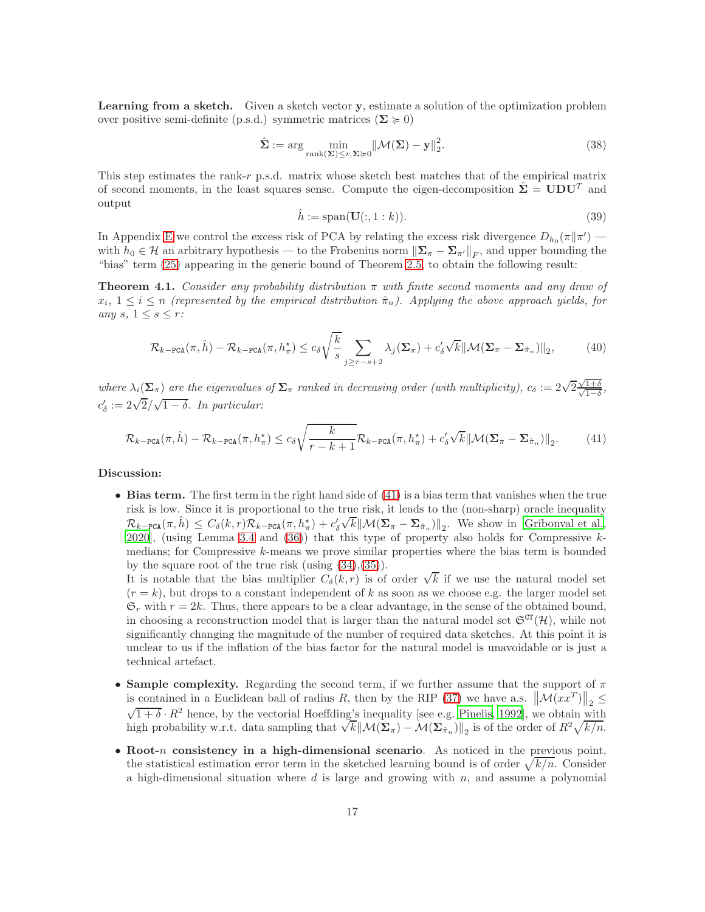**Learning from a sketch.** Given a sketch vector $\mathbf{y}$, estimate a solution of the optimization problem over positive semi-definite (p.s.d.) symmetric matrices ($\mathbf{\Sigma} \succcurlyeq 0$)

$$\hat{\mathbf{\Sigma}} := \arg \min_{\text{rank}(\mathbf{\Sigma}) \leq r, \mathbf{\Sigma} \succcurlyeq 0} \|\mathcal{M}(\mathbf{\Sigma}) - \mathbf{y}\|_2^2. \tag{38}$$

This step estimates the rank-$r$ p.s.d. matrix whose sketch best matches that of the empirical matrix of second moments, in the least squares sense. Compute the eigen-decomposition $\hat{\mathbf{\Sigma}} = \mathbf{U}\mathbf{D}\mathbf{U}^T$ and output

$$\hat{h} := \text{span}(\mathbf{U}(:, 1:k)). \tag{39}$$

In Appendix E we control the excess risk of PCA by relating the excess risk divergence $D_{h_0}(\pi \| \pi')$ — with $h_0 \in \mathcal{H}$ an arbitrary hypothesis — to the Frobenius norm $\|\mathbf{\Sigma}_\pi - \mathbf{\Sigma}_{\pi'}\|_F$, and upper bounding the "bias" term (25) appearing in the generic bound of Theorem 2.5, to obtain the following result:

**Theorem 4.1.** *Consider any probability distribution $\pi$ with finite second moments and any draw of $x_i$, $1 \leq i \leq n$ (represented by the empirical distribution $\hat{\pi}_n$). Applying the above approach yields, for any $s$, $1 \leq s \leq r$:*

$$\mathcal{R}_{k-\mathtt{PCA}}(\pi, \hat{h}) - \mathcal{R}_{k-\mathtt{PCA}}(\pi, h^\star_\pi) \leq c_\delta \sqrt{\frac{k}{s}} \sum_{j \geq r-s+2} \lambda_j(\mathbf{\Sigma}_\pi) + c'_\delta \sqrt{k} \|\mathcal{M}(\mathbf{\Sigma}_\pi - \mathbf{\Sigma}_{\hat{\pi}_n})\|_2, \tag{40}$$

*where $\lambda_i(\mathbf{\Sigma}_\pi)$ are the eigenvalues of $\mathbf{\Sigma}_\pi$ ranked in decreasing order (with multiplicity), $c_\delta := 2\sqrt{2}\frac{\sqrt{1+\delta}}{\sqrt{1-\delta}}$, $c'_\delta := 2\sqrt{2}/\sqrt{1-\delta}$. In particular:*

$$\mathcal{R}_{k-\mathtt{PCA}}(\pi, \hat{h}) - \mathcal{R}_{k-\mathtt{PCA}}(\pi, h^\star_\pi) \leq c_\delta \sqrt{\frac{k}{r-k+1}} \mathcal{R}_{k-\mathtt{PCA}}(\pi, h^\star_\pi) + c'_\delta \sqrt{k} \|\mathcal{M}(\mathbf{\Sigma}_\pi - \mathbf{\Sigma}_{\hat{\pi}_n})\|_2. \tag{41}$$

**Discussion:**

- **Bias term.** The first term in the right hand side of (41) is a bias term that vanishes when the true risk is low. Since it is proportional to the true risk, it leads to the (non-sharp) oracle inequality $\mathcal{R}_{k-\mathtt{PCA}}(\pi, \hat{h}) \leq C_\delta(k, r) \mathcal{R}_{k-\mathtt{PCA}}(\pi, h^\star_\pi) + c'_\delta \sqrt{k} \|\mathcal{M}(\mathbf{\Sigma}_\pi - \mathbf{\Sigma}_{\hat{\pi}_n})\|_2$. We show in [Gribonval et al., 2020], (using Lemma 3.4 and (36)) that this type of property also holds for Compressive $k$-medians; for Compressive $k$-means we prove similar properties where the bias term is bounded by the square root of the true risk (using (34),(35)).
  It is notable that the bias multiplier $C_\delta(k, r)$ is of order $\sqrt{k}$ if we use the natural model set ($r = k$), but drops to a constant independent of $k$ as soon as we choose e.g. the larger model set $\mathfrak{S}_r$ with $r = 2k$. Thus, there appears to be a clear advantage, in the sense of the obtained bound, in choosing a reconstruction model that is larger than the natural model set $\mathfrak{S}^{\mathtt{CT}}(\mathcal{H})$, while not significantly changing the magnitude of the number of required data sketches. At this point it is unclear to us if the inflation of the bias factor for the natural model is unavoidable or is just a technical artefact.

- **Sample complexity.** Regarding the second term, if we further assume that the support of $\pi$ is contained in a Euclidean ball of radius $R$, then by the RIP (37) we have a.s. $\|\mathcal{M}(xx^T)\|_2 \leq \sqrt{1+\delta} \cdot R^2$ hence, by the vectorial Hoeffding's inequality [see e.g. Pinelis, 1992], we obtain with high probability w.r.t. data sampling that $\sqrt{k}\|\mathcal{M}(\mathbf{\Sigma}_\pi) - \mathcal{M}(\mathbf{\Sigma}_{\hat{\pi}_n})\|_2$ is of the order of $R^2\sqrt{k/n}$.

- **Root-$n$ consistency in a high-dimensional scenario**. As noticed in the previous point, the statistical estimation error term in the sketched learning bound is of order $\sqrt{k/n}$. Consider a high-dimensional situation where $d$ is large and growing with $n$, and assume a polynomial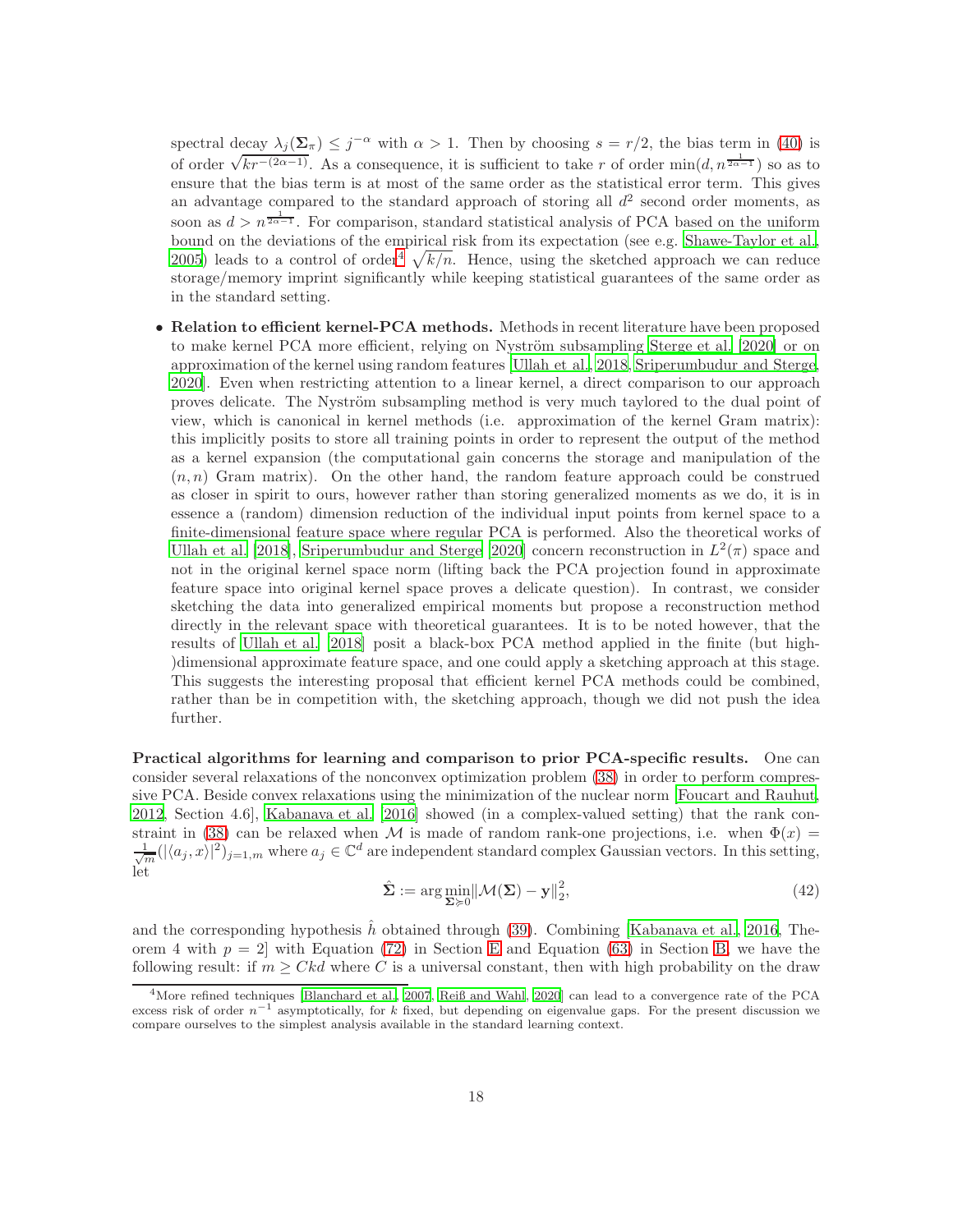spectral decay $\lambda_j(\mathbf{\Sigma}_\pi) \leq j^{-\alpha}$ with $\alpha > 1$. Then by choosing $s = r/2$, the bias term in (40) is of order $\sqrt{k r^{-(2\alpha-1)}}$. As a consequence, it is sufficient to take $r$ of order $\min(d, n^{\frac{1}{2\alpha-1}})$ so as to ensure that the bias term is at most of the same order as the statistical error term. This gives an advantage compared to the standard approach of storing all $d^2$ second order moments, as soon as $d > n^{\frac{1}{2\alpha-1}}$. For comparison, standard statistical analysis of PCA based on the uniform bound on the deviations of the empirical risk from its expectation (see e.g. Shawe-Taylor et al., 2005) leads to a control of order[4] $\sqrt{k/n}$. Hence, using the sketched approach we can reduce storage/memory imprint significantly while keeping statistical guarantees of the same order as in the standard setting.

- **Relation to efficient kernel-PCA methods.** Methods in recent literature have been proposed to make kernel PCA more efficient, relying on Nyström subsampling Sterge et al. [2020] or on approximation of the kernel using random features [Ullah et al., 2018, Sriperumbudur and Sterge, 2020]. Even when restricting attention to a linear kernel, a direct comparison to our approach proves delicate. The Nyström subsampling method is very much taylored to the dual point of view, which is canonical in kernel methods (i.e. approximation of the kernel Gram matrix): this implicitly posits to store all training points in order to represent the output of the method as a kernel expansion (the computational gain concerns the storage and manipulation of the $(n, n)$ Gram matrix). On the other hand, the random feature approach could be construed as closer in spirit to ours, however rather than storing generalized moments as we do, it is in essence a (random) dimension reduction of the individual input points from kernel space to a finite-dimensional feature space where regular PCA is performed. Also the theoretical works of Ullah et al. [2018], Sriperumbudur and Sterge [2020] concern reconstruction in $L^2(\pi)$ space and not in the original kernel space norm (lifting back the PCA projection found in approximate feature space into original kernel space proves a delicate question). In contrast, we consider sketching the data into generalized empirical moments but propose a reconstruction method directly in the relevant space with theoretical guarantees. It is to be noted however, that the results of Ullah et al. [2018] posit a black-box PCA method applied in the finite (but high-)dimensional approximate feature space, and one could apply a sketching approach at this stage. This suggests the interesting proposal that efficient kernel PCA methods could be combined, rather than be in competition with, the sketching approach, though we did not push the idea further.

**Practical algorithms for learning and comparison to prior PCA-specific results.** One can consider several relaxations of the nonconvex optimization problem (38) in order to perform compressive PCA. Beside convex relaxations using the minimization of the nuclear norm [Foucart and Rauhut, 2012, Section 4.6], Kabanava et al. [2016] showed (in a complex-valued setting) that the rank constraint in (38) can be relaxed when $\mathcal{M}$ is made of random rank-one projections, i.e. when $\Phi(x) = \frac{1}{\sqrt{m}}(|\langle a_j, x\rangle|^2)_{j=1,m}$ where $a_j \in \mathbb{C}^d$ are independent standard complex Gaussian vectors. In this setting, let

$$\hat{\mathbf{\Sigma}} := \arg\min_{\mathbf{\Sigma} \succcurlyeq 0} \|\mathcal{M}(\mathbf{\Sigma}) - \mathbf{y}\|_2^2, \tag{42}$$

and the corresponding hypothesis $\hat{h}$ obtained through (39). Combining [Kabanava et al., 2016, Theorem 4 with $p = 2$] with Equation (72) in Section E and Equation (63) in Section B, we have the following result: if $m \geq Ckd$ where $C$ is a universal constant, then with high probability on the draw

[4] More refined techniques [Blanchard et al., 2007, Reiß and Wahl, 2020] can lead to a convergence rate of the PCA excess risk of order $n^{-1}$ asymptotically, for $k$ fixed, but depending on eigenvalue gaps. For the present discussion we compare ourselves to the simplest analysis available in the standard learning context.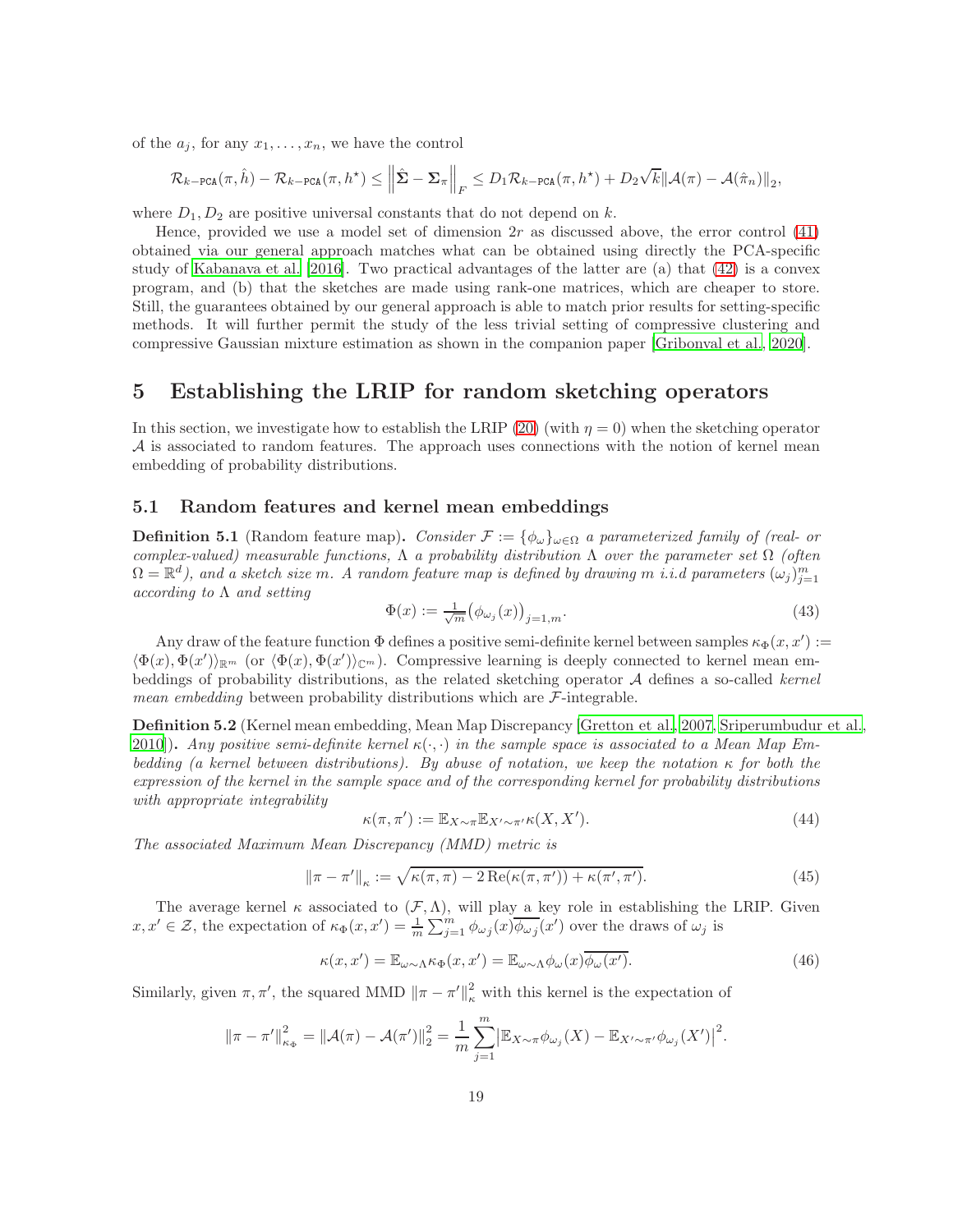of the $a_j$, for any $x_1, \ldots, x_n$, we have the control

$$\mathcal{R}_{k-\texttt{PCA}}(\pi, \hat{h}) - \mathcal{R}_{k-\texttt{PCA}}(\pi, h^\star) \leq \left\| \hat{\boldsymbol{\Sigma}} - \boldsymbol{\Sigma}_\pi \right\|_F \leq D_1 \mathcal{R}_{k-\texttt{PCA}}(\pi, h^\star) + D_2 \sqrt{k} \|\mathcal{A}(\pi) - \mathcal{A}(\hat{\pi}_n)\|_2,$$

where $D_1, D_2$ are positive universal constants that do not depend on $k$.

Hence, provided we use a model set of dimension $2r$ as discussed above, the error control (41) obtained via our general approach matches what can be obtained using directly the PCA-specific study of Kabanava et al. [2016]. Two practical advantages of the latter are (a) that (42) is a convex program, and (b) that the sketches are made using rank-one matrices, which are cheaper to store. Still, the guarantees obtained by our general approach is able to match prior results for setting-specific methods. It will further permit the study of the less trivial setting of compressive clustering and compressive Gaussian mixture estimation as shown in the companion paper [Gribonval et al., 2020].

# 5 Establishing the LRIP for random sketching operators

In this section, we investigate how to establish the LRIP (20) (with $\eta = 0$) when the sketching operator $\mathcal{A}$ is associated to random features. The approach uses connections with the notion of kernel mean embedding of probability distributions.

## 5.1 Random features and kernel mean embeddings

**Definition 5.1** (Random feature map). *Consider $\mathcal{F} := \{\phi_\omega\}_{\omega \in \Omega}$ a parameterized family of (real- or complex-valued) measurable functions, $\Lambda$ a probability distribution $\Lambda$ over the parameter set $\Omega$ (often $\Omega = \mathbb{R}^d$), and a sketch size $m$. A random feature map is defined by drawing $m$ i.i.d parameters $(\omega_j)_{j=1}^m$ according to $\Lambda$ and setting*

$$\Phi(x) := \tfrac{1}{\sqrt{m}} \big(\phi_{\omega_j}(x)\big)_{j=1,m}. \tag{43}$$

Any draw of the feature function $\Phi$ defines a positive semi-definite kernel between samples $\kappa_\Phi(x, x') := \langle \Phi(x), \Phi(x') \rangle_{\mathbb{R}^m}$ (or $\langle \Phi(x), \Phi(x') \rangle_{\mathbb{C}^m}$). Compressive learning is deeply connected to kernel mean embeddings of probability distributions, as the related sketching operator $\mathcal{A}$ defines a so-called *kernel mean embedding* between probability distributions which are $\mathcal{F}$-integrable.

**Definition 5.2** (Kernel mean embedding, Mean Map Discrepancy [Gretton et al., 2007, Sriperumbudur et al., 2010]). *Any positive semi-definite kernel $\kappa(\cdot, \cdot)$ in the sample space is associated to a Mean Map Embedding (a kernel between distributions). By abuse of notation, we keep the notation $\kappa$ for both the expression of the kernel in the sample space and of the corresponding kernel for probability distributions with appropriate integrability*

$$\kappa(\pi, \pi') := \mathbb{E}_{X \sim \pi} \mathbb{E}_{X' \sim \pi'} \kappa(X, X'). \tag{44}$$

*The associated Maximum Mean Discrepancy (MMD) metric is*

$$\|\pi - \pi'\|_\kappa := \sqrt{\kappa(\pi, \pi) - 2\,\mathrm{Re}(\kappa(\pi, \pi')) + \kappa(\pi', \pi')}. \tag{45}$$

The average kernel $\kappa$ associated to $(\mathcal{F}, \Lambda)$, will play a key role in establishing the LRIP. Given $x, x' \in \mathcal{Z}$, the expectation of $\kappa_\Phi(x, x') = \frac{1}{m} \sum_{j=1}^m \phi_{\omega_j}(x) \overline{\phi_{\omega_j}}(x')$ over the draws of $\omega_j$ is

$$\kappa(x, x') = \mathbb{E}_{\omega \sim \Lambda} \kappa_\Phi(x, x') = \mathbb{E}_{\omega \sim \Lambda} \phi_\omega(x) \overline{\phi_\omega(x')}. \tag{46}$$

Similarly, given $\pi, \pi'$, the squared MMD $\|\pi - \pi'\|_\kappa^2$ with this kernel is the expectation of

$$\|\pi - \pi'\|_{\kappa_\Phi}^2 = \|\mathcal{A}(\pi) - \mathcal{A}(\pi')\|_2^2 = \frac{1}{m} \sum_{j=1}^m \big| \mathbb{E}_{X \sim \pi} \phi_{\omega_j}(X) - \mathbb{E}_{X' \sim \pi'} \phi_{\omega_j}(X') \big|^2.$$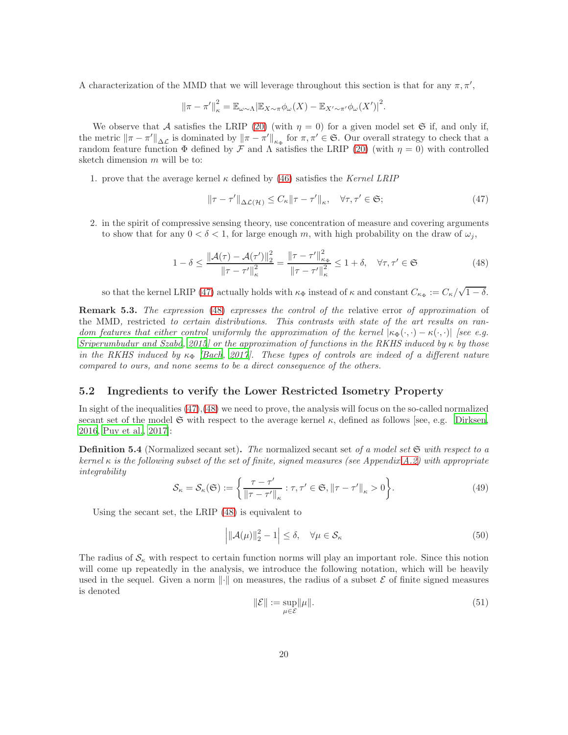A characterization of the MMD that we will leverage throughout this section is that for any $\pi, \pi'$,

$$\|\pi - \pi'\|_{\kappa}^2 = \mathbb{E}_{\omega \sim \Lambda} |\mathbb{E}_{X \sim \pi} \phi_\omega(X) - \mathbb{E}_{X' \sim \pi'} \phi_\omega(X')|^2.$$

We observe that $\mathcal{A}$ satisfies the LRIP (20) (with $\eta = 0$) for a given model set $\mathfrak{S}$ if, and only if, the metric $\|\pi - \pi'\|_{\Delta\mathcal{L}}$ is dominated by $\|\pi - \pi'\|_{\kappa_\Phi}$ for $\pi, \pi' \in \mathfrak{S}$. Our overall strategy to check that a random feature function $\Phi$ defined by $\mathcal{F}$ and $\Lambda$ satisfies the LRIP (20) (with $\eta = 0$) with controlled sketch dimension $m$ will be to:

1. prove that the average kernel $\kappa$ defined by (46) satisfies the *Kernel LRIP*

$$\|\tau - \tau'\|_{\Delta\mathcal{L}(\mathcal{H})} \leq C_\kappa \|\tau - \tau'\|_{\kappa}, \quad \forall \tau, \tau' \in \mathfrak{S}; \tag{47}$$

2. in the spirit of compressive sensing theory, use concentration of measure and covering arguments to show that for any $0 < \delta < 1$, for large enough $m$, with high probability on the draw of $\omega_j$,

$$1 - \delta \leq \frac{\|\mathcal{A}(\tau) - \mathcal{A}(\tau')\|_2^2}{\|\tau - \tau'\|_\kappa^2} = \frac{\|\tau - \tau'\|_{\kappa_\Phi}^2}{\|\tau - \tau'\|_\kappa^2} \leq 1 + \delta, \quad \forall \tau, \tau' \in \mathfrak{S} \tag{48}$$

so that the kernel LRIP (47) actually holds with $\kappa_\Phi$ instead of $\kappa$ and constant $C_{\kappa_\Phi} := C_\kappa / \sqrt{1 - \delta}$.

**Remark 5.3.** *The expression (48) expresses the control of the relative error of approximation of the MMD, restricted to certain distributions. This contrasts with state of the art results on random features that either control uniformly the approximation of the kernel $|\kappa_\Phi(\cdot, \cdot) - \kappa(\cdot, \cdot)|$ [see e.g. Sriperumbudur and Szabó, 2015] or the approximation of functions in the RKHS induced by $\kappa$ by those in the RKHS induced by $\kappa_\Phi$ [Bach, 2017]. These types of controls are indeed of a different nature compared to ours, and none seems to be a direct consequence of the others.*

## 5.2 Ingredients to verify the Lower Restricted Isometry Property

In sight of the inequalities (47),(48) we need to prove, the analysis will focus on the so-called normalized secant set of the model $\mathfrak{S}$ with respect to the average kernel $\kappa$, defined as follows [see, e.g. Dirksen, 2016, Puy et al., 2017]:

**Definition 5.4** (Normalized secant set)**.** *The* normalized secant set *of a model set $\mathfrak{S}$ with respect to a kernel $\kappa$ is the following subset of the set of finite, signed measures (see Appendix A.2) with appropriate integrability*

$$\mathcal{S}_\kappa = \mathcal{S}_\kappa(\mathfrak{S}) := \left\{ \frac{\tau - \tau'}{\|\tau - \tau'\|_\kappa} : \tau, \tau' \in \mathfrak{S}, \|\tau - \tau'\|_\kappa > 0 \right\}. \tag{49}$$

Using the secant set, the LRIP (48) is equivalent to

$$\left| \|\mathcal{A}(\mu)\|_2^2 - 1 \right| \leq \delta, \quad \forall \mu \in \mathcal{S}_\kappa \tag{50}$$

The radius of $\mathcal{S}_\kappa$ with respect to certain function norms will play an important role. Since this notion will come up repeatedly in the analysis, we introduce the following notation, which will be heavily used in the sequel. Given a norm $\|\cdot\|$ on measures, the radius of a subset $\mathcal{E}$ of finite signed measures is denoted

$$\|\mathcal{E}\| := \sup_{\mu \in \mathcal{E}} \|\mu\|. \tag{51}$$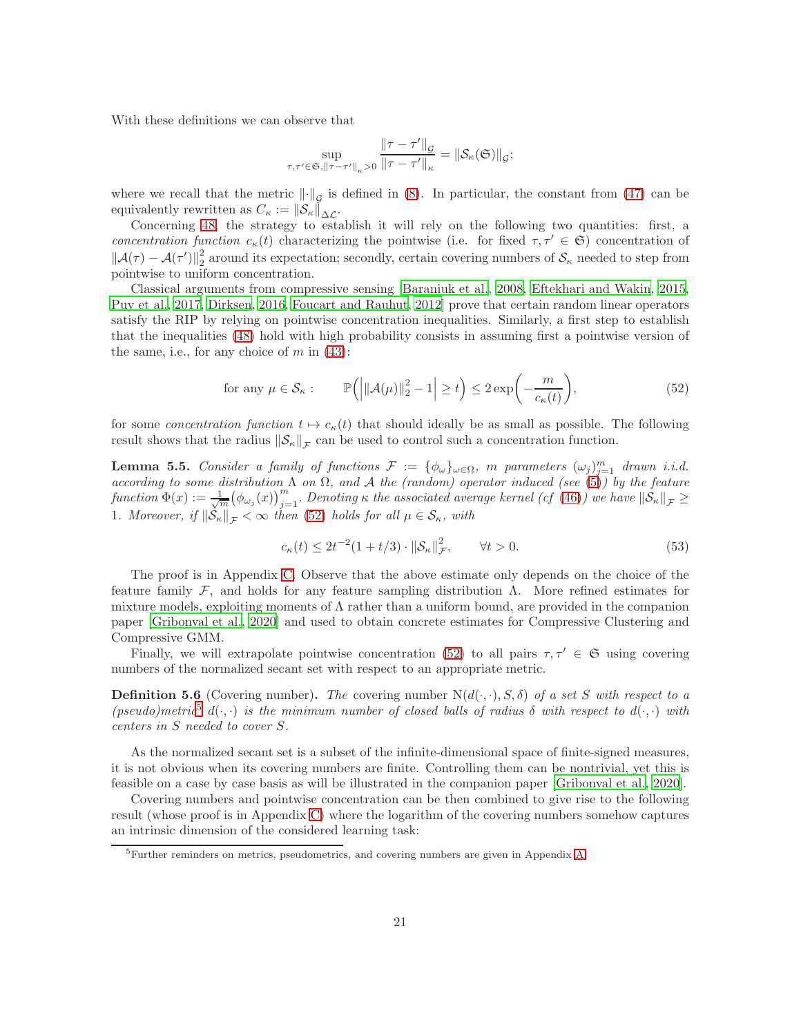With these definitions we can observe that

$$\sup_{\tau,\tau' \in \mathfrak{S}, \|\tau-\tau'\|_\kappa > 0} \frac{\|\tau - \tau'\|_{\mathcal{G}}}{\|\tau - \tau'\|_\kappa} = \|\mathcal{S}_\kappa(\mathfrak{S})\|_{\mathcal{G}};$$

where we recall that the metric $\|\cdot\|_{\mathcal{G}}$ is defined in (8). In particular, the constant from (47) can be equivalently rewritten as $C_\kappa := \|\mathcal{S}_\kappa\|_{\Delta\mathcal{L}}$.

Concerning 48, the strategy to establish it will rely on the following two quantities: first, a *concentration function* $c_\kappa(t)$ characterizing the pointwise (i.e. for fixed $\tau, \tau' \in \mathfrak{S}$) concentration of $\|\mathcal{A}(\tau) - \mathcal{A}(\tau')\|_2^2$ around its expectation; secondly, certain covering numbers of $\mathcal{S}_\kappa$ needed to step from pointwise to uniform concentration.

Classical arguments from compressive sensing [Baraniuk et al., 2008, Eftekhari and Wakin, 2015, Puy et al., 2017, Dirksen, 2016, Foucart and Rauhut, 2012] prove that certain random linear operators satisfy the RIP by relying on pointwise concentration inequalities. Similarly, a first step to establish that the inequalities (48) hold with high probability consists in assuming first a pointwise version of the same, i.e., for any choice of $m$ in (43):

$$\text{for any } \mu \in \mathcal{S}_\kappa : \qquad \mathbb{P}\Big(\Big|\|\mathcal{A}(\mu)\|_2^2 - 1\Big| \geq t\Big) \leq 2\exp\bigg(-\frac{m}{c_\kappa(t)}\bigg), \tag{52}$$

for some *concentration function* $t \mapsto c_\kappa(t)$ that should ideally be as small as possible. The following result shows that the radius $\|\mathcal{S}_\kappa\|_{\mathcal{F}}$ can be used to control such a concentration function.

**Lemma 5.5.** *Consider a family of functions $\mathcal{F} := \{\phi_\omega\}_{\omega\in\Omega}$, $m$ parameters $(\omega_j)_{j=1}^m$ drawn i.i.d. according to some distribution $\Lambda$ on $\Omega$, and $\mathcal{A}$ the (random) operator induced (see (5)) by the feature function $\Phi(x) := \frac{1}{\sqrt{m}}\big(\phi_{\omega_j}(x)\big)_{j=1}^m$. Denoting $\kappa$ the associated average kernel (cf (46)) we have $\|\mathcal{S}_\kappa\|_{\mathcal{F}} \geq 1$. Moreover, if $\|\mathcal{S}_\kappa\|_{\mathcal{F}} < \infty$ then (52) holds for all $\mu \in \mathcal{S}_\kappa$, with*

$$c_\kappa(t) \leq 2t^{-2}(1 + t/3) \cdot \|\mathcal{S}_\kappa\|_{\mathcal{F}}^2, \qquad \forall t > 0. \tag{53}$$

The proof is in Appendix C. Observe that the above estimate only depends on the choice of the feature family $\mathcal{F}$, and holds for any feature sampling distribution $\Lambda$. More refined estimates for mixture models, exploiting moments of $\Lambda$ rather than a uniform bound, are provided in the companion paper [Gribonval et al., 2020] and used to obtain concrete estimates for Compressive Clustering and Compressive GMM.

Finally, we will extrapolate pointwise concentration (52) to all pairs $\tau, \tau' \in \mathfrak{S}$ using covering numbers of the normalized secant set with respect to an appropriate metric.

**Definition 5.6** (Covering number)**.** *The* covering number $\mathrm{N}(d(\cdot,\cdot), S, \delta)$ *of a set $S$ with respect to a (pseudo)metric[5] $d(\cdot,\cdot)$ is the minimum number of closed balls of radius $\delta$ with respect to $d(\cdot,\cdot)$ with centers in $S$ needed to cover $S$.*

As the normalized secant set is a subset of the infinite-dimensional space of finite-signed measures, it is not obvious when its covering numbers are finite. Controlling them can be nontrivial, yet this is feasible on a case by case basis as will be illustrated in the companion paper [Gribonval et al., 2020].

Covering numbers and pointwise concentration can be then combined to give rise to the following result (whose proof is in Appendix C) where the logarithm of the covering numbers somehow captures an intrinsic dimension of the considered learning task:

[5] Further reminders on metrics, pseudometrics, and covering numbers are given in Appendix A.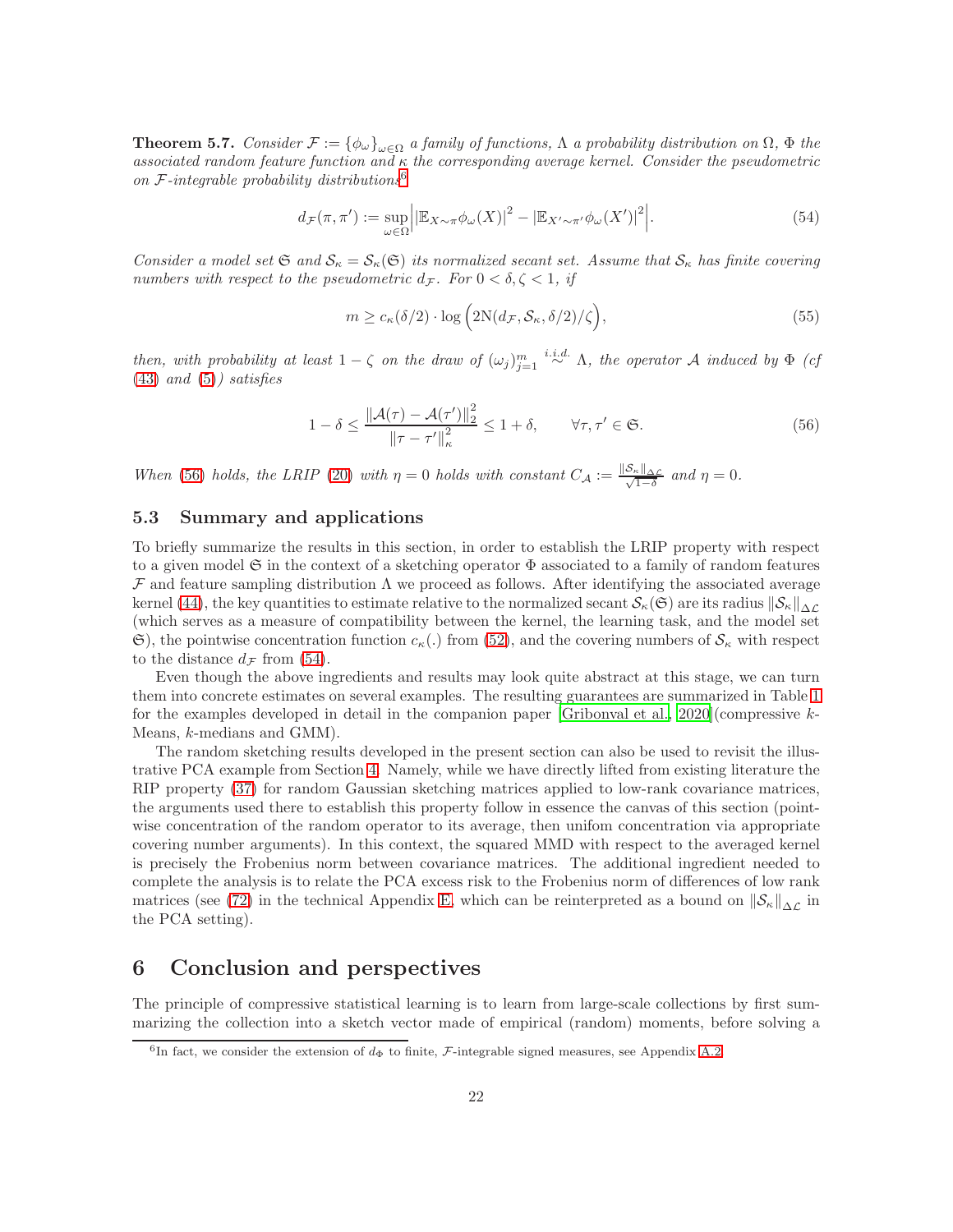**Theorem 5.7.** *Consider $\mathcal{F} := \{\phi_\omega\}_{\omega\in\Omega}$ a family of functions, $\Lambda$ a probability distribution on $\Omega$, $\Phi$ the associated random feature function and $\kappa$ the corresponding average kernel. Consider the pseudometric on $\mathcal{F}$-integrable probability distributions*[6]

$$d_{\mathcal{F}}(\pi, \pi') := \sup_{\omega\in\Omega} \Big| \left|\mathbb{E}_{X\sim\pi}\phi_\omega(X)\right|^2 - \left|\mathbb{E}_{X'\sim\pi'}\phi_\omega(X')\right|^2 \Big|. \tag{54}$$

*Consider a model set $\mathfrak{S}$ and $\mathcal{S}_\kappa = \mathcal{S}_\kappa(\mathfrak{S})$ its normalized secant set. Assume that $\mathcal{S}_\kappa$ has finite covering numbers with respect to the pseudometric $d_{\mathcal{F}}$. For $0 < \delta, \zeta < 1$, if*

$$m \geq c_\kappa(\delta/2) \cdot \log\Big(2\mathrm{N}(d_{\mathcal{F}}, \mathcal{S}_\kappa, \delta/2)/\zeta\Big), \tag{55}$$

*then, with probability at least $1-\zeta$ on the draw of $(\omega_j)_{j=1}^m \overset{i.i.d.}{\sim} \Lambda$, the operator $\mathcal{A}$ induced by $\Phi$ (cf (43) and (5)) satisfies*

$$1-\delta \leq \frac{\|\mathcal{A}(\tau) - \mathcal{A}(\tau')\|_2^2}{\|\tau - \tau'\|_\kappa^2} \leq 1+\delta, \qquad \forall \tau, \tau' \in \mathfrak{S}. \tag{56}$$

*When (56) holds, the LRIP (20) with $\eta = 0$ holds with constant $C_{\mathcal{A}} := \frac{\|\mathcal{S}_\kappa\|_{\Delta\mathcal{L}}}{\sqrt{1-\delta}}$ and $\eta = 0$.*

## 5.3 Summary and applications

To briefly summarize the results in this section, in order to establish the LRIP property with respect to a given model $\mathfrak{S}$ in the context of a sketching operator $\Phi$ associated to a family of random features $\mathcal{F}$ and feature sampling distribution $\Lambda$ we proceed as follows. After identifying the associated average kernel (44), the key quantities to estimate relative to the normalized secant $\mathcal{S}_\kappa(\mathfrak{S})$ are its radius $\|\mathcal{S}_\kappa\|_{\Delta\mathcal{L}}$ (which serves as a measure of compatibility between the kernel, the learning task, and the model set $\mathfrak{S}$), the pointwise concentration function $c_\kappa(.)$ from (52), and the covering numbers of $\mathcal{S}_\kappa$ with respect to the distance $d_{\mathcal{F}}$ from (54).

Even though the above ingredients and results may look quite abstract at this stage, we can turn them into concrete estimates on several examples. The resulting guarantees are summarized in Table 1 for the examples developed in detail in the companion paper [Gribonval et al., 2020](compressive $k$-Means, $k$-medians and GMM).

The random sketching results developed in the present section can also be used to revisit the illustrative PCA example from Section 4. Namely, while we have directly lifted from existing literature the RIP property (37) for random Gaussian sketching matrices applied to low-rank covariance matrices, the arguments used there to establish this property follow in essence the canvas of this section (pointwise concentration of the random operator to its average, then unifom concentration via appropriate covering number arguments). In this context, the squared MMD with respect to the averaged kernel is precisely the Frobenius norm between covariance matrices. The additional ingredient needed to complete the analysis is to relate the PCA excess risk to the Frobenius norm of differences of low rank matrices (see (72) in the technical Appendix E, which can be reinterpreted as a bound on $\|\mathcal{S}_\kappa\|_{\Delta\mathcal{L}}$ in the PCA setting).

# 6 Conclusion and perspectives

The principle of compressive statistical learning is to learn from large-scale collections by first summarizing the collection into a sketch vector made of empirical (random) moments, before solving a

[6] In fact, we consider the extension of $d_\Phi$ to finite, $\mathcal{F}$-integrable signed measures, see Appendix A.2.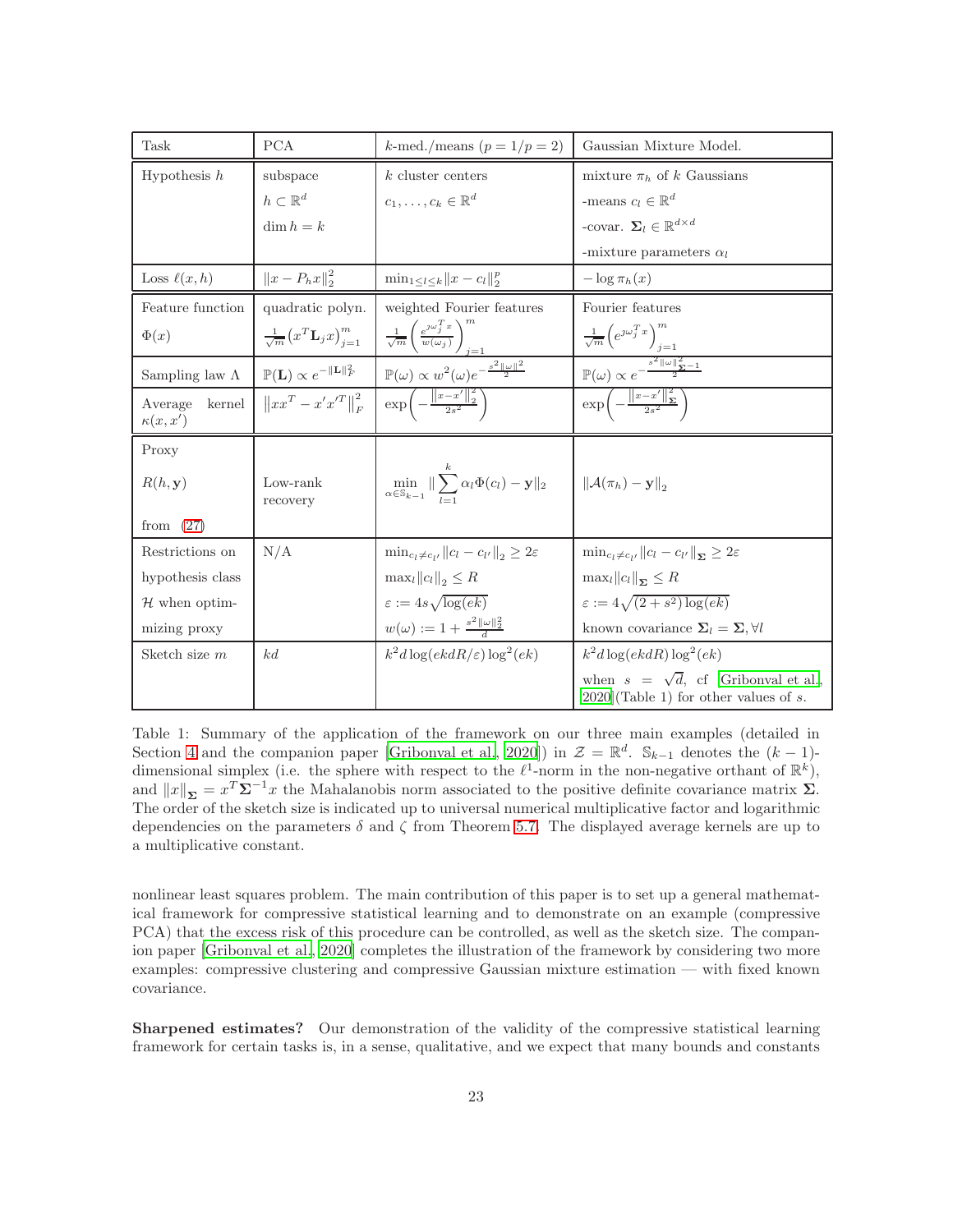| Task | PCA | $k$-med./means ($p = 1/p = 2$) | Gaussian Mixture Model. |
|---|---|---|---|
| Hypothesis $h$ | subspace $h \subset \mathbb{R}^d$ $\dim h = k$ | $k$ cluster centers $c_1, \ldots, c_k \in \mathbb{R}^d$ | mixture $\pi_h$ of $k$ Gaussians -means $c_l \in \mathbb{R}^d$ -covar. $\mathbf{\Sigma}_l \in \mathbb{R}^{d \times d}$ -mixture parameters $\alpha_l$ |
| Loss $\ell(x, h)$ | $\|x - P_h x\|_2^2$ | $\min_{1 \leq l \leq k} \|x - c_l\|_2^p$ | $-\log \pi_h(x)$ |
| Feature function $\Phi(x)$ | quadratic polyn. $\frac{1}{\sqrt{m}} \left(x^T \mathbf{L}_j x\right)_{j=1}^m$ | weighted Fourier features $\frac{1}{\sqrt{m}} \left(\frac{e^{\jmath \omega_j^T x}}{w(\omega_j)}\right)_{j=1}^m$ | Fourier features $\frac{1}{\sqrt{m}} \left(e^{\jmath \omega_j^T x}\right)_{j=1}^m$ |
| Sampling law $\Lambda$ | $\mathbb{P}(\mathbf{L}) \propto e^{-\|\mathbf{L}\|_F^2}$ | $\mathbb{P}(\omega) \propto w^2(\omega) e^{-\frac{s^2 \|\omega\|^2}{2}}$ | $\mathbb{P}(\omega) \propto e^{-\frac{s^2 \|\omega\|^2_{\mathbf{\Sigma}^{-1}}}{2}}$ |
| Average kernel $\kappa(x, x')$ | $\left\|xx^T - x'x'^T\right\|_F^2$ | $\exp\left(-\frac{\|x - x'\|_2^2}{2s^2}\right)$ | $\exp\left(-\frac{\|x - x'\|_{\mathbf{\Sigma}}^2}{2s^2}\right)$ |
| Proxy $R(h, \mathbf{y})$ from (27) | Low-rank recovery | $\min_{\alpha \in \mathbb{S}_{k-1}} \|\sum_{l=1}^k \alpha_l \Phi(c_l) - \mathbf{y}\|_2$ | $\|\mathcal{A}(\pi_h) - \mathbf{y}\|_2$ |
| Restrictions on hypothesis class $\mathcal{H}$ when optimizing proxy | N/A | $\min_{c_l \neq c_{l'}} \|c_l - c_{l'}\|_2 \geq 2\varepsilon$ $\max_l \|c_l\|_2 \leq R$ $\varepsilon := 4s\sqrt{\log(ek)}$ $w(\omega) := 1 + \frac{s^2 \|\omega\|_2^2}{d}$ | $\min_{c_l \neq c_{l'}} \|c_l - c_{l'}\|_{\mathbf{\Sigma}} \geq 2\varepsilon$ $\max_l \|c_l\|_{\mathbf{\Sigma}} \leq R$ $\varepsilon := 4\sqrt{(2 + s^2)\log(ek)}$ known covariance $\mathbf{\Sigma}_l = \mathbf{\Sigma}, \forall l$ |
| Sketch size $m$ | $kd$ | $k^2 d \log(ekdR/\varepsilon) \log^2(ek)$ | $k^2 d \log(ekdR) \log^2(ek)$ when $s = \sqrt{d}$, cf [Gribonval et al., 2020](Table 1) for other values of $s$. |

Table 1: Summary of the application of the framework on our three main examples (detailed in Section 4 and the companion paper [Gribonval et al., 2020]) in $\mathcal{Z} = \mathbb{R}^d$. $\mathbb{S}_{k-1}$ denotes the $(k-1)$-dimensional simplex (i.e. the sphere with respect to the $\ell^1$-norm in the non-negative orthant of $\mathbb{R}^k$), and $\|x\|_{\mathbf{\Sigma}} = x^T \mathbf{\Sigma}^{-1} x$ the Mahalanobis norm associated to the positive definite covariance matrix $\mathbf{\Sigma}$. The order of the sketch size is indicated up to universal numerical multiplicative factor and logarithmic dependencies on the parameters $\delta$ and $\zeta$ from Theorem 5.7. The displayed average kernels are up to a multiplicative constant.

nonlinear least squares problem. The main contribution of this paper is to set up a general mathematical framework for compressive statistical learning and to demonstrate on an example (compressive PCA) that the excess risk of this procedure can be controlled, as well as the sketch size. The companion paper [Gribonval et al., 2020] completes the illustration of the framework by considering two more examples: compressive clustering and compressive Gaussian mixture estimation — with fixed known covariance.

**Sharpened estimates?** Our demonstration of the validity of the compressive statistical learning framework for certain tasks is, in a sense, qualitative, and we expect that many bounds and constants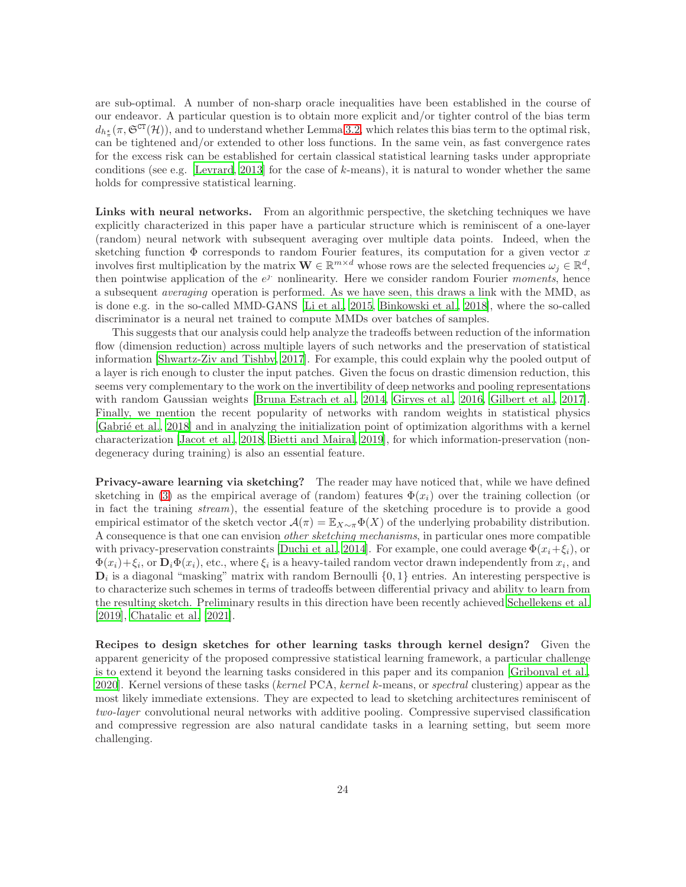are sub-optimal. A number of non-sharp oracle inequalities have been established in the course of our endeavor. A particular question is to obtain more explicit and/or tighter control of the bias term $d_{h^\star_\pi}(\pi, \mathfrak{S}^{\mathrm{CT}}(\mathcal{H}))$, and to understand whether Lemma 3.2, which relates this bias term to the optimal risk, can be tightened and/or extended to other loss functions. In the same vein, as fast convergence rates for the excess risk can be established for certain classical statistical learning tasks under appropriate conditions (see e.g. [Levrard, 2013] for the case of $k$-means), it is natural to wonder whether the same holds for compressive statistical learning.

**Links with neural networks.** From an algorithmic perspective, the sketching techniques we have explicitly characterized in this paper have a particular structure which is reminiscent of a one-layer (random) neural network with subsequent averaging over multiple data points. Indeed, when the sketching function $\Phi$ corresponds to random Fourier features, its computation for a given vector $x$ involves first multiplication by the matrix $\mathbf{W} \in \mathbb{R}^{m \times d}$ whose rows are the selected frequencies $\omega_j \in \mathbb{R}^d$, then pointwise application of the $e^{\jmath \cdot}$ nonlinearity. Here we consider random Fourier *moments*, hence a subsequent *averaging* operation is performed. As we have seen, this draws a link with the MMD, as is done e.g. in the so-called MMD-GANS [Li et al., 2015, Binkowski et al., 2018], where the so-called discriminator is a neural net trained to compute MMDs over batches of samples.

This suggests that our analysis could help analyze the tradeoffs between reduction of the information flow (dimension reduction) across multiple layers of such networks and the preservation of statistical information [Shwartz-Ziv and Tishby, 2017]. For example, this could explain why the pooled output of a layer is rich enough to cluster the input patches. Given the focus on drastic dimension reduction, this seems very complementary to the work on the invertibility of deep networks and pooling representations with random Gaussian weights [Bruna Estrach et al., 2014, Giryes et al., 2016, Gilbert et al., 2017]. Finally, we mention the recent popularity of networks with random weights in statistical physics [Gabrié et al., 2018] and in analyzing the initialization point of optimization algorithms with a kernel characterization [Jacot et al., 2018, Bietti and Mairal, 2019], for which information-preservation (non-degeneracy during training) is also an essential feature.

**Privacy-aware learning via sketching?** The reader may have noticed that, while we have defined sketching in (3) as the empirical average of (random) features $\Phi(x_i)$ over the training collection (or in fact the training *stream*), the essential feature of the sketching procedure is to provide a good empirical estimator of the sketch vector $\mathcal{A}(\pi) = \mathbb{E}_{X\sim\pi}\Phi(X)$ of the underlying probability distribution. A consequence is that one can envision *other sketching mechanisms*, in particular ones more compatible with privacy-preservation constraints [Duchi et al., 2014]. For example, one could average $\Phi(x_i+\xi_i)$, or $\Phi(x_i)+\xi_i$, or $\mathbf{D}_i\Phi(x_i)$, etc., where $\xi_i$ is a heavy-tailed random vector drawn independently from $x_i$, and $\mathbf{D}_i$ is a diagonal "masking" matrix with random Bernoulli $\{0, 1\}$ entries. An interesting perspective is to characterize such schemes in terms of tradeoffs between differential privacy and ability to learn from the resulting sketch. Preliminary results in this direction have been recently achieved Schellekens et al. [2019], Chatalic et al. [2021].

**Recipes to design sketches for other learning tasks through kernel design?** Given the apparent genericity of the proposed compressive statistical learning framework, a particular challenge is to extend it beyond the learning tasks considered in this paper and its companion [Gribonval et al., 2020]. Kernel versions of these tasks (*kernel* PCA, *kernel* $k$-means, or *spectral* clustering) appear as the most likely immediate extensions. They are expected to lead to sketching architectures reminiscent of *two-layer* convolutional neural networks with additive pooling. Compressive supervised classification and compressive regression are also natural candidate tasks in a learning setting, but seem more challenging.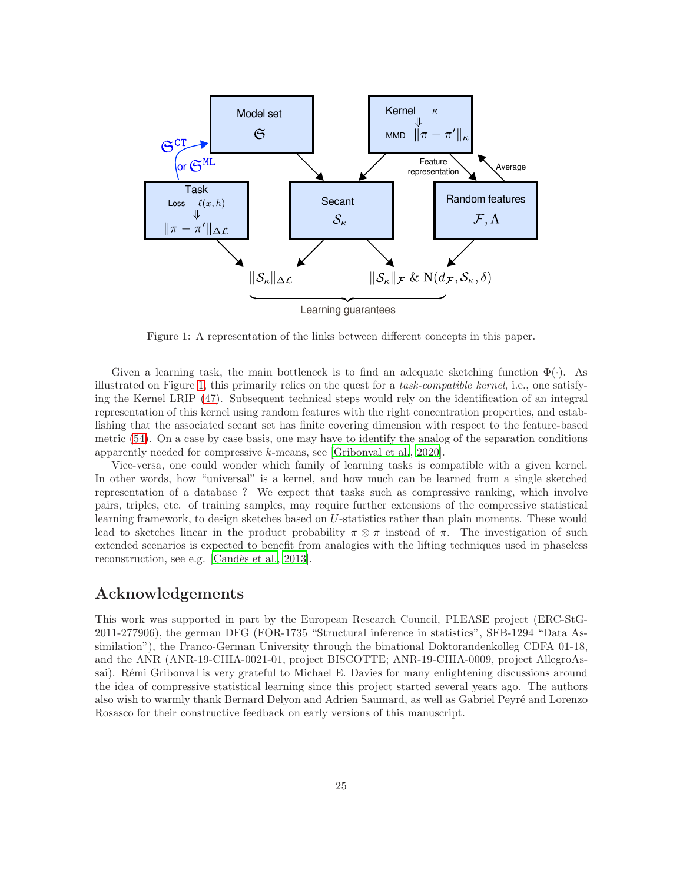Figure 1: A representation of the links between different concepts in this paper.

Given a learning task, the main bottleneck is to find an adequate sketching function $\Phi(\cdot)$. As illustrated on Figure 1, this primarily relies on the quest for a *task-compatible kernel*, i.e., one satisfying the Kernel LRIP (47). Subsequent technical steps would rely on the identification of an integral representation of this kernel using random features with the right concentration properties, and establishing that the associated secant set has finite covering dimension with respect to the feature-based metric (54). On a case by case basis, one may have to identify the analog of the separation conditions apparently needed for compressive $k$-means, see [Gribonval et al., 2020].

Vice-versa, one could wonder which family of learning tasks is compatible with a given kernel. In other words, how "universal" is a kernel, and how much can be learned from a single sketched representation of a database ? We expect that tasks such as compressive ranking, which involve pairs, triples, etc. of training samples, may require further extensions of the compressive statistical learning framework, to design sketches based on $U$-statistics rather than plain moments. These would lead to sketches linear in the product probability $\pi \otimes \pi$ instead of $\pi$. The investigation of such extended scenarios is expected to benefit from analogies with the lifting techniques used in phaseless reconstruction, see e.g. [Candès et al., 2013].

## Acknowledgements

This work was supported in part by the European Research Council, PLEASE project (ERC-StG-2011-277906), the german DFG (FOR-1735 "Structural inference in statistics", SFB-1294 "Data Assimilation"), the Franco-German University through the binational Doktorandenkolleg CDFA 01-18, and the ANR (ANR-19-CHIA-0021-01, project BISCOTTE; ANR-19-CHIA-0009, project AllegroAssai). Rémi Gribonval is very grateful to Michael E. Davies for many enlightening discussions around the idea of compressive statistical learning since this project started several years ago. The authors also wish to warmly thank Bernard Delyon and Adrien Saumard, as well as Gabriel Peyré and Lorenzo Rosasco for their constructive feedback on early versions of this manuscript.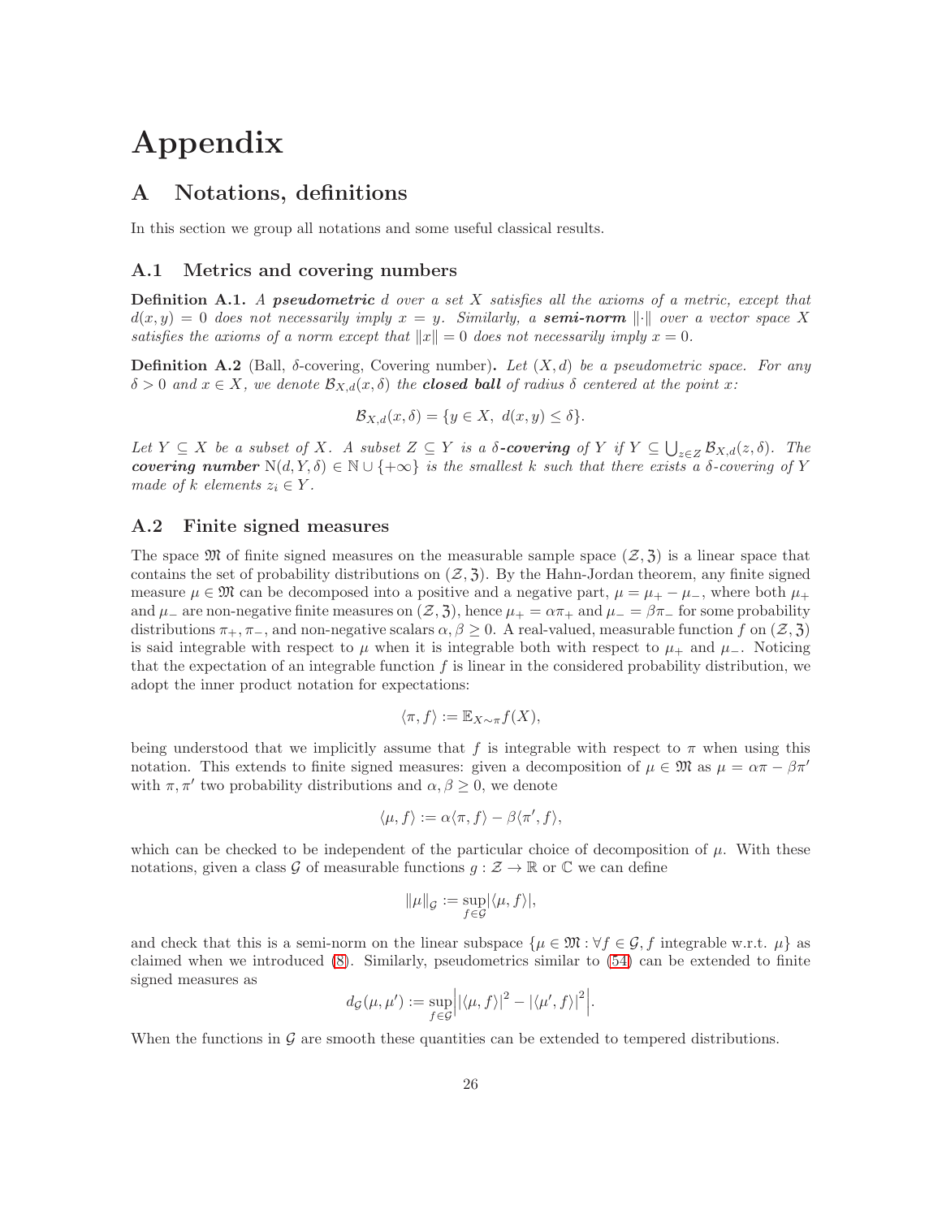# Appendix

## A Notations, definitions

In this section we group all notations and some useful classical results.

### A.1 Metrics and covering numbers

**Definition A.1.** *A **pseudometric** $d$ over a set $X$ satisfies all the axioms of a metric, except that $d(x, y) = 0$ does not necessarily imply $x = y$. Similarly, a **semi-norm** $\|\cdot\|$ over a vector space $X$ satisfies the axioms of a norm except that $\|x\| = 0$ does not necessarily imply $x = 0$.*

**Definition A.2** (Ball, $\delta$-covering, Covering number)**.** *Let $(X, d)$ be a pseudometric space. For any $\delta > 0$ and $x \in X$, we denote $\mathcal{B}_{X,d}(x, \delta)$ the **closed ball** of radius $\delta$ centered at the point $x$:*

$$\mathcal{B}_{X,d}(x, \delta) = \{y \in X,\ d(x, y) \leq \delta\}.$$

*Let $Y \subseteq X$ be a subset of $X$. A subset $Z \subseteq Y$ is a **$\delta$-covering** of $Y$ if $Y \subseteq \bigcup_{z \in Z} \mathcal{B}_{X,d}(z, \delta)$. The **covering number** $\mathrm{N}(d, Y, \delta) \in \mathbb{N} \cup \{+\infty\}$ is the smallest $k$ such that there exists a $\delta$-covering of $Y$ made of $k$ elements $z_i \in Y$.*

### A.2 Finite signed measures

The space $\mathfrak{M}$ of finite signed measures on the measurable sample space $(\mathcal{Z}, \mathfrak{Z})$ is a linear space that contains the set of probability distributions on $(\mathcal{Z}, \mathfrak{Z})$. By the Hahn-Jordan theorem, any finite signed measure $\mu \in \mathfrak{M}$ can be decomposed into a positive and a negative part, $\mu = \mu_+ - \mu_-$, where both $\mu_+$ and $\mu_-$ are non-negative finite measures on $(\mathcal{Z}, \mathfrak{Z})$, hence $\mu_+ = \alpha\pi_+$ and $\mu_- = \beta\pi_-$ for some probability distributions $\pi_+, \pi_-$, and non-negative scalars $\alpha, \beta \geq 0$. A real-valued, measurable function $f$ on $(\mathcal{Z}, \mathfrak{Z})$ is said integrable with respect to $\mu$ when it is integrable both with respect to $\mu_+$ and $\mu_-$. Noticing that the expectation of an integrable function $f$ is linear in the considered probability distribution, we adopt the inner product notation for expectations:

$$\langle \pi, f \rangle := \mathbb{E}_{X \sim \pi} f(X),$$

being understood that we implicitly assume that $f$ is integrable with respect to $\pi$ when using this notation. This extends to finite signed measures: given a decomposition of $\mu \in \mathfrak{M}$ as $\mu = \alpha\pi - \beta\pi'$ with $\pi, \pi'$ two probability distributions and $\alpha, \beta \geq 0$, we denote

$$\langle \mu, f \rangle := \alpha\langle \pi, f \rangle - \beta\langle \pi', f \rangle,$$

which can be checked to be independent of the particular choice of decomposition of $\mu$. With these notations, given a class $\mathcal{G}$ of measurable functions $g : \mathcal{Z} \to \mathbb{R}$ or $\mathbb{C}$ we can define

$$\|\mu\|_{\mathcal{G}} := \sup_{f \in \mathcal{G}} |\langle \mu, f \rangle|,$$

and check that this is a semi-norm on the linear subspace $\{\mu \in \mathfrak{M} : \forall f \in \mathcal{G}, f \text{ integrable w.r.t. } \mu\}$ as claimed when we introduced (8). Similarly, pseudometrics similar to (54) can be extended to finite signed measures as

$$d_{\mathcal{G}}(\mu, \mu') := \sup_{f \in \mathcal{G}} \left| |\langle \mu, f \rangle|^2 - |\langle \mu', f \rangle|^2 \right|.$$

When the functions in $\mathcal{G}$ are smooth these quantities can be extended to tempered distributions.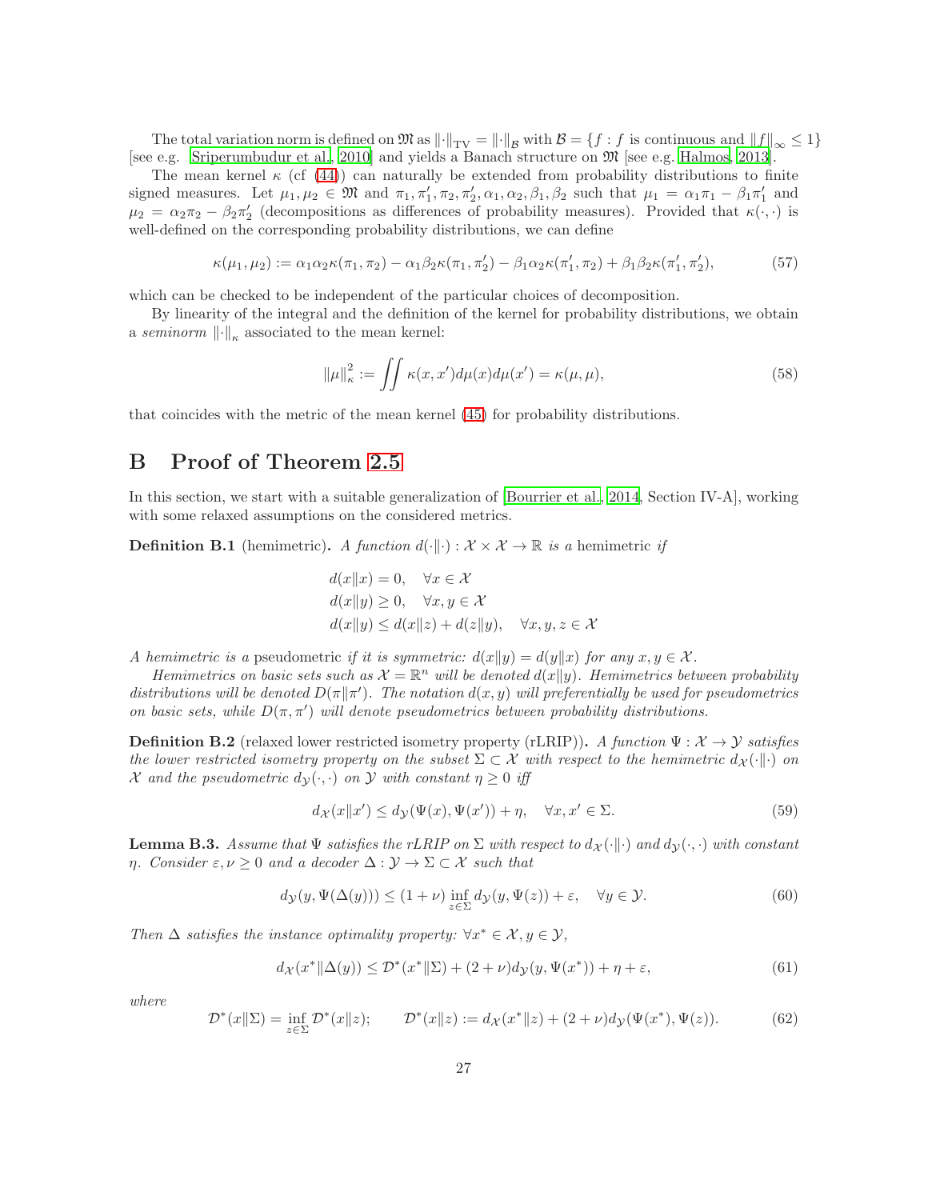The total variation norm is defined on $\mathfrak{M}$ as $\|\cdot\|_{\mathrm{TV}} = \|\cdot\|_{\mathcal{B}}$ with $\mathcal{B} = \{f : f \text{ is continuous and } \|f\|_\infty \leq 1\}$ [see e.g. Sriperumbudur et al., 2010] and yields a Banach structure on $\mathfrak{M}$ [see e.g. Halmos, 2013].

The mean kernel $\kappa$ (cf (44)) can naturally be extended from probability distributions to finite signed measures. Let $\mu_1, \mu_2 \in \mathfrak{M}$ and $\pi_1, \pi_1', \pi_2, \pi_2', \alpha_1, \alpha_2, \beta_1, \beta_2$ such that $\mu_1 = \alpha_1 \pi_1 - \beta_1 \pi_1'$ and $\mu_2 = \alpha_2 \pi_2 - \beta_2 \pi_2'$ (decompositions as differences of probability measures). Provided that $\kappa(\cdot, \cdot)$ is well-defined on the corresponding probability distributions, we can define

$$\kappa(\mu_1, \mu_2) := \alpha_1 \alpha_2 \kappa(\pi_1, \pi_2) - \alpha_1 \beta_2 \kappa(\pi_1, \pi_2') - \beta_1 \alpha_2 \kappa(\pi_1', \pi_2) + \beta_1 \beta_2 \kappa(\pi_1', \pi_2'), \tag{57}$$

which can be checked to be independent of the particular choices of decomposition.

By linearity of the integral and the definition of the kernel for probability distributions, we obtain a *seminorm* $\|\cdot\|_\kappa$ associated to the mean kernel:

$$\|\mu\|_\kappa^2 := \iint \kappa(x, x') d\mu(x) d\mu(x') = \kappa(\mu, \mu), \tag{58}$$

that coincides with the metric of the mean kernel (45) for probability distributions.

# B Proof of Theorem 2.5

In this section, we start with a suitable generalization of [Bourrier et al., 2014, Section IV-A], working with some relaxed assumptions on the considered metrics.

**Definition B.1** (hemimetric). *A function $d(\cdot\|\cdot) : \mathcal{X} \times \mathcal{X} \to \mathbb{R}$ is a* hemimetric *if*

$$\begin{aligned}
&d(x\|x) = 0, \quad \forall x \in \mathcal{X} \\
&d(x\|y) \geq 0, \quad \forall x, y \in \mathcal{X} \\
&d(x\|y) \leq d(x\|z) + d(z\|y), \quad \forall x, y, z \in \mathcal{X}
\end{aligned}$$

*A hemimetric is a* pseudometric *if it is symmetric: $d(x\|y) = d(y\|x)$ for any $x, y \in \mathcal{X}$.*

*Hemimetrics on basic sets such as $\mathcal{X} = \mathbb{R}^n$ will be denoted $d(x\|y)$. Hemimetrics between probability distributions will be denoted $D(\pi\|\pi')$. The notation $d(x, y)$ will preferentially be used for pseudometrics on basic sets, while $D(\pi, \pi')$ will denote pseudometrics between probability distributions.*

**Definition B.2** (relaxed lower restricted isometry property (rLRIP)). *A function $\Psi : \mathcal{X} \to \mathcal{Y}$ satisfies the lower restricted isometry property on the subset $\Sigma \subset \mathcal{X}$ with respect to the hemimetric $d_\mathcal{X}(\cdot\|\cdot)$ on $\mathcal{X}$ and the pseudometric $d_\mathcal{Y}(\cdot, \cdot)$ on $\mathcal{Y}$ with constant $\eta \geq 0$ iff*

$$d_\mathcal{X}(x\|x') \leq d_\mathcal{Y}(\Psi(x), \Psi(x')) + \eta, \quad \forall x, x' \in \Sigma. \tag{59}$$

**Lemma B.3.** *Assume that $\Psi$ satisfies the rLRIP on $\Sigma$ with respect to $d_\mathcal{X}(\cdot\|\cdot)$ and $d_\mathcal{Y}(\cdot, \cdot)$ with constant $\eta$. Consider $\varepsilon, \nu \geq 0$ and a decoder $\Delta : \mathcal{Y} \to \Sigma \subset \mathcal{X}$ such that*

$$d_\mathcal{Y}(y, \Psi(\Delta(y))) \leq (1 + \nu) \inf_{z \in \Sigma} d_\mathcal{Y}(y, \Psi(z)) + \varepsilon, \quad \forall y \in \mathcal{Y}. \tag{60}$$

*Then $\Delta$ satisfies the instance optimality property: $\forall x^* \in \mathcal{X}, y \in \mathcal{Y}$,*

$$d_\mathcal{X}(x^*\|\Delta(y)) \leq \mathcal{D}^*(x^*\|\Sigma) + (2 + \nu) d_\mathcal{Y}(y, \Psi(x^*)) + \eta + \varepsilon, \tag{61}$$

*where*

$$\mathcal{D}^*(x\|\Sigma) = \inf_{z \in \Sigma} \mathcal{D}^*(x\|z); \qquad \mathcal{D}^*(x\|z) := d_\mathcal{X}(x^*\|z) + (2 + \nu) d_\mathcal{Y}(\Psi(x^*), \Psi(z)). \tag{62}$$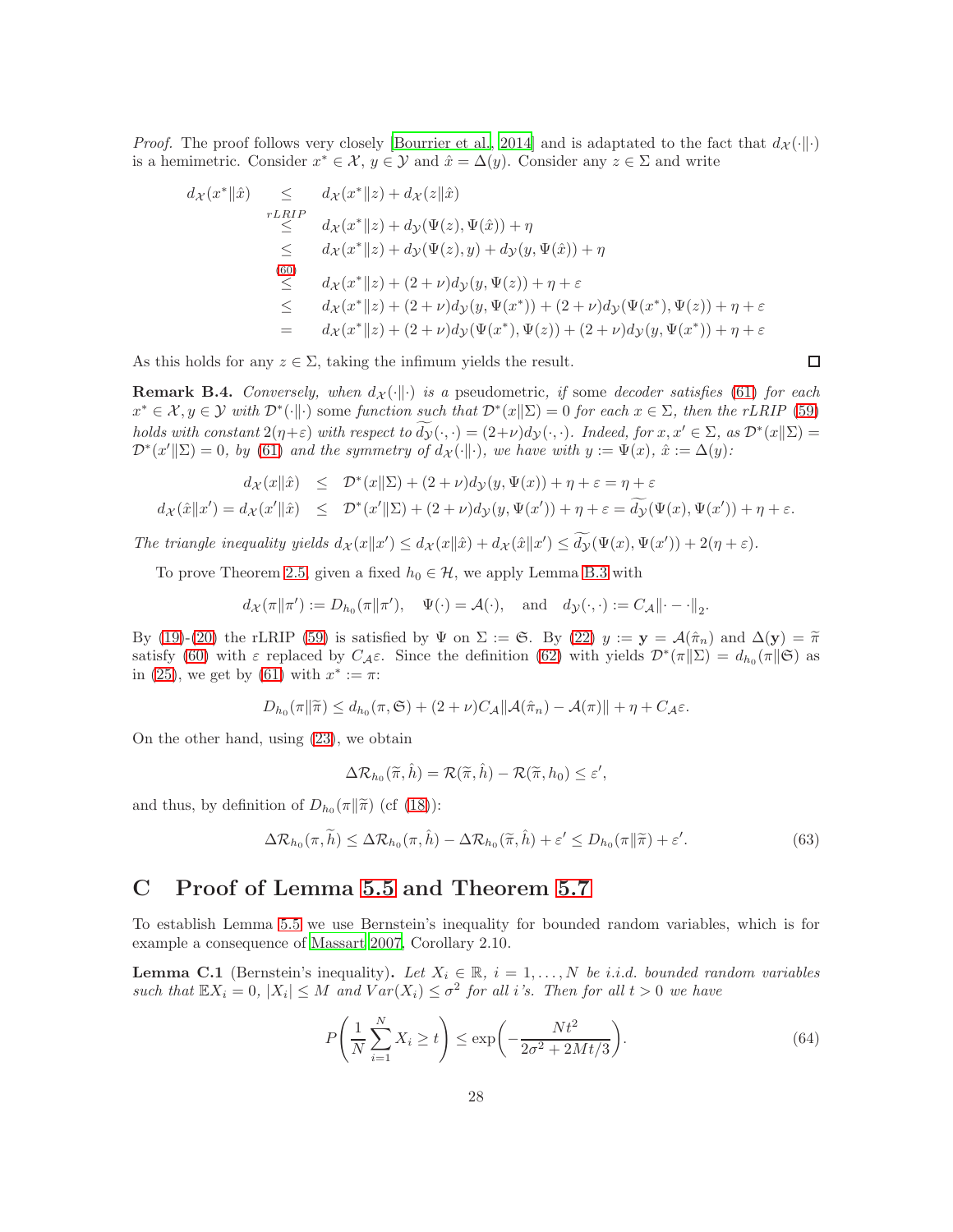*Proof.* The proof follows very closely [Bourrier et al., 2014] and is adaptated to the fact that $d_{\mathcal{X}}(\cdot\|\cdot)$ is a hemimetric. Consider $x^* \in \mathcal{X}$, $y \in \mathcal{Y}$ and $\hat{x} = \Delta(y)$. Consider any $z \in \Sigma$ and write

$$
\begin{aligned}
d_{\mathcal{X}}(x^*\|\hat{x}) &\leq d_{\mathcal{X}}(x^*\|z) + d_{\mathcal{X}}(z\|\hat{x}) \\
&\overset{rLRIP}{\leq} d_{\mathcal{X}}(x^*\|z) + d_{\mathcal{Y}}(\Psi(z), \Psi(\hat{x})) + \eta \\
&\leq d_{\mathcal{X}}(x^*\|z) + d_{\mathcal{Y}}(\Psi(z), y) + d_{\mathcal{Y}}(y, \Psi(\hat{x})) + \eta \\
&\overset{(60)}{\leq} d_{\mathcal{X}}(x^*\|z) + (2+\nu) d_{\mathcal{Y}}(y, \Psi(z)) + \eta + \varepsilon \\
&\leq d_{\mathcal{X}}(x^*\|z) + (2+\nu) d_{\mathcal{Y}}(y, \Psi(x^*)) + (2+\nu) d_{\mathcal{Y}}(\Psi(x^*), \Psi(z)) + \eta + \varepsilon \\
&= d_{\mathcal{X}}(x^*\|z) + (2+\nu) d_{\mathcal{Y}}(\Psi(x^*), \Psi(z)) + (2+\nu) d_{\mathcal{Y}}(y, \Psi(x^*)) + \eta + \varepsilon
\end{aligned}
$$

As this holds for any $z \in \Sigma$, taking the infimum yields the result. ◻

**Remark B.4.** *Conversely, when $d_{\mathcal{X}}(\cdot\|\cdot)$ is a* pseudometric, *if* some *decoder satisfies* (61) *for each $x^* \in \mathcal{X}, y \in \mathcal{Y}$ with $\mathcal{D}^*(\cdot\|\cdot)$* some *function such that $\mathcal{D}^*(x\|\Sigma) = 0$ for each $x \in \Sigma$, then the rLRIP* (59) *holds with constant $2(\eta+\varepsilon)$ with respect to $\widetilde{d_{\mathcal{Y}}}(\cdot,\cdot) = (2+\nu)d_{\mathcal{Y}}(\cdot,\cdot)$. Indeed, for $x, x' \in \Sigma$, as $\mathcal{D}^*(x\|\Sigma) = \mathcal{D}^*(x'\|\Sigma) = 0$, by* (61) *and the symmetry of $d_{\mathcal{X}}(\cdot\|\cdot)$, we have with $y := \Psi(x)$, $\hat{x} := \Delta(y)$:*

$$
\begin{aligned}
d_{\mathcal{X}}(x\|\hat{x}) &\leq \mathcal{D}^*(x\|\Sigma) + (2+\nu) d_{\mathcal{Y}}(y, \Psi(x)) + \eta + \varepsilon = \eta + \varepsilon \\
d_{\mathcal{X}}(\hat{x}\|x') = d_{\mathcal{X}}(x'\|\hat{x}) &\leq \mathcal{D}^*(x'\|\Sigma) + (2+\nu) d_{\mathcal{Y}}(y, \Psi(x')) + \eta + \varepsilon = \widetilde{d_{\mathcal{Y}}}(\Psi(x), \Psi(x')) + \eta + \varepsilon.
\end{aligned}
$$

*The triangle inequality yields $d_{\mathcal{X}}(x\|x') \leq d_{\mathcal{X}}(x\|\hat{x}) + d_{\mathcal{X}}(\hat{x}\|x') \leq \widetilde{d_{\mathcal{Y}}}(\Psi(x), \Psi(x')) + 2(\eta + \varepsilon)$.*

To prove Theorem 2.5, given a fixed $h_0 \in \mathcal{H}$, we apply Lemma B.3 with

$$
d_{\mathcal{X}}(\pi\|\pi') := D_{h_0}(\pi\|\pi'), \quad \Psi(\cdot) = \mathcal{A}(\cdot), \quad \text{and} \quad d_{\mathcal{Y}}(\cdot,\cdot) := C_{\mathcal{A}}\|\cdot - \cdot\|_2.
$$

By (19)-(20) the rLRIP (59) is satisfied by $\Psi$ on $\Sigma := \mathfrak{S}$. By (22) $y := \mathbf{y} = \mathcal{A}(\hat{\pi}_n)$ and $\Delta(\mathbf{y}) = \widetilde{\pi}$ satisfy (60) with $\varepsilon$ replaced by $C_{\mathcal{A}}\varepsilon$. Since the definition (62) with yields $\mathcal{D}^*(\pi\|\Sigma) = d_{h_0}(\pi\|\mathfrak{S})$ as in (25), we get by (61) with $x^* := \pi$:

$$
D_{h_0}(\pi\|\widetilde{\pi}) \leq d_{h_0}(\pi, \mathfrak{S}) + (2+\nu) C_{\mathcal{A}} \|\mathcal{A}(\hat{\pi}_n) - \mathcal{A}(\pi)\| + \eta + C_{\mathcal{A}}\varepsilon.
$$

On the other hand, using (23), we obtain

$$
\Delta\mathcal{R}_{h_0}(\widetilde{\pi}, \hat{h}) = \mathcal{R}(\widetilde{\pi}, \hat{h}) - \mathcal{R}(\widetilde{\pi}, h_0) \leq \varepsilon',
$$

and thus, by definition of $D_{h_0}(\pi\|\widetilde{\pi})$ (cf (18)):

$$
\Delta\mathcal{R}_{h_0}(\pi, \widetilde{h}) \leq \Delta\mathcal{R}_{h_0}(\pi, \hat{h}) - \Delta\mathcal{R}_{h_0}(\widetilde{\pi}, \hat{h}) + \varepsilon' \leq D_{h_0}(\pi\|\widetilde{\pi}) + \varepsilon'. \tag{63}
$$

# C Proof of Lemma 5.5 and Theorem 5.7

To establish Lemma 5.5 we use Bernstein's inequality for bounded random variables, which is for example a consequence of Massart 2007, Corollary 2.10.

**Lemma C.1** (Bernstein's inequality)**.** *Let $X_i \in \mathbb{R}$, $i = 1, \ldots, N$ be i.i.d. bounded random variables such that $\mathbb{E}X_i = 0$, $|X_i| \leq M$ and $Var(X_i) \leq \sigma^2$ for all $i$'s. Then for all $t > 0$ we have*

$$
P\left(\frac{1}{N}\sum_{i=1}^{N} X_i \geq t\right) \leq \exp\left(-\frac{Nt^2}{2\sigma^2 + 2Mt/3}\right). \tag{64}
$$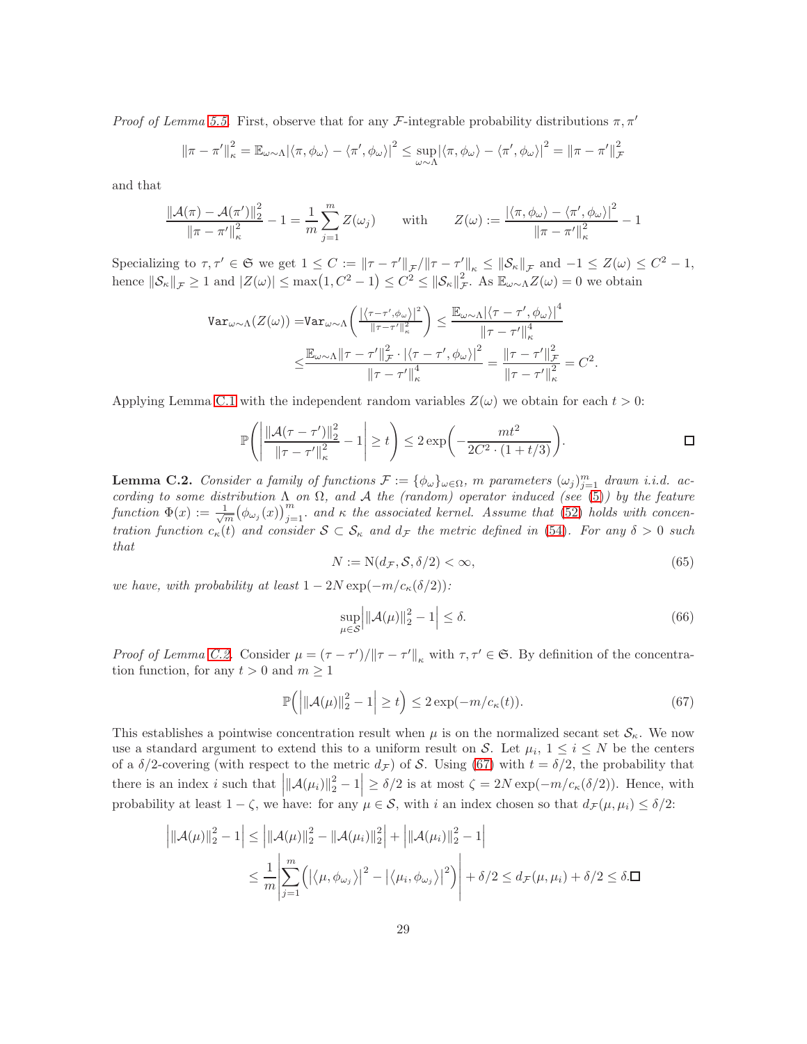*Proof of Lemma 5.5.* First, observe that for any $\mathcal{F}$-integrable probability distributions $\pi, \pi'$

$$\|\pi - \pi'\|_\kappa^2 = \mathbb{E}_{\omega\sim\Lambda}\left|\langle \pi, \phi_\omega\rangle - \langle \pi', \phi_\omega\rangle\right|^2 \leq \sup_{\omega\sim\Lambda}\left|\langle \pi, \phi_\omega\rangle - \langle \pi', \phi_\omega\rangle\right|^2 = \|\pi - \pi'\|_{\mathcal{F}}^2$$

and that

$$\frac{\|\mathcal{A}(\pi) - \mathcal{A}(\pi')\|_2^2}{\|\pi - \pi'\|_\kappa^2} - 1 = \frac{1}{m}\sum_{j=1}^m Z(\omega_j) \qquad \text{with} \qquad Z(\omega) := \frac{\left|\langle \pi, \phi_\omega\rangle - \langle \pi', \phi_\omega\rangle\right|^2}{\|\pi - \pi'\|_\kappa^2} - 1$$

Specializing to $\tau, \tau' \in \mathfrak{S}$ we get $1 \leq C := \|\tau - \tau'\|_{\mathcal{F}}/\|\tau - \tau'\|_\kappa \leq \|\mathcal{S}_\kappa\|_{\mathcal{F}}$ and $-1 \leq Z(\omega) \leq C^2 - 1$, hence $\|\mathcal{S}_\kappa\|_{\mathcal{F}} \geq 1$ and $|Z(\omega)| \leq \max\left(1, C^2 - 1\right) \leq C^2 \leq \|\mathcal{S}_\kappa\|_{\mathcal{F}}^2$. As $\mathbb{E}_{\omega\sim\Lambda} Z(\omega) = 0$ we obtain

$$\begin{aligned}
\mathtt{Var}_{\omega\sim\Lambda}(Z(\omega)) =& \mathtt{Var}_{\omega\sim\Lambda}\left(\frac{\left|\langle \tau - \tau', \phi_\omega\rangle\right|^2}{\|\tau - \tau'\|_\kappa^2}\right) \leq \frac{\mathbb{E}_{\omega\sim\Lambda}\left|\langle \tau - \tau', \phi_\omega\rangle\right|^4}{\|\tau - \tau'\|_\kappa^4} \\
\leq& \frac{\mathbb{E}_{\omega\sim\Lambda}\|\tau - \tau'\|_{\mathcal{F}}^2 \cdot \left|\langle \tau - \tau', \phi_\omega\rangle\right|^2}{\|\tau - \tau'\|_\kappa^4} = \frac{\|\tau - \tau'\|_{\mathcal{F}}^2}{\|\tau - \tau'\|_\kappa^2} = C^2.
\end{aligned}$$

Applying Lemma C.1 with the independent random variables $Z(\omega)$ we obtain for each $t > 0$:

$$\mathbb{P}\left(\left|\frac{\|\mathcal{A}(\tau - \tau')\|_2^2}{\|\tau - \tau'\|_\kappa^2} - 1\right| \geq t\right) \leq 2\exp\left(-\frac{mt^2}{2C^2 \cdot (1 + t/3)}\right). \qquad \square$$

**Lemma C.2.** *Consider a family of functions $\mathcal{F} := \{\phi_\omega\}_{\omega\in\Omega}$, $m$ parameters $(\omega_j)_{j=1}^m$ drawn i.i.d. according to some distribution $\Lambda$ on $\Omega$, and $\mathcal{A}$ the (random) operator induced (see (5)) by the feature function $\Phi(x) := \frac{1}{\sqrt{m}}\left(\phi_{\omega_j}(x)\right)_{j=1}^m$. and $\kappa$ the associated kernel. Assume that (52) holds with concentration function $c_\kappa(t)$ and consider $\mathcal{S} \subset \mathcal{S}_\kappa$ and $d_{\mathcal{F}}$ the metric defined in (54). For any $\delta > 0$ such that*

$$N := \mathrm{N}(d_{\mathcal{F}}, \mathcal{S}, \delta/2) < \infty, \tag{65}$$

*we have, with probability at least $1 - 2N\exp(-m/c_\kappa(\delta/2))$:*

$$\sup_{\mu\in\mathcal{S}}\left|\|\mathcal{A}(\mu)\|_2^2 - 1\right| \leq \delta. \tag{66}$$

*Proof of Lemma C.2.* Consider $\mu = (\tau - \tau')/\|\tau - \tau'\|_\kappa$ with $\tau, \tau' \in \mathfrak{S}$. By definition of the concentration function, for any $t > 0$ and $m \geq 1$

$$\mathbb{P}\left(\left|\|\mathcal{A}(\mu)\|_2^2 - 1\right| \geq t\right) \leq 2\exp(-m/c_\kappa(t)). \tag{67}$$

This establishes a pointwise concentration result when $\mu$ is on the normalized secant set $\mathcal{S}_\kappa$. We now use a standard argument to extend this to a uniform result on $\mathcal{S}$. Let $\mu_i$, $1 \leq i \leq N$ be the centers of a $\delta/2$-covering (with respect to the metric $d_{\mathcal{F}}$) of $\mathcal{S}$. Using (67) with $t = \delta/2$, the probability that there is an index $i$ such that $\left|\|\mathcal{A}(\mu_i)\|_2^2 - 1\right| \geq \delta/2$ is at most $\zeta = 2N\exp(-m/c_\kappa(\delta/2))$. Hence, with probability at least $1 - \zeta$, we have: for any $\mu \in \mathcal{S}$, with $i$ an index chosen so that $d_{\mathcal{F}}(\mu, \mu_i) \leq \delta/2$:

$$\begin{aligned}
\left|\|\mathcal{A}(\mu)\|_2^2 - 1\right| &\leq \left|\|\mathcal{A}(\mu)\|_2^2 - \|\mathcal{A}(\mu_i)\|_2^2\right| + \left|\|\mathcal{A}(\mu_i)\|_2^2 - 1\right| \\
&\leq \frac{1}{m}\left|\sum_{j=1}^m\left(\left|\langle \mu, \phi_{\omega_j}\rangle\right|^2 - \left|\langle \mu_i, \phi_{\omega_j}\rangle\right|^2\right)\right| + \delta/2 \leq d_{\mathcal{F}}(\mu, \mu_i) + \delta/2 \leq \delta. \square
\end{aligned}$$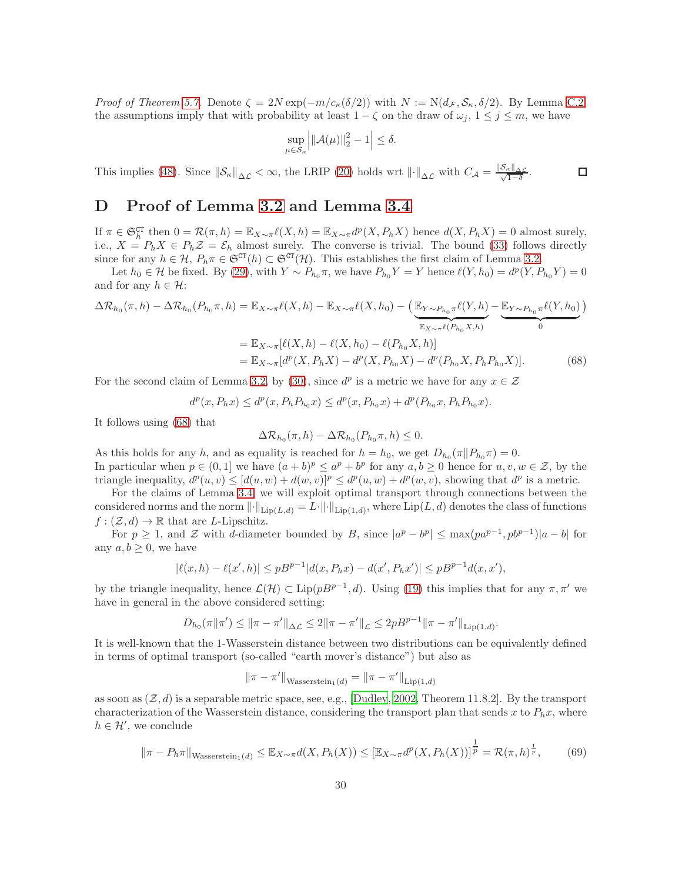*Proof of Theorem 5.7.* Denote $\zeta = 2N \exp(-m/c_\kappa(\delta/2))$ with $N := \mathrm{N}(d_\mathcal{F}, \mathcal{S}_\kappa, \delta/2)$. By Lemma C.2 the assumptions imply that with probability at least $1 - \zeta$ on the draw of $\omega_j$, $1 \leq j \leq m$, we have

$$\sup_{\mu \in \mathcal{S}_\kappa} \left| \|\mathcal{A}(\mu)\|_2^2 - 1 \right| \leq \delta.$$

This implies (48). Since $\|\mathcal{S}_\kappa\|_{\Delta\mathcal{L}} < \infty$, the LRIP (20) holds wrt $\|\cdot\|_{\Delta\mathcal{L}}$ with $C_\mathcal{A} = \frac{\|\mathcal{S}_\kappa\|_{\Delta\mathcal{L}}}{\sqrt{1-\delta}}$. $\square$

# D Proof of Lemma 3.2 and Lemma 3.4

If $\pi \in \mathfrak{S}_h^{\mathtt{CT}}$ then $0 = \mathcal{R}(\pi, h) = \mathbb{E}_{X\sim\pi} \ell(X, h) = \mathbb{E}_{X\sim\pi} d^p(X, P_h X)$ hence $d(X, P_h X) = 0$ almost surely, i.e., $X = P_h X \in P_h \mathcal{Z} = \mathcal{E}_h$ almost surely. The converse is trivial. The bound (33) follows directly since for any $h \in \mathcal{H}$, $P_h\pi \in \mathfrak{S}^{\mathtt{CT}}(h) \subset \mathfrak{S}^{\mathtt{CT}}(\mathcal{H})$. This establishes the first claim of Lemma 3.2.

Let $h_0 \in \mathcal{H}$ be fixed. By (29), with $Y \sim P_{h_0}\pi$, we have $P_{h_0} Y = Y$ hence $\ell(Y, h_0) = d^p(Y, P_{h_0} Y) = 0$ and for any $h \in \mathcal{H}$:

$$\begin{aligned}
\Delta\mathcal{R}_{h_0}(\pi, h) - \Delta\mathcal{R}_{h_0}(P_{h_0}\pi, h) &= \mathbb{E}_{X\sim\pi}\ell(X,h) - \mathbb{E}_{X\sim\pi}\ell(X,h_0) - \big(\underbrace{\mathbb{E}_{Y\sim P_{h_0}\pi}\ell(Y,h)}_{\mathbb{E}_{X\sim\pi}\ell(P_{h_0}X,h)} - \underbrace{\mathbb{E}_{Y\sim P_{h_0}\pi}\ell(Y,h_0)}_{0}\big) \\
&= \mathbb{E}_{X\sim\pi}[\ell(X,h) - \ell(X,h_0) - \ell(P_{h_0}X, h)] \\
&= \mathbb{E}_{X\sim\pi}[d^p(X, P_h X) - d^p(X, P_{h_0}X) - d^p(P_{h_0}X, P_h P_{h_0} X)]. \qquad (68)
\end{aligned}$$

For the second claim of Lemma 3.2, by (30), since $d^p$ is a metric we have for any $x \in \mathcal{Z}$

$$d^p(x, P_h x) \leq d^p(x, P_h P_{h_0} x) \leq d^p(x, P_{h_0} x) + d^p(P_{h_0} x, P_h P_{h_0} x).$$

It follows using (68) that

$$\Delta\mathcal{R}_{h_0}(\pi, h) - \Delta\mathcal{R}_{h_0}(P_{h_0}\pi, h) \leq 0.$$

As this holds for any $h$, and as equality is reached for $h = h_0$, we get $D_{h_0}(\pi \| P_{h_0}\pi) = 0$.
In particular when $p \in (0,1]$ we have $(a+b)^p \leq a^p + b^p$ for any $a, b \geq 0$ hence for $u, v, w \in \mathcal{Z}$, by the triangle inequality, $d^p(u,v) \leq [d(u,w) + d(w,v)]^p \leq d^p(u,w) + d^p(w,v)$, showing that $d^p$ is a metric.

For the claims of Lemma 3.4, we will exploit optimal transport through connections between the considered norms and the norm $\|\cdot\|_{\mathrm{Lip}(L,d)} = L \cdot \|\cdot\|_{\mathrm{Lip}(1,d)}$, where $\mathrm{Lip}(L,d)$ denotes the class of functions $f : (\mathcal{Z}, d) \to \mathbb{R}$ that are $L$-Lipschitz.

For $p \geq 1$, and $\mathcal{Z}$ with $d$-diameter bounded by $B$, since $|a^p - b^p| \leq \max(pa^{p-1}, pb^{p-1})|a - b|$ for any $a, b \geq 0$, we have

$$|\ell(x,h) - \ell(x',h)| \leq pB^{p-1}|d(x, P_h x) - d(x', P_h x')| \leq pB^{p-1} d(x, x'),$$

by the triangle inequality, hence $\mathcal{L}(\mathcal{H}) \subset \mathrm{Lip}(pB^{p-1}, d)$. Using (19) this implies that for any $\pi, \pi'$ we have in general in the above considered setting:

$$D_{h_0}(\pi\|\pi') \leq \|\pi - \pi'\|_{\Delta\mathcal{L}} \leq 2\|\pi - \pi'\|_\mathcal{L} \leq 2pB^{p-1}\|\pi - \pi'\|_{\mathrm{Lip}(1,d)}.$$

It is well-known that the 1-Wasserstein distance between two distributions can be equivalently defined in terms of optimal transport (so-called "earth mover's distance") but also as

$$\|\pi - \pi'\|_{\mathrm{Wasserstein}_1(d)} = \|\pi - \pi'\|_{\mathrm{Lip}(1,d)}$$

as soon as $(\mathcal{Z}, d)$ is a separable metric space, see, e.g., [Dudley, 2002, Theorem 11.8.2]. By the transport characterization of the Wasserstein distance, considering the transport plan that sends $x$ to $P_h x$, where $h \in \mathcal{H}'$, we conclude

$$\|\pi - P_h\pi\|_{\mathrm{Wasserstein}_1(d)} \leq \mathbb{E}_{X\sim\pi} d(X, P_h(X)) \leq [\mathbb{E}_{X\sim\pi} d^p(X, P_h(X))]^{\frac{1}{p}} = \mathcal{R}(\pi, h)^{\frac{1}{p}}, \qquad (69)$$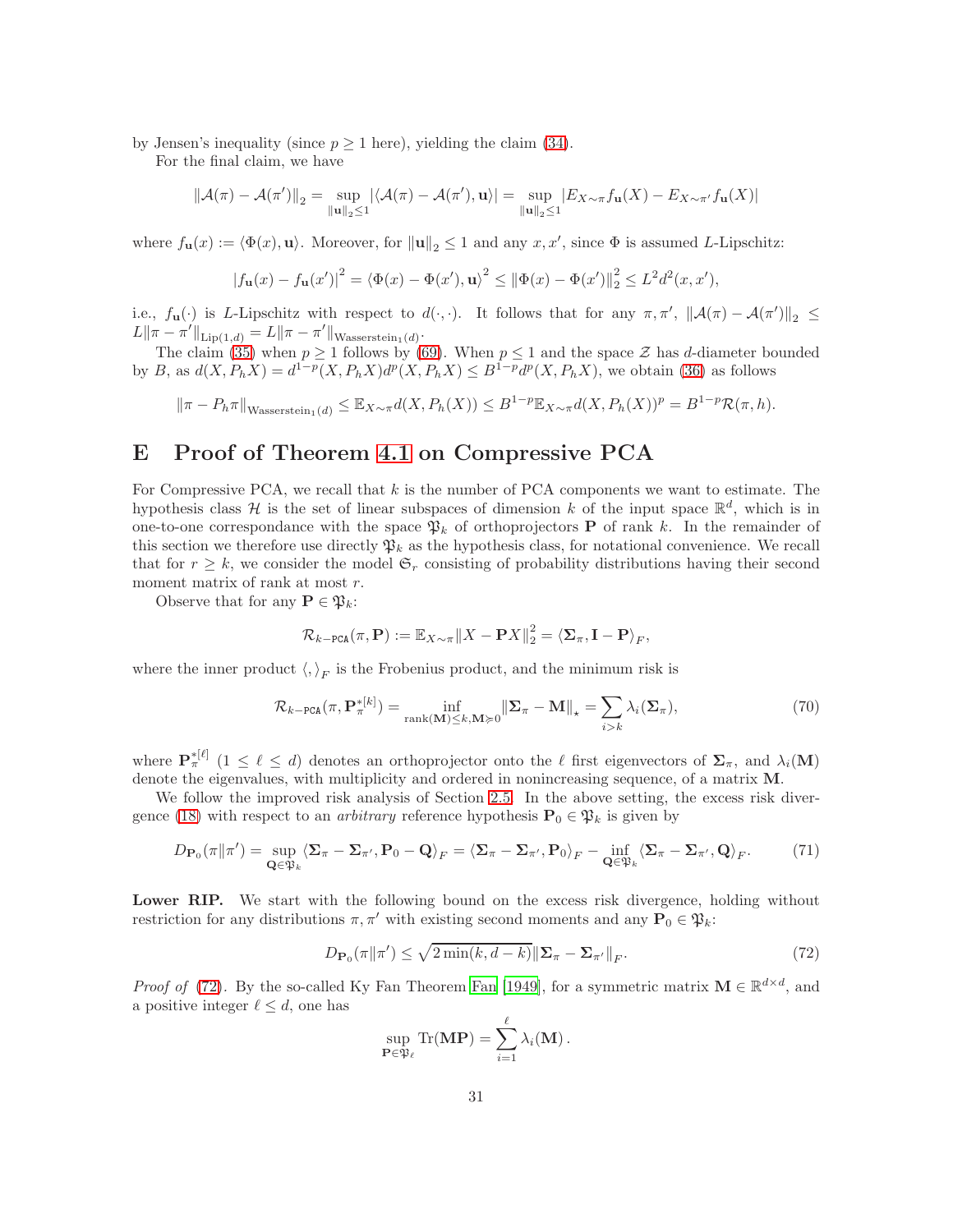by Jensen's inequality (since $p \geq 1$ here), yielding the claim (34).

For the final claim, we have

$$\|\mathcal{A}(\pi) - \mathcal{A}(\pi')\|_2 = \sup_{\|\mathbf{u}\|_2 \leq 1} |\langle \mathcal{A}(\pi) - \mathcal{A}(\pi'), \mathbf{u}\rangle| = \sup_{\|\mathbf{u}\|_2 \leq 1} |E_{X\sim\pi} f_{\mathbf{u}}(X) - E_{X\sim\pi'} f_{\mathbf{u}}(X)|$$

where $f_{\mathbf{u}}(x) := \langle \Phi(x), \mathbf{u}\rangle$. Moreover, for $\|\mathbf{u}\|_2 \leq 1$ and any $x, x'$, since $\Phi$ is assumed $L$-Lipschitz:

$$|f_{\mathbf{u}}(x) - f_{\mathbf{u}}(x')|^2 = \langle \Phi(x) - \Phi(x'), \mathbf{u}\rangle^2 \leq \|\Phi(x) - \Phi(x')\|_2^2 \leq L^2 d^2(x, x'),$$

i.e., $f_{\mathbf{u}}(\cdot)$ is $L$-Lipschitz with respect to $d(\cdot,\cdot)$. It follows that for any $\pi, \pi'$, $\|\mathcal{A}(\pi) - \mathcal{A}(\pi')\|_2 \leq L\|\pi - \pi'\|_{\mathrm{Lip}(1,d)} = L\|\pi - \pi'\|_{\mathrm{Wasserstein}_1(d)}$.

The claim (35) when $p \geq 1$ follows by (69). When $p \leq 1$ and the space $\mathcal{Z}$ has $d$-diameter bounded by $B$, as $d(X, P_h X) = d^{1-p}(X, P_h X) d^p(X, P_h X) \leq B^{1-p} d^p(X, P_h X)$, we obtain (36) as follows

$$\|\pi - P_h\pi\|_{\mathrm{Wasserstein}_1(d)} \leq \mathbb{E}_{X\sim\pi} d(X, P_h(X)) \leq B^{1-p}\mathbb{E}_{X\sim\pi} d(X, P_h(X))^p = B^{1-p}\mathcal{R}(\pi, h).$$

# E Proof of Theorem 4.1 on Compressive PCA

For Compressive PCA, we recall that $k$ is the number of PCA components we want to estimate. The hypothesis class $\mathcal{H}$ is the set of linear subspaces of dimension $k$ of the input space $\mathbb{R}^d$, which is in one-to-one correspondance with the space $\mathfrak{P}_k$ of orthoprojectors $\mathbf{P}$ of rank $k$. In the remainder of this section we therefore use directly $\mathfrak{P}_k$ as the hypothesis class, for notational convenience. We recall that for $r \geq k$, we consider the model $\mathfrak{S}_r$ consisting of probability distributions having their second moment matrix of rank at most $r$.

Observe that for any $\mathbf{P} \in \mathfrak{P}_k$:

$$\mathcal{R}_{k-\mathtt{PCA}}(\pi, \mathbf{P}) := \mathbb{E}_{X\sim\pi}\|X - \mathbf{P}X\|_2^2 = \langle \mathbf{\Sigma}_\pi, \mathbf{I} - \mathbf{P}\rangle_F,$$

where the inner product $\langle,\rangle_F$ is the Frobenius product, and the minimum risk is

$$\mathcal{R}_{k-\mathtt{PCA}}(\pi, \mathbf{P}_\pi^{*[k]}) = \inf_{\mathrm{rank}(\mathbf{M})\leq k, \mathbf{M}\succcurlyeq 0} \|\mathbf{\Sigma}_\pi - \mathbf{M}\|_\star = \sum_{i>k} \lambda_i(\mathbf{\Sigma}_\pi), \tag{70}$$

where $\mathbf{P}_\pi^{*[\ell]}$ $(1 \leq \ell \leq d)$ denotes an orthoprojector onto the $\ell$ first eigenvectors of $\mathbf{\Sigma}_\pi$, and $\lambda_i(\mathbf{M})$ denote the eigenvalues, with multiplicity and ordered in nonincreasing sequence, of a matrix $\mathbf{M}$.

We follow the improved risk analysis of Section 2.5. In the above setting, the excess risk divergence (18) with respect to an *arbitrary* reference hypothesis $\mathbf{P}_0 \in \mathfrak{P}_k$ is given by

$$D_{\mathbf{P}_0}(\pi\|\pi') = \sup_{\mathbf{Q}\in\mathfrak{P}_k} \langle \mathbf{\Sigma}_\pi - \mathbf{\Sigma}_{\pi'}, \mathbf{P}_0 - \mathbf{Q}\rangle_F = \langle \mathbf{\Sigma}_\pi - \mathbf{\Sigma}_{\pi'}, \mathbf{P}_0\rangle_F - \inf_{\mathbf{Q}\in\mathfrak{P}_k} \langle \mathbf{\Sigma}_\pi - \mathbf{\Sigma}_{\pi'}, \mathbf{Q}\rangle_F. \tag{71}$$

**Lower RIP.** We start with the following bound on the excess risk divergence, holding without restriction for any distributions $\pi, \pi'$ with existing second moments and any $\mathbf{P}_0 \in \mathfrak{P}_k$:

$$D_{\mathbf{P}_0}(\pi\|\pi') \leq \sqrt{2\min(k, d-k)}\|\mathbf{\Sigma}_\pi - \mathbf{\Sigma}_{\pi'}\|_F. \tag{72}$$

*Proof of* (72). By the so-called Ky Fan Theorem Fan [1949], for a symmetric matrix $\mathbf{M} \in \mathbb{R}^{d\times d}$, and a positive integer $\ell \leq d$, one has

$$\sup_{\mathbf{P}\in\mathfrak{P}_\ell} \mathrm{Tr}(\mathbf{MP}) = \sum_{i=1}^{\ell} \lambda_i(\mathbf{M}).$$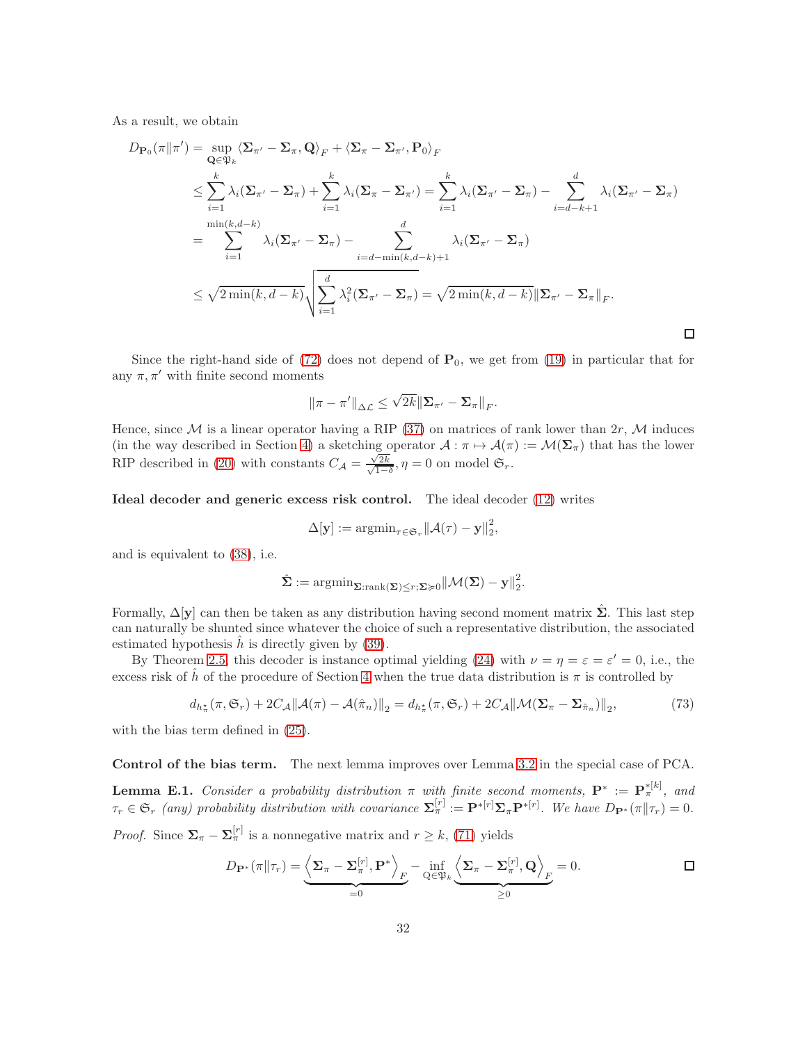As a result, we obtain

$$
\begin{aligned}
D_{\mathbf{P}_0}(\pi\|\pi') &= \sup_{\mathbf{Q}\in\mathfrak{P}_k} \langle \boldsymbol{\Sigma}_{\pi'} - \boldsymbol{\Sigma}_\pi, \mathbf{Q}\rangle_F + \langle \boldsymbol{\Sigma}_\pi - \boldsymbol{\Sigma}_{\pi'}, \mathbf{P}_0\rangle_F \\
&\leq \sum_{i=1}^{k} \lambda_i(\boldsymbol{\Sigma}_{\pi'} - \boldsymbol{\Sigma}_\pi) + \sum_{i=1}^{k} \lambda_i(\boldsymbol{\Sigma}_\pi - \boldsymbol{\Sigma}_{\pi'}) = \sum_{i=1}^{k} \lambda_i(\boldsymbol{\Sigma}_{\pi'} - \boldsymbol{\Sigma}_\pi) - \sum_{i=d-k+1}^{d} \lambda_i(\boldsymbol{\Sigma}_{\pi'} - \boldsymbol{\Sigma}_\pi) \\
&= \sum_{i=1}^{\min(k,d-k)} \lambda_i(\boldsymbol{\Sigma}_{\pi'} - \boldsymbol{\Sigma}_\pi) - \sum_{i=d-\min(k,d-k)+1}^{d} \lambda_i(\boldsymbol{\Sigma}_{\pi'} - \boldsymbol{\Sigma}_\pi) \\
&\leq \sqrt{2\min(k,d-k)}\sqrt{\sum_{i=1}^{d} \lambda_i^2(\boldsymbol{\Sigma}_{\pi'} - \boldsymbol{\Sigma}_\pi)} = \sqrt{2\min(k,d-k)}\|\boldsymbol{\Sigma}_{\pi'} - \boldsymbol{\Sigma}_\pi\|_F.
\end{aligned}
$$

□

Since the right-hand side of (72) does not depend of $\mathbf{P}_0$, we get from (19) in particular that for any $\pi, \pi'$ with finite second moments

$$
\|\pi - \pi'\|_{\Delta\mathcal{L}} \leq \sqrt{2k}\|\boldsymbol{\Sigma}_{\pi'} - \boldsymbol{\Sigma}_\pi\|_F.
$$

Hence, since $\mathcal{M}$ is a linear operator having a RIP (37) on matrices of rank lower than $2r$, $\mathcal{M}$ induces (in the way described in Section 4) a sketching operator $\mathcal{A} : \pi \mapsto \mathcal{A}(\pi) := \mathcal{M}(\boldsymbol{\Sigma}_\pi)$ that has the lower RIP described in (20) with constants $C_\mathcal{A} = \frac{\sqrt{2k}}{\sqrt{1-\delta}}, \eta = 0$ on model $\mathfrak{S}_r$.

**Ideal decoder and generic excess risk control.** The ideal decoder (12) writes

$$
\Delta[\mathbf{y}] := \operatorname{argmin}_{\tau\in\mathfrak{S}_r}\|\mathcal{A}(\tau) - \mathbf{y}\|_2^2,
$$

and is equivalent to (38), i.e.

$$
\hat{\boldsymbol{\Sigma}} := \operatorname{argmin}_{\boldsymbol{\Sigma}:\operatorname{rank}(\boldsymbol{\Sigma})\leq r; \boldsymbol{\Sigma}\succcurlyeq 0}\|\mathcal{M}(\boldsymbol{\Sigma}) - \mathbf{y}\|_2^2.
$$

Formally, $\Delta[\mathbf{y}]$ can then be taken as any distribution having second moment matrix $\hat{\boldsymbol{\Sigma}}$. This last step can naturally be shunted since whatever the choice of such a representative distribution, the associated estimated hypothesis $\hat{h}$ is directly given by (39).

By Theorem 2.5, this decoder is instance optimal yielding (24) with $\nu = \eta = \varepsilon = \varepsilon' = 0$, i.e., the excess risk of $\hat{h}$ of the procedure of Section 4 when the true data distribution is $\pi$ is controlled by

$$
d_{h_\pi^\star}(\pi, \mathfrak{S}_r) + 2C_\mathcal{A}\|\mathcal{A}(\pi) - \mathcal{A}(\hat{\pi}_n)\|_2 = d_{h_\pi^\star}(\pi, \mathfrak{S}_r) + 2C_\mathcal{A}\|\mathcal{M}(\boldsymbol{\Sigma}_\pi - \boldsymbol{\Sigma}_{\hat{\pi}_n})\|_2, \tag{73}
$$

with the bias term defined in (25).

**Control of the bias term.** The next lemma improves over Lemma 3.2 in the special case of PCA.

**Lemma E.1.** *Consider a probability distribution $\pi$ with finite second moments, $\mathbf{P}^* := \mathbf{P}_\pi^{*[k]}$, and $\tau_r \in \mathfrak{S}_r$ (any) probability distribution with covariance $\boldsymbol{\Sigma}_\pi^{[r]} := \mathbf{P}^{*[r]}\boldsymbol{\Sigma}_\pi\mathbf{P}^{*[r]}$. We have $D_{\mathbf{P}^*}(\pi\|\tau_r) = 0$.*

*Proof.* Since $\boldsymbol{\Sigma}_\pi - \boldsymbol{\Sigma}_\pi^{[r]}$ is a nonnegative matrix and $r \geq k$, (71) yields

$$
D_{\mathbf{P}^*}(\pi\|\tau_r) = \underbrace{\left\langle \boldsymbol{\Sigma}_\pi - \boldsymbol{\Sigma}_\pi^{[r]}, \mathbf{P}^* \right\rangle_F}_{=0} - \inf_{\mathbf{Q}\in\mathfrak{P}_k} \underbrace{\left\langle \boldsymbol{\Sigma}_\pi - \boldsymbol{\Sigma}_\pi^{[r]}, \mathbf{Q} \right\rangle_F}_{\geq 0} = 0.
$$

□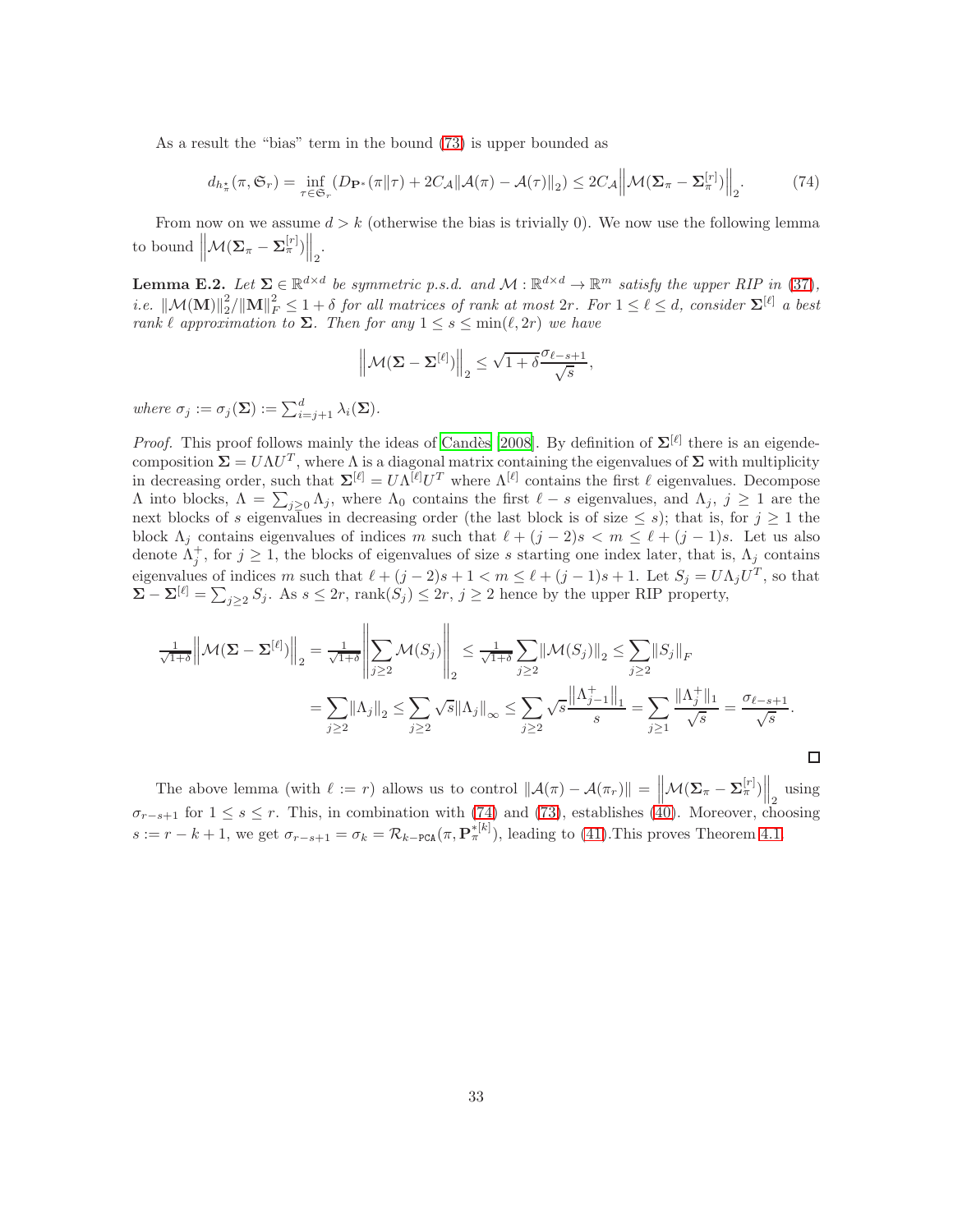As a result the "bias" term in the bound (73) is upper bounded as

$$d_{h^\star_\pi}(\pi, \mathfrak{S}_r) = \inf_{\tau \in \mathfrak{S}_r} (D_{\mathbf{P}^*}(\pi\|\tau) + 2C_\mathcal{A}\|\mathcal{A}(\pi) - \mathcal{A}(\tau)\|_2) \leq 2C_\mathcal{A}\left\|\mathcal{M}(\mathbf{\Sigma}_\pi - \mathbf{\Sigma}_\pi^{[r]})\right\|_2. \tag{74}$$

From now on we assume $d > k$ (otherwise the bias is trivially 0). We now use the following lemma to bound $\left\|\mathcal{M}(\mathbf{\Sigma}_\pi - \mathbf{\Sigma}_\pi^{[r]})\right\|_2$.

**Lemma E.2.** *Let $\mathbf{\Sigma} \in \mathbb{R}^{d\times d}$ be symmetric p.s.d. and $\mathcal{M} : \mathbb{R}^{d\times d} \to \mathbb{R}^m$ satisfy the upper RIP in (37), i.e. $\|\mathcal{M}(\mathbf{M})\|_2^2 / \|\mathbf{M}\|_F^2 \leq 1 + \delta$ for all matrices of rank at most $2r$. For $1 \leq \ell \leq d$, consider $\mathbf{\Sigma}^{[\ell]}$ a best rank $\ell$ approximation to $\mathbf{\Sigma}$. Then for any $1 \leq s \leq \min(\ell, 2r)$ we have*

$$\left\|\mathcal{M}(\mathbf{\Sigma} - \mathbf{\Sigma}^{[\ell]})\right\|_2 \leq \sqrt{1+\delta}\frac{\sigma_{\ell-s+1}}{\sqrt{s}},$$

*where $\sigma_j := \sigma_j(\mathbf{\Sigma}) := \sum_{i=j+1}^d \lambda_i(\mathbf{\Sigma})$.*

*Proof.* This proof follows mainly the ideas of Candès [2008]. By definition of $\mathbf{\Sigma}^{[\ell]}$ there is an eigendecomposition $\mathbf{\Sigma} = U\Lambda U^T$, where $\Lambda$ is a diagonal matrix containing the eigenvalues of $\mathbf{\Sigma}$ with multiplicity in decreasing order, such that $\mathbf{\Sigma}^{[\ell]} = U\Lambda^{[\ell]}U^T$ where $\Lambda^{[\ell]}$ contains the first $\ell$ eigenvalues. Decompose $\Lambda$ into blocks, $\Lambda = \sum_{j\geq 0} \Lambda_j$, where $\Lambda_0$ contains the first $\ell - s$ eigenvalues, and $\Lambda_j$, $j \geq 1$ are the next blocks of $s$ eigenvalues in decreasing order (the last block is of size $\leq s$); that is, for $j \geq 1$ the block $\Lambda_j$ contains eigenvalues of indices $m$ such that $\ell + (j-2)s < m \leq \ell + (j-1)s$. Let us also denote $\Lambda_j^+$, for $j \geq 1$, the blocks of eigenvalues of size $s$ starting one index later, that is, $\Lambda_j$ contains eigenvalues of indices $m$ such that $\ell + (j-2)s + 1 < m \leq \ell + (j-1)s + 1$. Let $S_j = U\Lambda_j U^T$, so that $\mathbf{\Sigma} - \mathbf{\Sigma}^{[\ell]} = \sum_{j\geq 2} S_j$. As $s \leq 2r$, $\text{rank}(S_j) \leq 2r$, $j \geq 2$ hence by the upper RIP property,

$$\begin{aligned}
\tfrac{1}{\sqrt{1+\delta}}\left\|\mathcal{M}(\mathbf{\Sigma} - \mathbf{\Sigma}^{[\ell]})\right\|_2 &= \tfrac{1}{\sqrt{1+\delta}}\left\|\sum_{j\geq 2}\mathcal{M}(S_j)\right\|_2 \leq \tfrac{1}{\sqrt{1+\delta}}\sum_{j\geq 2}\|\mathcal{M}(S_j)\|_2 \leq \sum_{j\geq 2}\|S_j\|_F \\
&= \sum_{j\geq 2}\|\Lambda_j\|_2 \leq \sum_{j\geq 2}\sqrt{s}\|\Lambda_j\|_\infty \leq \sum_{j\geq 2}\sqrt{s}\frac{\left\|\Lambda_{j-1}^+\right\|_1}{s} = \sum_{j\geq 1}\frac{\|\Lambda_j^+\|_1}{\sqrt{s}} = \frac{\sigma_{\ell-s+1}}{\sqrt{s}}.
\end{aligned}$$

□

The above lemma (with $\ell := r$) allows us to control $\|\mathcal{A}(\pi) - \mathcal{A}(\pi_r)\| = \left\|\mathcal{M}(\mathbf{\Sigma}_\pi - \mathbf{\Sigma}_\pi^{[r]})\right\|_2$ using $\sigma_{r-s+1}$ for $1 \leq s \leq r$. This, in combination with (74) and (73), establishes (40). Moreover, choosing $s := r - k + 1$, we get $\sigma_{r-s+1} = \sigma_k = \mathcal{R}_{k\text{-PCA}}(\pi, \mathbf{P}_\pi^{*[k]})$, leading to (41).This proves Theorem 4.1.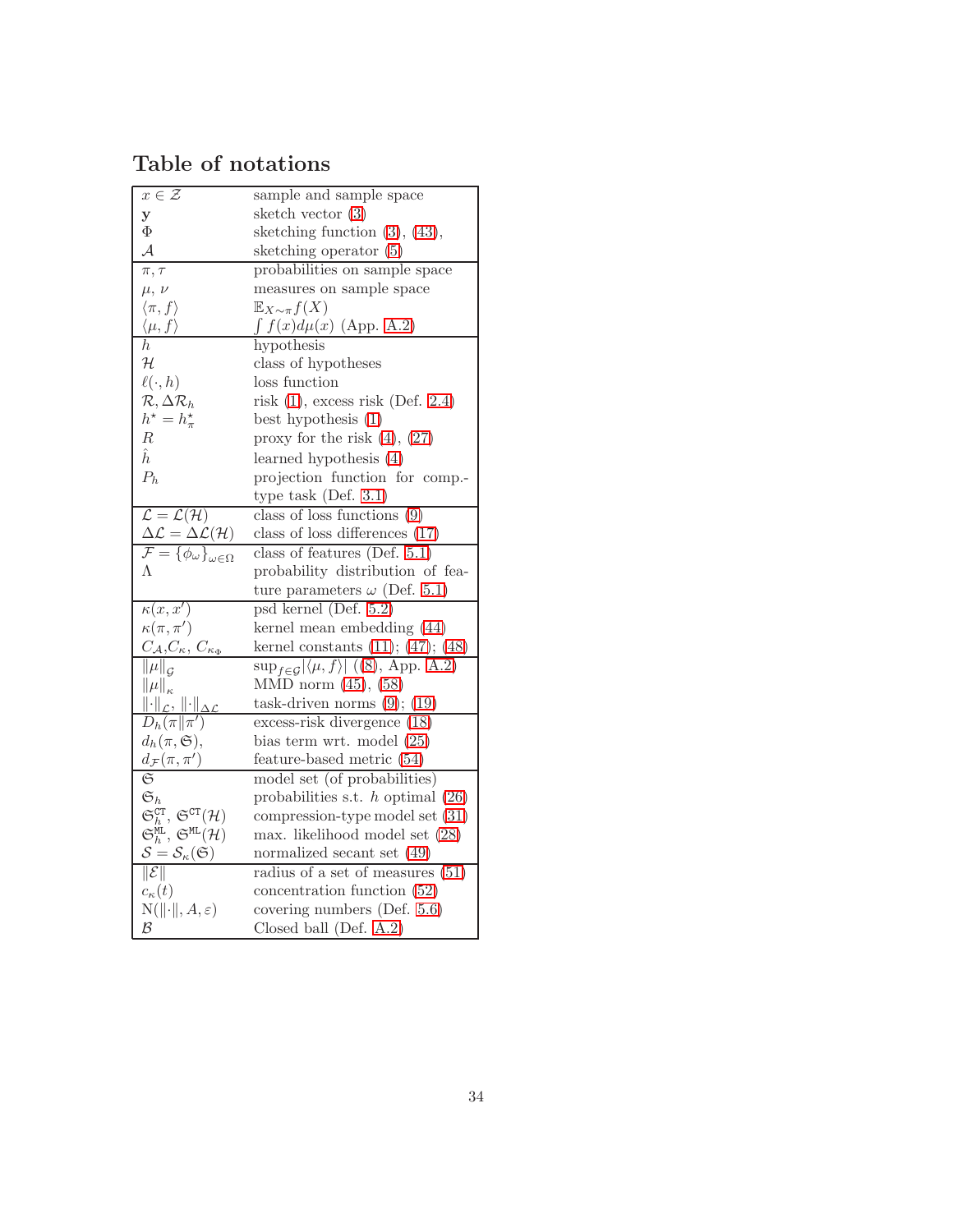## Table of notations

| | |
|---|---|
| $x \in \mathcal{Z}$ | sample and sample space |
| $\mathbf{y}$ | sketch vector (3) |
| $\Phi$ | sketching function (3), (43), |
| $\mathcal{A}$ | sketching operator (5) |
| $\pi, \tau$ | probabilities on sample space |
| $\mu$, $\nu$ | measures on sample space |
| $\langle \pi, f \rangle$ | $\mathbb{E}_{X \sim \pi} f(X)$ |
| $\langle \mu, f \rangle$ | $\int f(x) d\mu(x)$ (App. A.2) |
| $h$ | hypothesis |
| $\mathcal{H}$ | class of hypotheses |
| $\ell(\cdot, h)$ | loss function |
| $\mathcal{R}, \Delta\mathcal{R}_h$ | risk (1), excess risk (Def. 2.4) |
| $h^\star = h^\star_\pi$ | best hypothesis (1) |
| $R$ | proxy for the risk (4), (27) |
| $\hat{h}$ | learned hypothesis (4) |
| $P_h$ | projection function for comp.-type task (Def. 3.1) |
| $\mathcal{L} = \mathcal{L}(\mathcal{H})$ | class of loss functions (9) |
| $\Delta\mathcal{L} = \Delta\mathcal{L}(\mathcal{H})$ | class of loss differences (17) |
| $\mathcal{F} = \{\phi_\omega\}_{\omega \in \Omega}$ | class of features (Def. 5.1) |
| $\Lambda$ | probability distribution of feature parameters $\omega$ (Def. 5.1) |
| $\kappa(x, x')$ | psd kernel (Def. 5.2) |
| $\kappa(\pi, \pi')$ | kernel mean embedding (44) |
| $C_{\mathcal{A}}, C_\kappa$, $C_{\kappa_\Phi}$ | kernel constants (11); (47); (48) |
| $\|\mu\|_{\mathcal{G}}$ | $\sup_{f \in \mathcal{G}} \lvert\langle \mu, f \rangle\rvert$ ((8), App. A.2) |
| $\|\mu\|_\kappa$ | MMD norm (45), (58) |
| $\|\cdot\|_{\mathcal{L}}$, $\|\cdot\|_{\Delta\mathcal{L}}$ | task-driven norms (9); (19) |
| $D_h(\pi \| \pi')$ | excess-risk divergence (18) |
| $d_h(\pi, \mathfrak{S})$, | bias term wrt. model (25) |
| $d_{\mathcal{F}}(\pi, \pi')$ | feature-based metric (54) |
| $\mathfrak{S}$ | model set (of probabilities) |
| $\mathfrak{S}_h$ | probabilities s.t. $h$ optimal (26) |
| $\mathfrak{S}^{\mathtt{CT}}_h$, $\mathfrak{S}^{\mathtt{CT}}(\mathcal{H})$ | compression-type model set (31) |
| $\mathfrak{S}^{\mathtt{ML}}_h$, $\mathfrak{S}^{\mathtt{ML}}(\mathcal{H})$ | max. likelihood model set (28) |
| $\mathcal{S} = \mathcal{S}_\kappa(\mathfrak{S})$ | normalized secant set (49) |
| $\|\mathcal{E}\|$ | radius of a set of measures (51) |
| $c_\kappa(t)$ | concentration function (52) |
| $\mathrm{N}(\|\cdot\|, A, \varepsilon)$ | covering numbers (Def. 5.6) |
| $\mathcal{B}$ | Closed ball (Def. A.2) |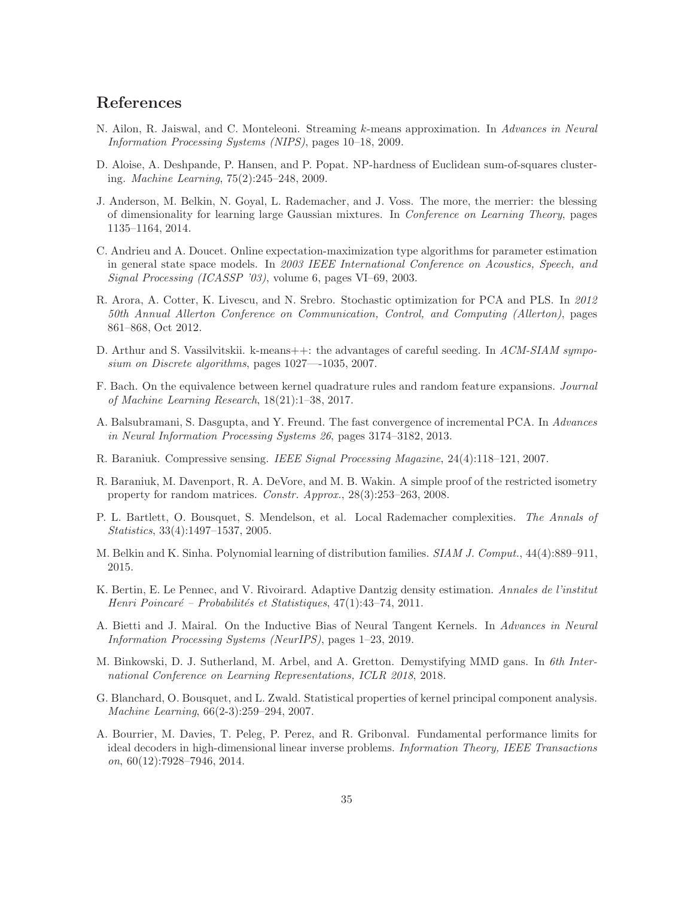# References

N. Ailon, R. Jaiswal, and C. Monteleoni. Streaming $k$-means approximation. In *Advances in Neural Information Processing Systems (NIPS)*, pages 10–18, 2009.

D. Aloise, A. Deshpande, P. Hansen, and P. Popat. NP-hardness of Euclidean sum-of-squares clustering. *Machine Learning*, 75(2):245–248, 2009.

J. Anderson, M. Belkin, N. Goyal, L. Rademacher, and J. Voss. The more, the merrier: the blessing of dimensionality for learning large Gaussian mixtures. In *Conference on Learning Theory*, pages 1135–1164, 2014.

C. Andrieu and A. Doucet. Online expectation-maximization type algorithms for parameter estimation in general state space models. In *2003 IEEE International Conference on Acoustics, Speech, and Signal Processing (ICASSP '03)*, volume 6, pages VI–69, 2003.

R. Arora, A. Cotter, K. Livescu, and N. Srebro. Stochastic optimization for PCA and PLS. In *2012 50th Annual Allerton Conference on Communication, Control, and Computing (Allerton)*, pages 861–868, Oct 2012.

D. Arthur and S. Vassilvitskii. k-means++: the advantages of careful seeding. In *ACM-SIAM symposium on Discrete algorithms*, pages 1027—-1035, 2007.

F. Bach. On the equivalence between kernel quadrature rules and random feature expansions. *Journal of Machine Learning Research*, 18(21):1–38, 2017.

A. Balsubramani, S. Dasgupta, and Y. Freund. The fast convergence of incremental PCA. In *Advances in Neural Information Processing Systems 26*, pages 3174–3182, 2013.

R. Baraniuk. Compressive sensing. *IEEE Signal Processing Magazine*, 24(4):118–121, 2007.

R. Baraniuk, M. Davenport, R. A. DeVore, and M. B. Wakin. A simple proof of the restricted isometry property for random matrices. *Constr. Approx.*, 28(3):253–263, 2008.

P. L. Bartlett, O. Bousquet, S. Mendelson, et al. Local Rademacher complexities. *The Annals of Statistics*, 33(4):1497–1537, 2005.

M. Belkin and K. Sinha. Polynomial learning of distribution families. *SIAM J. Comput.*, 44(4):889–911, 2015.

K. Bertin, E. Le Pennec, and V. Rivoirard. Adaptive Dantzig density estimation. *Annales de l'institut Henri Poincaré – Probabilités et Statistiques*, 47(1):43–74, 2011.

A. Bietti and J. Mairal. On the Inductive Bias of Neural Tangent Kernels. In *Advances in Neural Information Processing Systems (NeurIPS)*, pages 1–23, 2019.

M. Binkowski, D. J. Sutherland, M. Arbel, and A. Gretton. Demystifying MMD gans. In *6th International Conference on Learning Representations, ICLR 2018*, 2018.

G. Blanchard, O. Bousquet, and L. Zwald. Statistical properties of kernel principal component analysis. *Machine Learning*, 66(2-3):259–294, 2007.

A. Bourrier, M. Davies, T. Peleg, P. Perez, and R. Gribonval. Fundamental performance limits for ideal decoders in high-dimensional linear inverse problems. *Information Theory, IEEE Transactions on*, 60(12):7928–7946, 2014.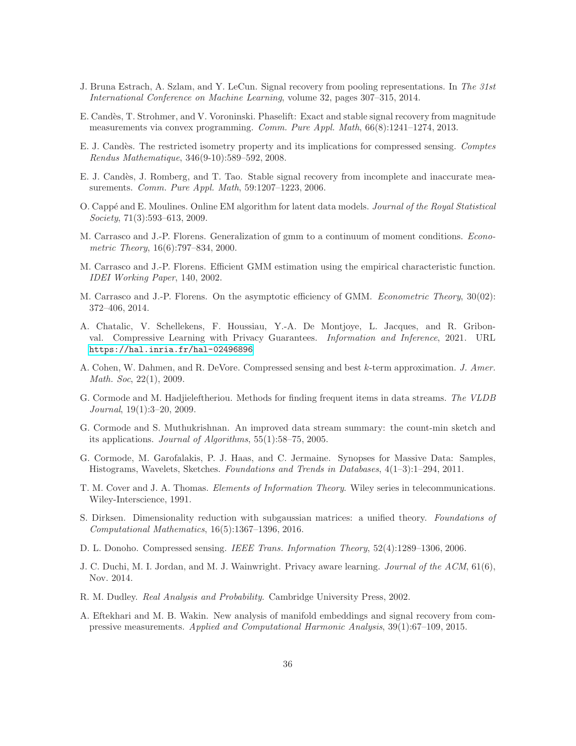J. Bruna Estrach, A. Szlam, and Y. LeCun. Signal recovery from pooling representations. In *The 31st International Conference on Machine Learning*, volume 32, pages 307–315, 2014.

E. Candès, T. Strohmer, and V. Voroninski. Phaselift: Exact and stable signal recovery from magnitude measurements via convex programming. *Comm. Pure Appl. Math*, 66(8):1241–1274, 2013.

E. J. Candès. The restricted isometry property and its implications for compressed sensing. *Comptes Rendus Mathematique*, 346(9-10):589–592, 2008.

E. J. Candès, J. Romberg, and T. Tao. Stable signal recovery from incomplete and inaccurate measurements. *Comm. Pure Appl. Math*, 59:1207–1223, 2006.

O. Cappé and E. Moulines. Online EM algorithm for latent data models. *Journal of the Royal Statistical Society*, 71(3):593–613, 2009.

M. Carrasco and J.-P. Florens. Generalization of gmm to a continuum of moment conditions. *Econometric Theory*, 16(6):797–834, 2000.

M. Carrasco and J.-P. Florens. Efficient GMM estimation using the empirical characteristic function. *IDEI Working Paper*, 140, 2002.

M. Carrasco and J.-P. Florens. On the asymptotic efficiency of GMM. *Econometric Theory*, 30(02): 372–406, 2014.

A. Chatalic, V. Schellekens, F. Houssiau, Y.-A. De Montjoye, L. Jacques, and R. Gribonval. Compressive Learning with Privacy Guarantees. *Information and Inference*, 2021. URL https://hal.inria.fr/hal-02496896.

A. Cohen, W. Dahmen, and R. DeVore. Compressed sensing and best $k$-term approximation. *J. Amer. Math. Soc*, 22(1), 2009.

G. Cormode and M. Hadjieleftheriou. Methods for finding frequent items in data streams. *The VLDB Journal*, 19(1):3–20, 2009.

G. Cormode and S. Muthukrishnan. An improved data stream summary: the count-min sketch and its applications. *Journal of Algorithms*, 55(1):58–75, 2005.

G. Cormode, M. Garofalakis, P. J. Haas, and C. Jermaine. Synopses for Massive Data: Samples, Histograms, Wavelets, Sketches. *Foundations and Trends in Databases*, 4(1–3):1–294, 2011.

T. M. Cover and J. A. Thomas. *Elements of Information Theory*. Wiley series in telecommunications. Wiley-Interscience, 1991.

S. Dirksen. Dimensionality reduction with subgaussian matrices: a unified theory. *Foundations of Computational Mathematics*, 16(5):1367–1396, 2016.

D. L. Donoho. Compressed sensing. *IEEE Trans. Information Theory*, 52(4):1289–1306, 2006.

J. C. Duchi, M. I. Jordan, and M. J. Wainwright. Privacy aware learning. *Journal of the ACM*, 61(6), Nov. 2014.

R. M. Dudley. *Real Analysis and Probability*. Cambridge University Press, 2002.

A. Eftekhari and M. B. Wakin. New analysis of manifold embeddings and signal recovery from compressive measurements. *Applied and Computational Harmonic Analysis*, 39(1):67–109, 2015.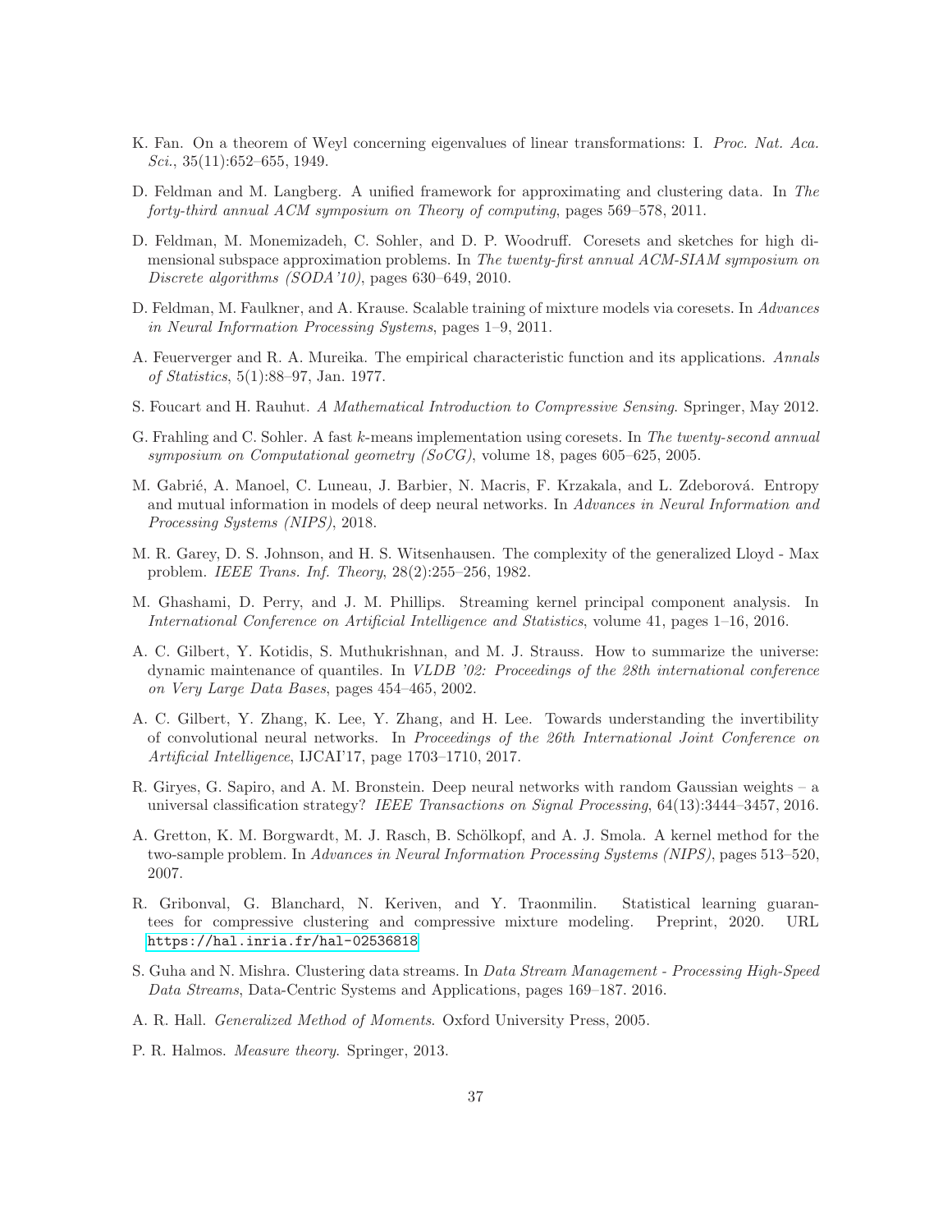K. Fan. On a theorem of Weyl concerning eigenvalues of linear transformations: I. *Proc. Nat. Aca. Sci.*, 35(11):652–655, 1949.

D. Feldman and M. Langberg. A unified framework for approximating and clustering data. In *The forty-third annual ACM symposium on Theory of computing*, pages 569–578, 2011.

D. Feldman, M. Monemizadeh, C. Sohler, and D. P. Woodruff. Coresets and sketches for high dimensional subspace approximation problems. In *The twenty-first annual ACM-SIAM symposium on Discrete algorithms (SODA'10)*, pages 630–649, 2010.

D. Feldman, M. Faulkner, and A. Krause. Scalable training of mixture models via coresets. In *Advances in Neural Information Processing Systems*, pages 1–9, 2011.

A. Feuerverger and R. A. Mureika. The empirical characteristic function and its applications. *Annals of Statistics*, 5(1):88–97, Jan. 1977.

S. Foucart and H. Rauhut. *A Mathematical Introduction to Compressive Sensing*. Springer, May 2012.

G. Frahling and C. Sohler. A fast $k$-means implementation using coresets. In *The twenty-second annual symposium on Computational geometry (SoCG)*, volume 18, pages 605–625, 2005.

M. Gabrié, A. Manoel, C. Luneau, J. Barbier, N. Macris, F. Krzakala, and L. Zdeborová. Entropy and mutual information in models of deep neural networks. In *Advances in Neural Information and Processing Systems (NIPS)*, 2018.

M. R. Garey, D. S. Johnson, and H. S. Witsenhausen. The complexity of the generalized Lloyd - Max problem. *IEEE Trans. Inf. Theory*, 28(2):255–256, 1982.

M. Ghashami, D. Perry, and J. M. Phillips. Streaming kernel principal component analysis. In *International Conference on Artificial Intelligence and Statistics*, volume 41, pages 1–16, 2016.

A. C. Gilbert, Y. Kotidis, S. Muthukrishnan, and M. J. Strauss. How to summarize the universe: dynamic maintenance of quantiles. In *VLDB '02: Proceedings of the 28th international conference on Very Large Data Bases*, pages 454–465, 2002.

A. C. Gilbert, Y. Zhang, K. Lee, Y. Zhang, and H. Lee. Towards understanding the invertibility of convolutional neural networks. In *Proceedings of the 26th International Joint Conference on Artificial Intelligence*, IJCAI'17, page 1703–1710, 2017.

R. Giryes, G. Sapiro, and A. M. Bronstein. Deep neural networks with random Gaussian weights – a universal classification strategy? *IEEE Transactions on Signal Processing*, 64(13):3444–3457, 2016.

A. Gretton, K. M. Borgwardt, M. J. Rasch, B. Schölkopf, and A. J. Smola. A kernel method for the two-sample problem. In *Advances in Neural Information Processing Systems (NIPS)*, pages 513–520, 2007.

R. Gribonval, G. Blanchard, N. Keriven, and Y. Traonmilin. Statistical learning guarantees for compressive clustering and compressive mixture modeling. Preprint, 2020. URL https://hal.inria.fr/hal-02536818.

S. Guha and N. Mishra. Clustering data streams. In *Data Stream Management - Processing High-Speed Data Streams*, Data-Centric Systems and Applications, pages 169–187. 2016.

A. R. Hall. *Generalized Method of Moments*. Oxford University Press, 2005.

P. R. Halmos. *Measure theory*. Springer, 2013.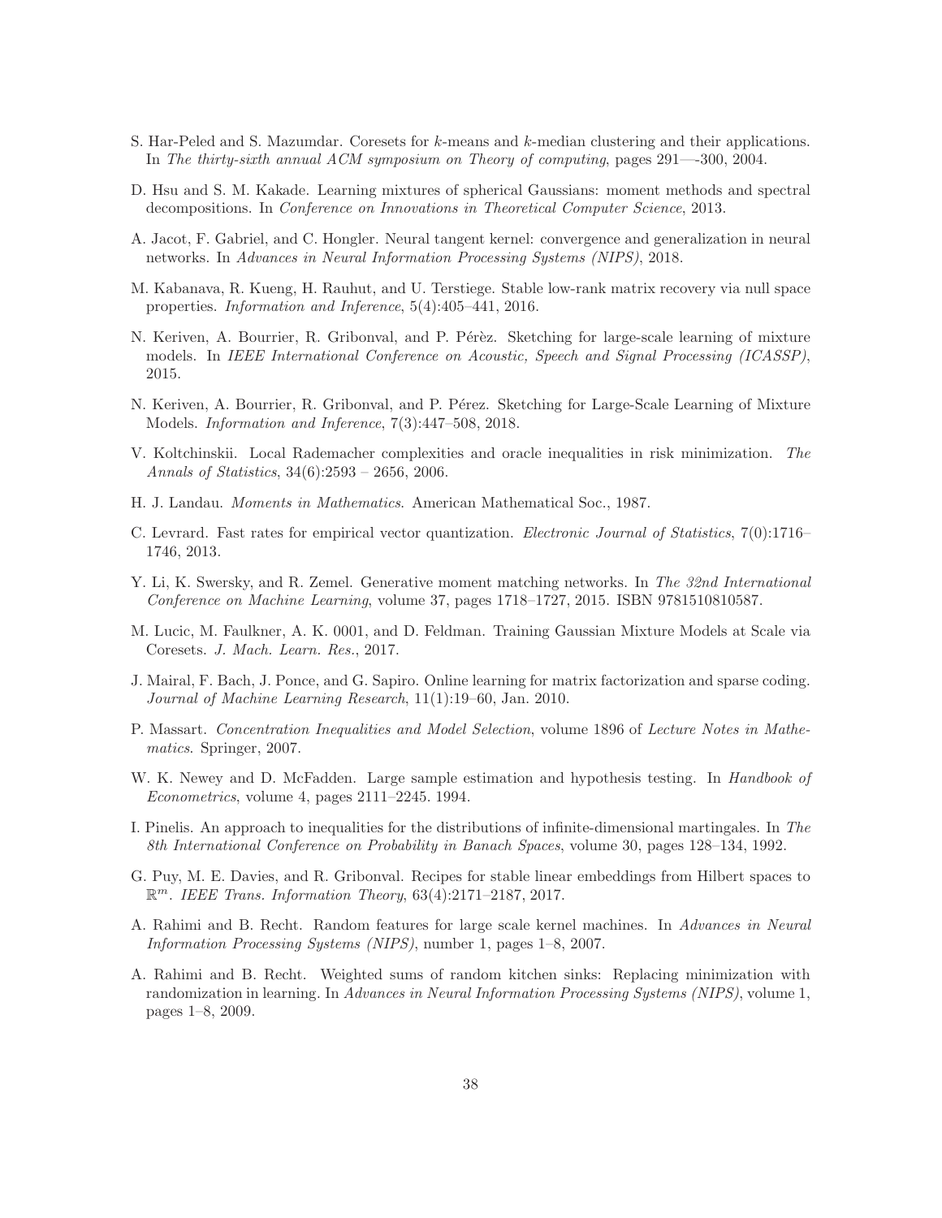S. Har-Peled and S. Mazumdar. Coresets for $k$-means and $k$-median clustering and their applications. In *The thirty-sixth annual ACM symposium on Theory of computing*, pages 291—-300, 2004.

D. Hsu and S. M. Kakade. Learning mixtures of spherical Gaussians: moment methods and spectral decompositions. In *Conference on Innovations in Theoretical Computer Science*, 2013.

A. Jacot, F. Gabriel, and C. Hongler. Neural tangent kernel: convergence and generalization in neural networks. In *Advances in Neural Information Processing Systems (NIPS)*, 2018.

M. Kabanava, R. Kueng, H. Rauhut, and U. Terstiege. Stable low-rank matrix recovery via null space properties. *Information and Inference*, 5(4):405–441, 2016.

N. Keriven, A. Bourrier, R. Gribonval, and P. Pérèz. Sketching for large-scale learning of mixture models. In *IEEE International Conference on Acoustic, Speech and Signal Processing (ICASSP)*, 2015.

N. Keriven, A. Bourrier, R. Gribonval, and P. Pérez. Sketching for Large-Scale Learning of Mixture Models. *Information and Inference*, 7(3):447–508, 2018.

V. Koltchinskii. Local Rademacher complexities and oracle inequalities in risk minimization. *The Annals of Statistics*, 34(6):2593 – 2656, 2006.

H. J. Landau. *Moments in Mathematics*. American Mathematical Soc., 1987.

C. Levrard. Fast rates for empirical vector quantization. *Electronic Journal of Statistics*, 7(0):1716–1746, 2013.

Y. Li, K. Swersky, and R. Zemel. Generative moment matching networks. In *The 32nd International Conference on Machine Learning*, volume 37, pages 1718–1727, 2015. ISBN 9781510810587.

M. Lucic, M. Faulkner, A. K. 0001, and D. Feldman. Training Gaussian Mixture Models at Scale via Coresets. *J. Mach. Learn. Res.*, 2017.

J. Mairal, F. Bach, J. Ponce, and G. Sapiro. Online learning for matrix factorization and sparse coding. *Journal of Machine Learning Research*, 11(1):19–60, Jan. 2010.

P. Massart. *Concentration Inequalities and Model Selection*, volume 1896 of *Lecture Notes in Mathematics*. Springer, 2007.

W. K. Newey and D. McFadden. Large sample estimation and hypothesis testing. In *Handbook of Econometrics*, volume 4, pages 2111–2245. 1994.

I. Pinelis. An approach to inequalities for the distributions of infinite-dimensional martingales. In *The 8th International Conference on Probability in Banach Spaces*, volume 30, pages 128–134, 1992.

G. Puy, M. E. Davies, and R. Gribonval. Recipes for stable linear embeddings from Hilbert spaces to $\mathbb{R}^m$. *IEEE Trans. Information Theory*, 63(4):2171–2187, 2017.

A. Rahimi and B. Recht. Random features for large scale kernel machines. In *Advances in Neural Information Processing Systems (NIPS)*, number 1, pages 1–8, 2007.

A. Rahimi and B. Recht. Weighted sums of random kitchen sinks: Replacing minimization with randomization in learning. In *Advances in Neural Information Processing Systems (NIPS)*, volume 1, pages 1–8, 2009.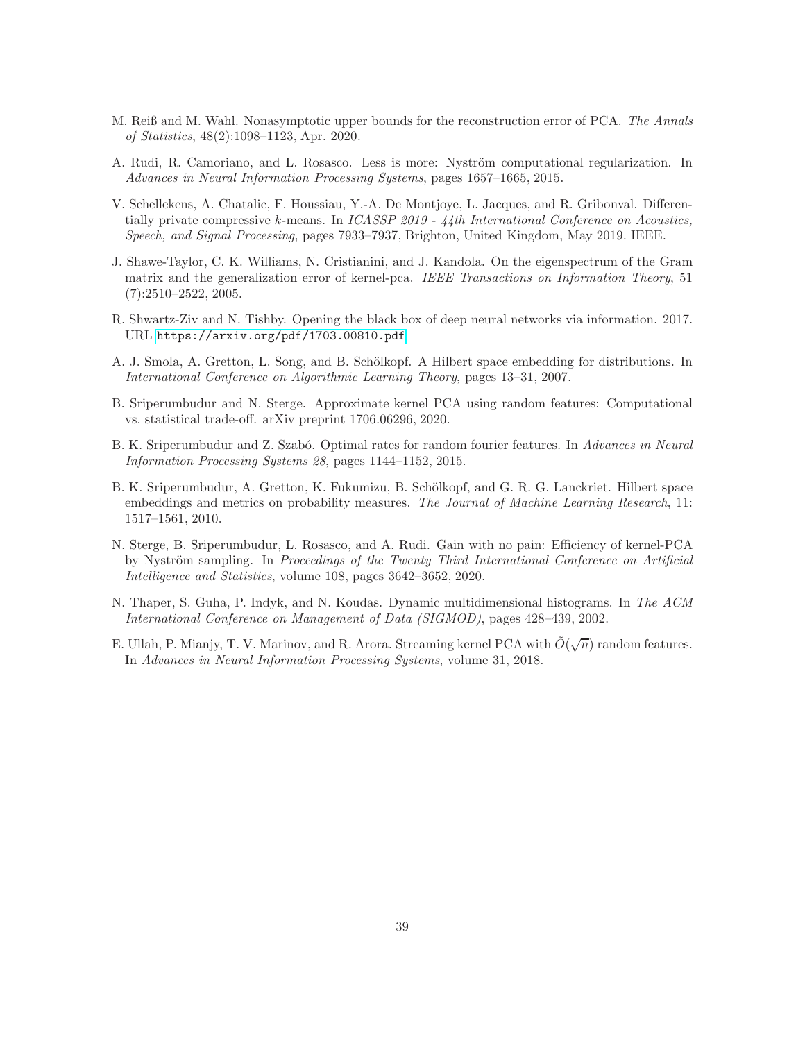M. Reiß and M. Wahl. Nonasymptotic upper bounds for the reconstruction error of PCA. *The Annals of Statistics*, 48(2):1098–1123, Apr. 2020.

A. Rudi, R. Camoriano, and L. Rosasco. Less is more: Nyström computational regularization. In *Advances in Neural Information Processing Systems*, pages 1657–1665, 2015.

V. Schellekens, A. Chatalic, F. Houssiau, Y.-A. De Montjoye, L. Jacques, and R. Gribonval. Differentially private compressive $k$-means. In *ICASSP 2019 - 44th International Conference on Acoustics, Speech, and Signal Processing*, pages 7933–7937, Brighton, United Kingdom, May 2019. IEEE.

J. Shawe-Taylor, C. K. Williams, N. Cristianini, and J. Kandola. On the eigenspectrum of the Gram matrix and the generalization error of kernel-pca. *IEEE Transactions on Information Theory*, 51 (7):2510–2522, 2005.

R. Shwartz-Ziv and N. Tishby. Opening the black box of deep neural networks via information. 2017. URL https://arxiv.org/pdf/1703.00810.pdf.

A. J. Smola, A. Gretton, L. Song, and B. Schölkopf. A Hilbert space embedding for distributions. In *International Conference on Algorithmic Learning Theory*, pages 13–31, 2007.

B. Sriperumbudur and N. Sterge. Approximate kernel PCA using random features: Computational vs. statistical trade-off. arXiv preprint 1706.06296, 2020.

B. K. Sriperumbudur and Z. Szabó. Optimal rates for random fourier features. In *Advances in Neural Information Processing Systems 28*, pages 1144–1152, 2015.

B. K. Sriperumbudur, A. Gretton, K. Fukumizu, B. Schölkopf, and G. R. G. Lanckriet. Hilbert space embeddings and metrics on probability measures. *The Journal of Machine Learning Research*, 11: 1517–1561, 2010.

N. Sterge, B. Sriperumbudur, L. Rosasco, and A. Rudi. Gain with no pain: Efficiency of kernel-PCA by Nyström sampling. In *Proceedings of the Twenty Third International Conference on Artificial Intelligence and Statistics*, volume 108, pages 3642–3652, 2020.

N. Thaper, S. Guha, P. Indyk, and N. Koudas. Dynamic multidimensional histograms. In *The ACM International Conference on Management of Data (SIGMOD)*, pages 428–439, 2002.

E. Ullah, P. Mianjy, T. V. Marinov, and R. Arora. Streaming kernel PCA with $\tilde{O}(\sqrt{n})$ random features. In *Advances in Neural Information Processing Systems*, volume 31, 2018.